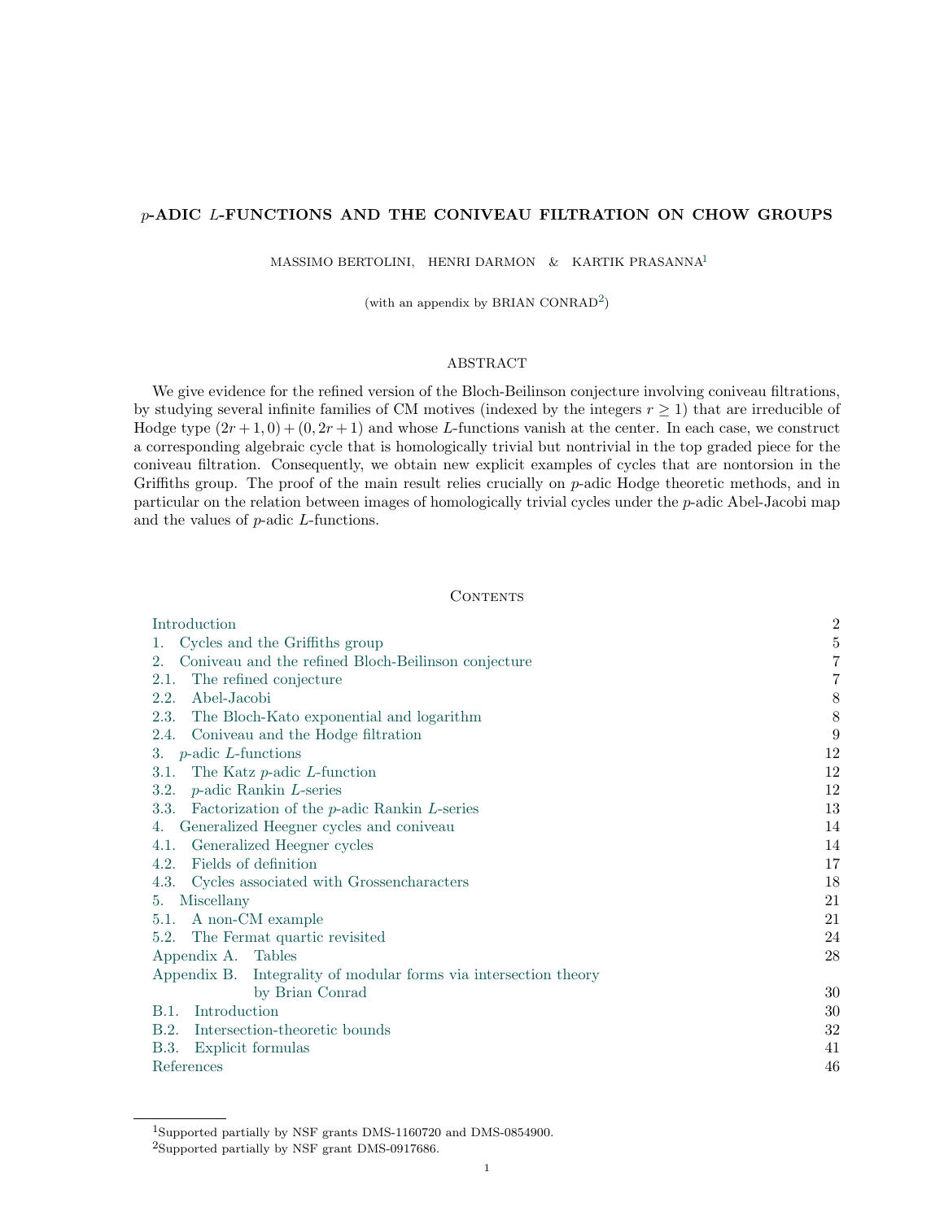# $p$-ADIC $L$-FUNCTIONS AND THE CONIVEAU FILTRATION ON CHOW GROUPS

MASSIMO BERTOLINI, HENRI DARMON & KARTIK PRASANNA[1]

(with an appendix by BRIAN CONRAD[2])

## ABSTRACT

We give evidence for the refined version of the Bloch-Beilinson conjecture involving coniveau filtrations, by studying several infinite families of CM motives (indexed by the integers $r \geq 1$) that are irreducible of Hodge type $(2r+1,0)+(0,2r+1)$ and whose $L$-functions vanish at the center. In each case, we construct a corresponding algebraic cycle that is homologically trivial but nontrivial in the top graded piece for the coniveau filtration. Consequently, we obtain new explicit examples of cycles that are nontorsion in the Griffiths group. The proof of the main result relies crucially on $p$-adic Hodge theoretic methods, and in particular on the relation between images of homologically trivial cycles under the $p$-adic Abel-Jacobi map and the values of $p$-adic $L$-functions.

## Contents

| | |
|---|---|
| Introduction | 2 |
| 1. Cycles and the Griffiths group | 5 |
| 2. Coniveau and the refined Bloch-Beilinson conjecture | 7 |
| 2.1. The refined conjecture | 7 |
| 2.2. Abel-Jacobi | 8 |
| 2.3. The Bloch-Kato exponential and logarithm | 8 |
| 2.4. Coniveau and the Hodge filtration | 9 |
| 3. $p$-adic $L$-functions | 12 |
| 3.1. The Katz $p$-adic $L$-function | 12 |
| 3.2. $p$-adic Rankin $L$-series | 12 |
| 3.3. Factorization of the $p$-adic Rankin $L$-series | 13 |
| 4. Generalized Heegner cycles and coniveau | 14 |
| 4.1. Generalized Heegner cycles | 14 |
| 4.2. Fields of definition | 17 |
| 4.3. Cycles associated with Grossencharacters | 18 |
| 5. Miscellany | 21 |
| 5.1. A non-CM example | 21 |
| 5.2. The Fermat quartic revisited | 24 |
| Appendix A. Tables | 28 |
| Appendix B. Integrality of modular forms via intersection theory by Brian Conrad | 30 |
| B.1. Introduction | 30 |
| B.2. Intersection-theoretic bounds | 32 |
| B.3. Explicit formulas | 41 |
| References | 46 |

[1] Supported partially by NSF grants DMS-1160720 and DMS-0854900.

[2] Supported partially by NSF grant DMS-0917686.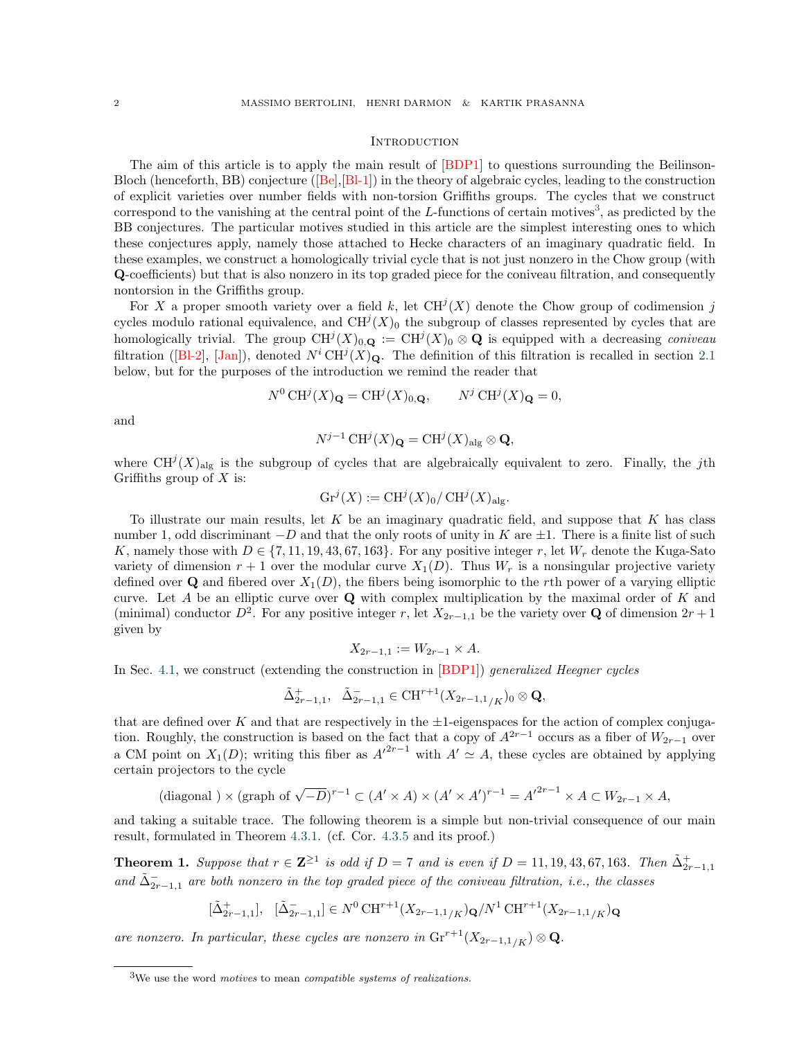## Introduction

The aim of this article is to apply the main result of [BDP1] to questions surrounding the Beilinson-Bloch (henceforth, BB) conjecture ([Be],[Bl-1]) in the theory of algebraic cycles, leading to the construction of explicit varieties over number fields with non-torsion Griffiths groups. The cycles that we construct correspond to the vanishing at the central point of the $L$-functions of certain motives[3], as predicted by the BB conjectures. The particular motives studied in this article are the simplest interesting ones to which these conjectures apply, namely those attached to Hecke characters of an imaginary quadratic field. In these examples, we construct a homologically trivial cycle that is not just nonzero in the Chow group (with $\mathbf{Q}$-coefficients) but that is also nonzero in its top graded piece for the coniveau filtration, and consequently nontorsion in the Griffiths group.

For $X$ a proper smooth variety over a field $k$, let $\mathrm{CH}^j(X)$ denote the Chow group of codimension $j$ cycles modulo rational equivalence, and $\mathrm{CH}^j(X)_0$ the subgroup of classes represented by cycles that are homologically trivial. The group $\mathrm{CH}^j(X)_{0,\mathbf{Q}} := \mathrm{CH}^j(X)_0 \otimes \mathbf{Q}$ is equipped with a decreasing *coniveau* filtration ([Bl-2], [Jan]), denoted $N^i\,\mathrm{CH}^j(X)_{\mathbf{Q}}$. The definition of this filtration is recalled in section 2.1 below, but for the purposes of the introduction we remind the reader that

$$N^0\,\mathrm{CH}^j(X)_{\mathbf{Q}} = \mathrm{CH}^j(X)_{0,\mathbf{Q}}, \qquad N^j\,\mathrm{CH}^j(X)_{\mathbf{Q}} = 0,$$

and

$$N^{j-1}\,\mathrm{CH}^j(X)_{\mathbf{Q}} = \mathrm{CH}^j(X)_{\mathrm{alg}} \otimes \mathbf{Q},$$

where $\mathrm{CH}^j(X)_{\mathrm{alg}}$ is the subgroup of cycles that are algebraically equivalent to zero. Finally, the $j$th Griffiths group of $X$ is:

$$\mathrm{Gr}^j(X) := \mathrm{CH}^j(X)_0/\,\mathrm{CH}^j(X)_{\mathrm{alg}}.$$

To illustrate our main results, let $K$ be an imaginary quadratic field, and suppose that $K$ has class number 1, odd discriminant $-D$ and that the only roots of unity in $K$ are $\pm 1$. There is a finite list of such $K$, namely those with $D \in \{7, 11, 19, 43, 67, 163\}$. For any positive integer $r$, let $W_r$ denote the Kuga-Sato variety of dimension $r+1$ over the modular curve $X_1(D)$. Thus $W_r$ is a nonsingular projective variety defined over $\mathbf{Q}$ and fibered over $X_1(D)$, the fibers being isomorphic to the $r$th power of a varying elliptic curve. Let $A$ be an elliptic curve over $\mathbf{Q}$ with complex multiplication by the maximal order of $K$ and (minimal) conductor $D^2$. For any positive integer $r$, let $X_{2r-1,1}$ be the variety over $\mathbf{Q}$ of dimension $2r+1$ given by

$$X_{2r-1,1} := W_{2r-1} \times A.$$

In Sec. 4.1, we construct (extending the construction in [BDP1]) *generalized Heegner cycles*

$$\tilde{\Delta}^+_{2r-1,1}, \quad \tilde{\Delta}^-_{2r-1,1} \in \mathrm{CH}^{r+1}(X_{2r-1,1/K})_0 \otimes \mathbf{Q},$$

that are defined over $K$ and that are respectively in the $\pm 1$-eigenspaces for the action of complex conjugation. Roughly, the construction is based on the fact that a copy of $A^{2r-1}$ occurs as a fiber of $W_{2r-1}$ over a CM point on $X_1(D)$; writing this fiber as ${A'}^{2r-1}$ with $A' \simeq A$, these cycles are obtained by applying certain projectors to the cycle

$$(\text{diagonal }) \times (\text{graph of } \sqrt{-D})^{r-1} \subset (A' \times A) \times (A' \times A')^{r-1} = {A'}^{2r-1} \times A \subset W_{2r-1} \times A,$$

and taking a suitable trace. The following theorem is a simple but non-trivial consequence of our main result, formulated in Theorem 4.3.1. (cf. Cor. 4.3.5 and its proof.)

**Theorem 1.** *Suppose that $r \in \mathbf{Z}^{\geq 1}$ is odd if $D = 7$ and is even if $D = 11, 19, 43, 67, 163$. Then $\tilde{\Delta}^+_{2r-1,1}$ and $\tilde{\Delta}^-_{2r-1,1}$ are both nonzero in the top graded piece of the coniveau filtration, i.e., the classes*

$$[\tilde{\Delta}^+_{2r-1,1}], \quad [\tilde{\Delta}^-_{2r-1,1}] \in N^0\,\mathrm{CH}^{r+1}(X_{2r-1,1/K})_{\mathbf{Q}}/N^1\,\mathrm{CH}^{r+1}(X_{2r-1,1/K})_{\mathbf{Q}}$$

*are nonzero. In particular, these cycles are nonzero in $\mathrm{Gr}^{r+1}(X_{2r-1,1/K}) \otimes \mathbf{Q}$.*

[3] We use the word *motives* to mean *compatible systems of realizations.*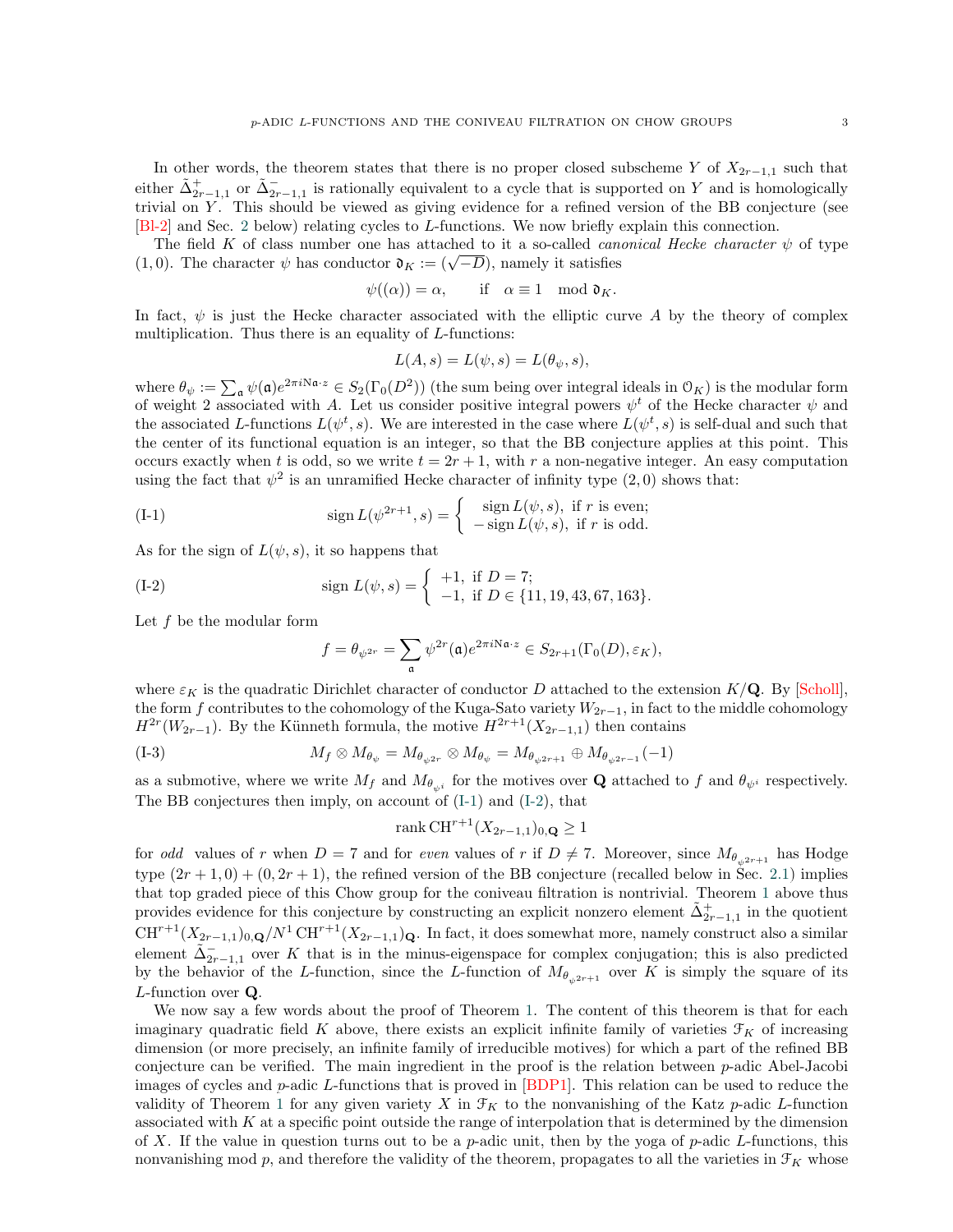In other words, the theorem states that there is no proper closed subscheme $Y$ of $X_{2r-1,1}$ such that either $\tilde{\Delta}^+_{2r-1,1}$ or $\tilde{\Delta}^-_{2r-1,1}$ is rationally equivalent to a cycle that is supported on $Y$ and is homologically trivial on $Y$. This should be viewed as giving evidence for a refined version of the BB conjecture (see [Bl-2] and Sec. 2 below) relating cycles to $L$-functions. We now briefly explain this connection.

The field $K$ of class number one has attached to it a so-called *canonical Hecke character* $\psi$ of type $(1,0)$. The character $\psi$ has conductor $\mathfrak{d}_K := (\sqrt{-D})$, namely it satisfies

$$\psi((\alpha)) = \alpha, \qquad \text{if} \quad \alpha \equiv 1 \mod \mathfrak{d}_K.$$

In fact, $\psi$ is just the Hecke character associated with the elliptic curve $A$ by the theory of complex multiplication. Thus there is an equality of $L$-functions:

$$L(A,s) = L(\psi,s) = L(\theta_\psi, s),$$

where $\theta_\psi := \sum_{\mathfrak{a}} \psi(\mathfrak{a}) e^{2\pi i \mathrm{N}\mathfrak{a}\cdot z} \in S_2(\Gamma_0(D^2))$ (the sum being over integral ideals in $\mathcal{O}_K$) is the modular form of weight 2 associated with $A$. Let us consider positive integral powers $\psi^t$ of the Hecke character $\psi$ and the associated $L$-functions $L(\psi^t, s)$. We are interested in the case where $L(\psi^t, s)$ is self-dual and such that the center of its functional equation is an integer, so that the BB conjecture applies at this point. This occurs exactly when $t$ is odd, so we write $t = 2r+1$, with $r$ a non-negative integer. An easy computation using the fact that $\psi^2$ is an unramified Hecke character of infinity type $(2,0)$ shows that:

$$\text{(I-1)} \qquad \operatorname{sign} L(\psi^{2r+1}, s) = \begin{cases} \ \ \operatorname{sign} L(\psi, s), & \text{if } r \text{ is even;} \\ -\operatorname{sign} L(\psi, s), & \text{if } r \text{ is odd.} \end{cases}$$

As for the sign of $L(\psi, s)$, it so happens that

$$\text{(I-2)} \qquad \operatorname{sign} L(\psi, s) = \begin{cases} +1, & \text{if } D = 7; \\ -1, & \text{if } D \in \{11, 19, 43, 67, 163\}. \end{cases}$$

Let $f$ be the modular form

$$f = \theta_{\psi^{2r}} = \sum_{\mathfrak{a}} \psi^{2r}(\mathfrak{a}) e^{2\pi i \mathrm{N}\mathfrak{a}\cdot z} \in S_{2r+1}(\Gamma_0(D), \varepsilon_K),$$

where $\varepsilon_K$ is the quadratic Dirichlet character of conductor $D$ attached to the extension $K/\mathbf{Q}$. By [Scholl], the form $f$ contributes to the cohomology of the Kuga-Sato variety $W_{2r-1}$, in fact to the middle cohomology $H^{2r}(W_{2r-1})$. By the Künneth formula, the motive $H^{2r+1}(X_{2r-1,1})$ then contains

$$\text{(I-3)} \qquad M_f \otimes M_{\theta_\psi} = M_{\theta_{\psi^{2r}}} \otimes M_{\theta_\psi} = M_{\theta_{\psi^{2r+1}}} \oplus M_{\theta_{\psi^{2r-1}}}(-1)$$

as a submotive, where we write $M_f$ and $M_{\theta_{\psi^i}}$ for the motives over $\mathbf{Q}$ attached to $f$ and $\theta_{\psi^i}$ respectively. The BB conjectures then imply, on account of (I-1) and (I-2), that

$$\operatorname{rank} \mathrm{CH}^{r+1}(X_{2r-1,1})_{0,\mathbf{Q}} \geq 1$$

for *odd* values of $r$ when $D = 7$ and for *even* values of $r$ if $D \neq 7$. Moreover, since $M_{\theta_{\psi^{2r+1}}}$ has Hodge type $(2r+1, 0) + (0, 2r+1)$, the refined version of the BB conjecture (recalled below in Sec. 2.1) implies that top graded piece of this Chow group for the coniveau filtration is nontrivial. Theorem 1 above thus provides evidence for this conjecture by constructing an explicit nonzero element $\tilde{\Delta}^+_{2r-1,1}$ in the quotient $\mathrm{CH}^{r+1}(X_{2r-1,1})_{0,\mathbf{Q}}/N^1\,\mathrm{CH}^{r+1}(X_{2r-1,1})_{\mathbf{Q}}$. In fact, it does somewhat more, namely construct also a similar element $\tilde{\Delta}^-_{2r-1,1}$ over $K$ that is in the minus-eigenspace for complex conjugation; this is also predicted by the behavior of the $L$-function, since the $L$-function of $M_{\theta_{\psi^{2r+1}}}$ over $K$ is simply the square of its $L$-function over $\mathbf{Q}$.

We now say a few words about the proof of Theorem 1. The content of this theorem is that for each imaginary quadratic field $K$ above, there exists an explicit infinite family of varieties $\mathcal{F}_K$ of increasing dimension (or more precisely, an infinite family of irreducible motives) for which a part of the refined BB conjecture can be verified. The main ingredient in the proof is the relation between $p$-adic Abel-Jacobi images of cycles and $p$-adic $L$-functions that is proved in [BDP1]. This relation can be used to reduce the validity of Theorem 1 for any given variety $X$ in $\mathcal{F}_K$ to the nonvanishing of the Katz $p$-adic $L$-function associated with $K$ at a specific point outside the range of interpolation that is determined by the dimension of $X$. If the value in question turns out to be a $p$-adic unit, then by the yoga of $p$-adic $L$-functions, this nonvanishing mod $p$, and therefore the validity of the theorem, propagates to all the varieties in $\mathcal{F}_K$ whose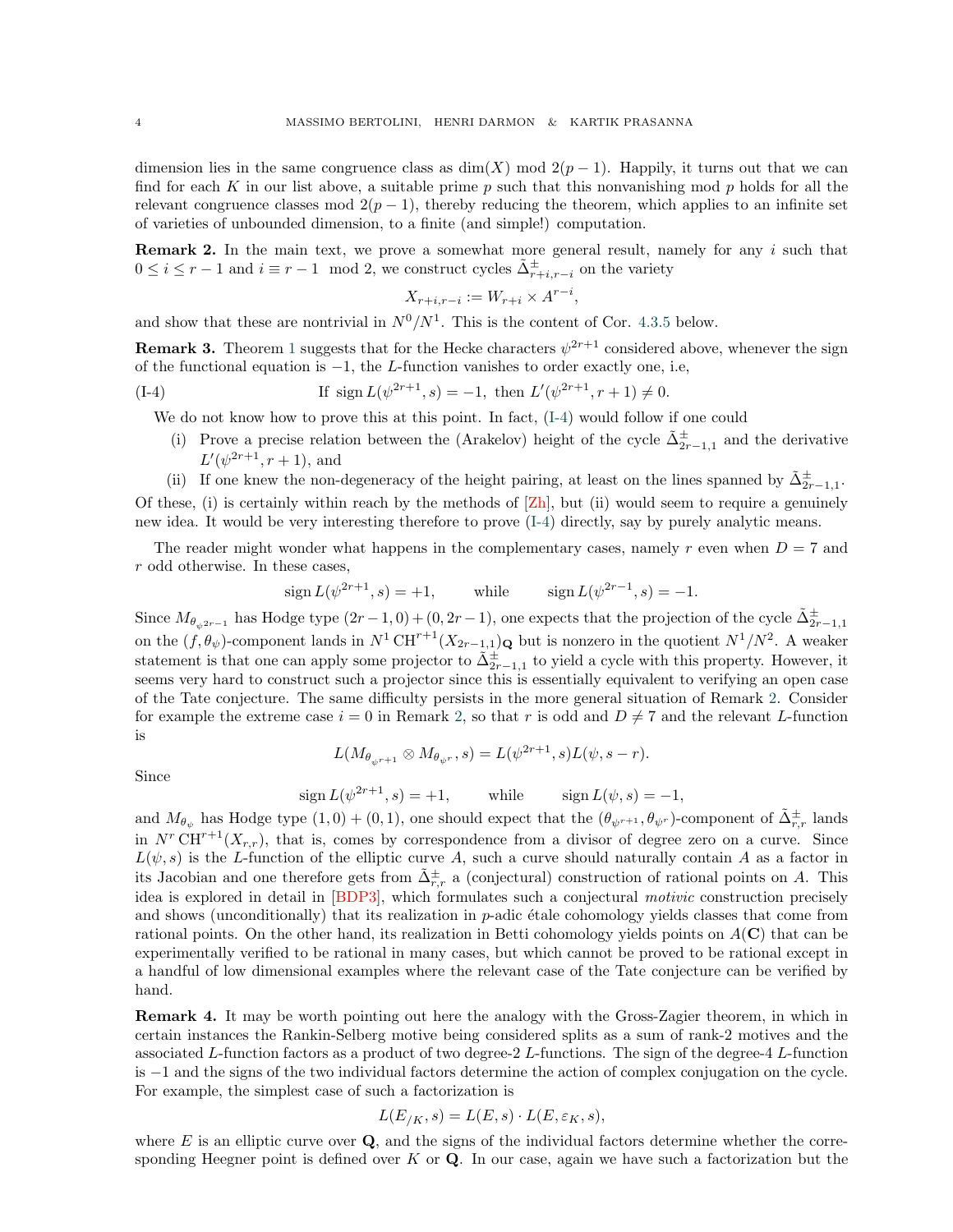dimension lies in the same congruence class as $\dim(X)$ mod $2(p-1)$. Happily, it turns out that we can find for each $K$ in our list above, a suitable prime $p$ such that this nonvanishing mod $p$ holds for all the relevant congruence classes mod $2(p-1)$, thereby reducing the theorem, which applies to an infinite set of varieties of unbounded dimension, to a finite (and simple!) computation.

**Remark 2.** In the main text, we prove a somewhat more general result, namely for any $i$ such that $0 \le i \le r-1$ and $i \equiv r-1 \mod 2$, we construct cycles $\tilde{\Delta}^{\pm}_{r+i,r-i}$ on the variety

$$X_{r+i,r-i} := W_{r+i} \times A^{r-i},$$

and show that these are nontrivial in $N^0/N^1$. This is the content of Cor. 4.3.5 below.

**Remark 3.** Theorem 1 suggests that for the Hecke characters $\psi^{2r+1}$ considered above, whenever the sign of the functional equation is $-1$, the $L$-function vanishes to order exactly one, i.e,

$$\text{(I-4)} \qquad \text{If } \operatorname{sign} L(\psi^{2r+1}, s) = -1, \text{ then } L'(\psi^{2r+1}, r+1) \neq 0.$$

We do not know how to prove this at this point. In fact, (I-4) would follow if one could

(i) Prove a precise relation between the (Arakelov) height of the cycle $\tilde{\Delta}^{\pm}_{2r-1,1}$ and the derivative $L'(\psi^{2r+1}, r+1)$, and

(ii) If one knew the non-degeneracy of the height pairing, at least on the lines spanned by $\tilde{\Delta}^{\pm}_{2r-1,1}$.

Of these, (i) is certainly within reach by the methods of [Zh], but (ii) would seem to require a genuinely new idea. It would be very interesting therefore to prove (I-4) directly, say by purely analytic means.

The reader might wonder what happens in the complementary cases, namely $r$ even when $D = 7$ and $r$ odd otherwise. In these cases,

$$\operatorname{sign} L(\psi^{2r+1}, s) = +1, \qquad \text{while} \qquad \operatorname{sign} L(\psi^{2r-1}, s) = -1.$$

Since $M_{\theta_{\psi^{2r-1}}}$ has Hodge type $(2r-1, 0) + (0, 2r-1)$, one expects that the projection of the cycle $\tilde{\Delta}^{\pm}_{2r-1,1}$ on the $(f, \theta_\psi)$-component lands in $N^1 \operatorname{CH}^{r+1}(X_{2r-1,1})_{\mathbf{Q}}$ but is nonzero in the quotient $N^1/N^2$. A weaker statement is that one can apply some projector to $\tilde{\Delta}^{\pm}_{2r-1,1}$ to yield a cycle with this property. However, it seems very hard to construct such a projector since this is essentially equivalent to verifying an open case of the Tate conjecture. The same difficulty persists in the more general situation of Remark 2. Consider for example the extreme case $i = 0$ in Remark 2, so that $r$ is odd and $D \neq 7$ and the relevant $L$-function is

$$L(M_{\theta_{\psi^{r+1}}} \otimes M_{\theta_{\psi^r}}, s) = L(\psi^{2r+1}, s) L(\psi, s-r).$$

Since

$$\operatorname{sign} L(\psi^{2r+1}, s) = +1, \qquad \text{while} \qquad \operatorname{sign} L(\psi, s) = -1,$$

and $M_{\theta_\psi}$ has Hodge type $(1,0) + (0,1)$, one should expect that the $(\theta_{\psi^{r+1}}, \theta_{\psi^r})$-component of $\tilde{\Delta}^{\pm}_{r,r}$ lands in $N^r \operatorname{CH}^{r+1}(X_{r,r})$, that is, comes by correspondence from a divisor of degree zero on a curve. Since $L(\psi, s)$ is the $L$-function of the elliptic curve $A$, such a curve should naturally contain $A$ as a factor in its Jacobian and one therefore gets from $\tilde{\Delta}^{\pm}_{r,r}$ a (conjectural) construction of rational points on $A$. This idea is explored in detail in [BDP3], which formulates such a conjectural *motivic* construction precisely and shows (unconditionally) that its realization in $p$-adic étale cohomology yields classes that come from rational points. On the other hand, its realization in Betti cohomology yields points on $A(\mathbf{C})$ that can be experimentally verified to be rational in many cases, but which cannot be proved to be rational except in a handful of low dimensional examples where the relevant case of the Tate conjecture can be verified by hand.

**Remark 4.** It may be worth pointing out here the analogy with the Gross-Zagier theorem, in which in certain instances the Rankin-Selberg motive being considered splits as a sum of rank-2 motives and the associated $L$-function factors as a product of two degree-2 $L$-functions. The sign of the degree-4 $L$-function is $-1$ and the signs of the two individual factors determine the action of complex conjugation on the cycle. For example, the simplest case of such a factorization is

$$L(E_{/K}, s) = L(E, s) \cdot L(E, \varepsilon_K, s),$$

where $E$ is an elliptic curve over $\mathbf{Q}$, and the signs of the individual factors determine whether the corresponding Heegner point is defined over $K$ or $\mathbf{Q}$. In our case, again we have such a factorization but the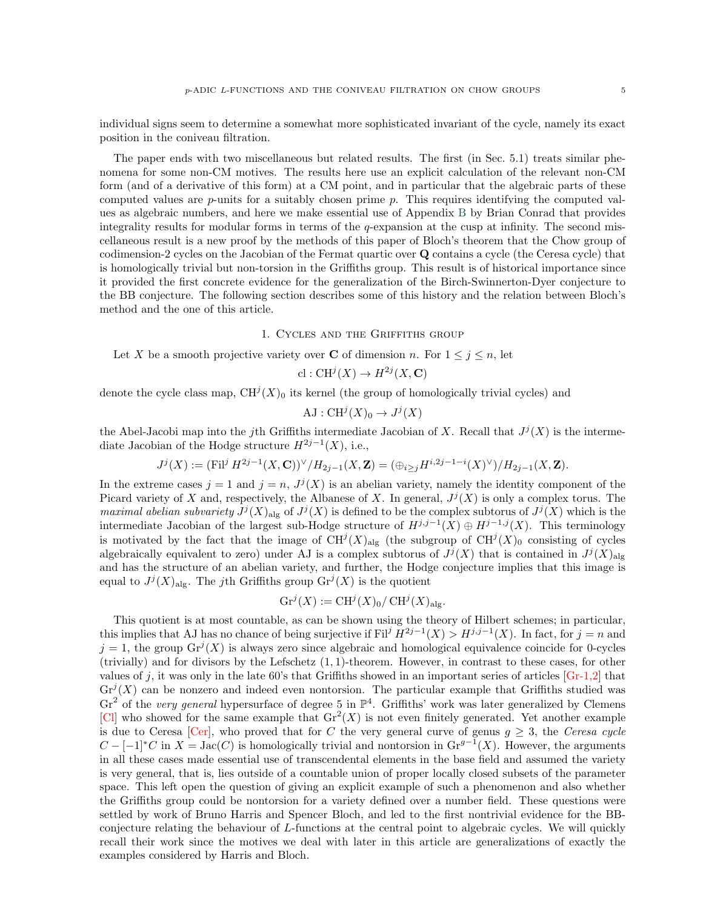individual signs seem to determine a somewhat more sophisticated invariant of the cycle, namely its exact position in the coniveau filtration.

The paper ends with two miscellaneous but related results. The first (in Sec. 5.1) treats similar phenomena for some non-CM motives. The results here use an explicit calculation of the relevant non-CM form (and of a derivative of this form) at a CM point, and in particular that the algebraic parts of these computed values are $p$-units for a suitably chosen prime $p$. This requires identifying the computed values as algebraic numbers, and here we make essential use of Appendix B by Brian Conrad that provides integrality results for modular forms in terms of the $q$-expansion at the cusp at infinity. The second miscellaneous result is a new proof by the methods of this paper of Bloch's theorem that the Chow group of codimension-2 cycles on the Jacobian of the Fermat quartic over $\mathbf{Q}$ contains a cycle (the Ceresa cycle) that is homologically trivial but non-torsion in the Griffiths group. This result is of historical importance since it provided the first concrete evidence for the generalization of the Birch-Swinnerton-Dyer conjecture to the BB conjecture. The following section describes some of this history and the relation between Bloch's method and the one of this article.

## 1. Cycles and the Griffiths group

Let $X$ be a smooth projective variety over $\mathbf{C}$ of dimension $n$. For $1 \leq j \leq n$, let

$$\mathrm{cl} : \mathrm{CH}^j(X) \to H^{2j}(X, \mathbf{C})$$

denote the cycle class map, $\mathrm{CH}^j(X)_0$ its kernel (the group of homologically trivial cycles) and

$$\mathrm{AJ} : \mathrm{CH}^j(X)_0 \to J^j(X)$$

the Abel-Jacobi map into the $j$th Griffiths intermediate Jacobian of $X$. Recall that $J^j(X)$ is the intermediate Jacobian of the Hodge structure $H^{2j-1}(X)$, i.e.,

$$J^j(X) := (\mathrm{Fil}^j\, H^{2j-1}(X, \mathbf{C}))^\vee / H_{2j-1}(X, \mathbf{Z}) = (\oplus_{i \geq j} H^{i,2j-1-i}(X)^\vee)/H_{2j-1}(X, \mathbf{Z}).$$

In the extreme cases $j = 1$ and $j = n$, $J^j(X)$ is an abelian variety, namely the identity component of the Picard variety of $X$ and, respectively, the Albanese of $X$. In general, $J^j(X)$ is only a complex torus. The *maximal abelian subvariety* $J^j(X)_{\mathrm{alg}}$ of $J^j(X)$ is defined to be the complex subtorus of $J^j(X)$ which is the intermediate Jacobian of the largest sub-Hodge structure of $H^{j,j-1}(X) \oplus H^{j-1,j}(X)$. This terminology is motivated by the fact that the image of $\mathrm{CH}^j(X)_{\mathrm{alg}}$ (the subgroup of $\mathrm{CH}^j(X)_0$ consisting of cycles algebraically equivalent to zero) under AJ is a complex subtorus of $J^j(X)$ that is contained in $J^j(X)_{\mathrm{alg}}$ and has the structure of an abelian variety, and further, the Hodge conjecture implies that this image is equal to $J^j(X)_{\mathrm{alg}}$. The $j$th Griffiths group $\mathrm{Gr}^j(X)$ is the quotient

$$\mathrm{Gr}^j(X) := \mathrm{CH}^j(X)_0 / \mathrm{CH}^j(X)_{\mathrm{alg}}.$$

This quotient is at most countable, as can be shown using the theory of Hilbert schemes; in particular, this implies that AJ has no chance of being surjective if $\mathrm{Fil}^j\, H^{2j-1}(X) > H^{j,j-1}(X)$. In fact, for $j = n$ and $j = 1$, the group $\mathrm{Gr}^j(X)$ is always zero since algebraic and homological equivalence coincide for 0-cycles (trivially) and for divisors by the Lefschetz $(1,1)$-theorem. However, in contrast to these cases, for other values of $j$, it was only in the late 60's that Griffiths showed in an important series of articles [Gr-1,2] that $\mathrm{Gr}^j(X)$ can be nonzero and indeed even nontorsion. The particular example that Griffiths studied was $\mathrm{Gr}^2$ of the *very general* hypersurface of degree 5 in $\mathbb{P}^4$. Griffiths' work was later generalized by Clemens [Cl] who showed for the same example that $\mathrm{Gr}^2(X)$ is not even finitely generated. Yet another example is due to Ceresa [Cer], who proved that for $C$ the very general curve of genus $g \geq 3$, the *Ceresa cycle* $C - [-1]^*C$ in $X = \mathrm{Jac}(C)$ is homologically trivial and nontorsion in $\mathrm{Gr}^{g-1}(X)$. However, the arguments in all these cases made essential use of transcendental elements in the base field and assumed the variety is very general, that is, lies outside of a countable union of proper locally closed subsets of the parameter space. This left open the question of giving an explicit example of such a phenomenon and also whether the Griffiths group could be nontorsion for a variety defined over a number field. These questions were settled by work of Bruno Harris and Spencer Bloch, and led to the first nontrivial evidence for the BB-conjecture relating the behaviour of $L$-functions at the central point to algebraic cycles. We will quickly recall their work since the motives we deal with later in this article are generalizations of exactly the examples considered by Harris and Bloch.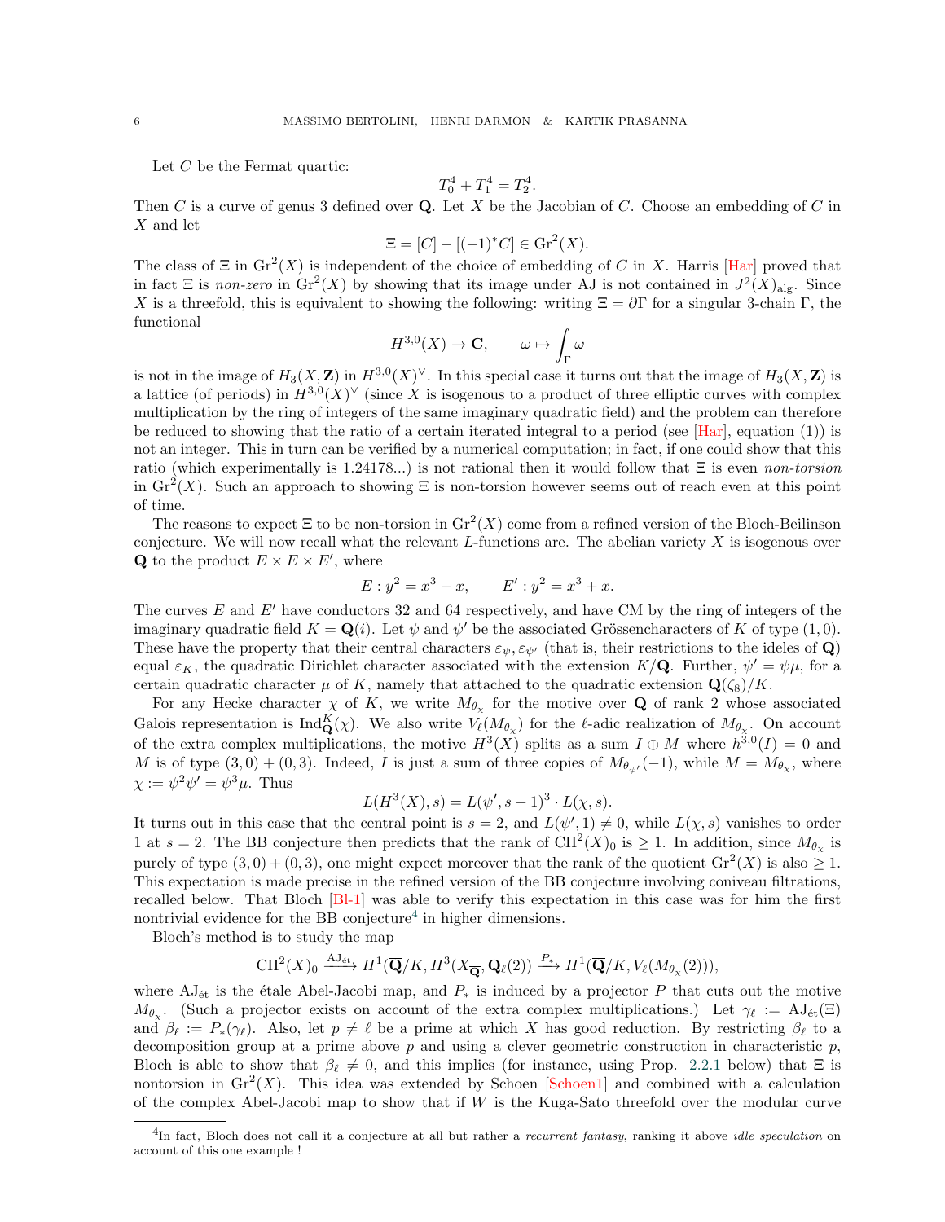Let $C$ be the Fermat quartic:

$$T_0^4 + T_1^4 = T_2^4.$$

Then $C$ is a curve of genus 3 defined over $\mathbf{Q}$. Let $X$ be the Jacobian of $C$. Choose an embedding of $C$ in $X$ and let

$$\Xi = [C] - [(-1)^* C] \in \mathrm{Gr}^2(X).$$

The class of $\Xi$ in $\mathrm{Gr}^2(X)$ is independent of the choice of embedding of $C$ in $X$. Harris [Har] proved that in fact $\Xi$ is *non-zero* in $\mathrm{Gr}^2(X)$ by showing that its image under AJ is not contained in $J^2(X)_{\mathrm{alg}}$. Since $X$ is a threefold, this is equivalent to showing the following: writing $\Xi = \partial\Gamma$ for a singular 3-chain $\Gamma$, the functional

$$H^{3,0}(X) \to \mathbf{C}, \qquad \omega \mapsto \int_\Gamma \omega$$

is not in the image of $H_3(X, \mathbf{Z})$ in $H^{3,0}(X)^\vee$. In this special case it turns out that the image of $H_3(X, \mathbf{Z})$ is a lattice (of periods) in $H^{3,0}(X)^\vee$ (since $X$ is isogenous to a product of three elliptic curves with complex multiplication by the ring of integers of the same imaginary quadratic field) and the problem can therefore be reduced to showing that the ratio of a certain iterated integral to a period (see [Har], equation (1)) is not an integer. This in turn can be verified by a numerical computation; in fact, if one could show that this ratio (which experimentally is 1.24178...) is not rational then it would follow that $\Xi$ is even *non-torsion* in $\mathrm{Gr}^2(X)$. Such an approach to showing $\Xi$ is non-torsion however seems out of reach even at this point of time.

The reasons to expect $\Xi$ to be non-torsion in $\mathrm{Gr}^2(X)$ come from a refined version of the Bloch-Beilinson conjecture. We will now recall what the relevant $L$-functions are. The abelian variety $X$ is isogenous over $\mathbf{Q}$ to the product $E \times E \times E'$, where

$$E : y^2 = x^3 - x, \qquad E' : y^2 = x^3 + x.$$

The curves $E$ and $E'$ have conductors 32 and 64 respectively, and have CM by the ring of integers of the imaginary quadratic field $K = \mathbf{Q}(i)$. Let $\psi$ and $\psi'$ be the associated Grössencharacters of $K$ of type $(1, 0)$. These have the property that their central characters $\varepsilon_\psi, \varepsilon_{\psi'}$ (that is, their restrictions to the ideles of $\mathbf{Q}$) equal $\varepsilon_K$, the quadratic Dirichlet character associated with the extension $K/\mathbf{Q}$. Further, $\psi' = \psi\mu$, for a certain quadratic character $\mu$ of $K$, namely that attached to the quadratic extension $\mathbf{Q}(\zeta_8)/K$.

For any Hecke character $\chi$ of $K$, we write $M_{\theta_\chi}$ for the motive over $\mathbf{Q}$ of rank 2 whose associated Galois representation is $\mathrm{Ind}_{\mathbf{Q}}^K(\chi)$. We also write $V_\ell(M_{\theta_\chi})$ for the $\ell$-adic realization of $M_{\theta_\chi}$. On account of the extra complex multiplications, the motive $H^3(X)$ splits as a sum $I \oplus M$ where $h^{3,0}(I) = 0$ and $M$ is of type $(3, 0) + (0, 3)$. Indeed, $I$ is just a sum of three copies of $M_{\theta_{\psi'}}(-1)$, while $M = M_{\theta_\chi}$, where $\chi := \psi^2\psi' = \psi^3\mu$. Thus

$$L(H^3(X), s) = L(\psi', s-1)^3 \cdot L(\chi, s).$$

It turns out in this case that the central point is $s = 2$, and $L(\psi', 1) \neq 0$, while $L(\chi, s)$ vanishes to order 1 at $s = 2$. The BB conjecture then predicts that the rank of $\mathrm{CH}^2(X)_0$ is $\geq 1$. In addition, since $M_{\theta_\chi}$ is purely of type $(3, 0) + (0, 3)$, one might expect moreover that the rank of the quotient $\mathrm{Gr}^2(X)$ is also $\geq 1$. This expectation is made precise in the refined version of the BB conjecture involving coniveau filtrations, recalled below. That Bloch [Bl-1] was able to verify this expectation in this case was for him the first nontrivial evidence for the BB conjecture[4] in higher dimensions.

Bloch's method is to study the map

$$\mathrm{CH}^2(X)_0 \xrightarrow{\mathrm{AJ}_{\text{ét}}} H^1(\overline{\mathbf{Q}}/K, H^3(X_{\overline{\mathbf{Q}}}, \mathbf{Q}_\ell(2)) \xrightarrow{P_*} H^1(\overline{\mathbf{Q}}/K, V_\ell(M_{\theta_\chi}(2))),$$

where $\mathrm{AJ}_{\text{ét}}$ is the étale Abel-Jacobi map, and $P_*$ is induced by a projector $P$ that cuts out the motive $M_{\theta_\chi}$. (Such a projector exists on account of the extra complex multiplications.) Let $\gamma_\ell := \mathrm{AJ}_{\text{ét}}(\Xi)$ and $\beta_\ell := P_*(\gamma_\ell)$. Also, let $p \neq \ell$ be a prime at which $X$ has good reduction. By restricting $\beta_\ell$ to a decomposition group at a prime above $p$ and using a clever geometric construction in characteristic $p$, Bloch is able to show that $\beta_\ell \neq 0$, and this implies (for instance, using Prop. 2.2.1 below) that $\Xi$ is nontorsion in $\mathrm{Gr}^2(X)$. This idea was extended by Schoen [Schoen1] and combined with a calculation of the complex Abel-Jacobi map to show that if $W$ is the Kuga-Sato threefold over the modular curve

[4] In fact, Bloch does not call it a conjecture at all but rather a *recurrent fantasy*, ranking it above *idle speculation* on account of this one example !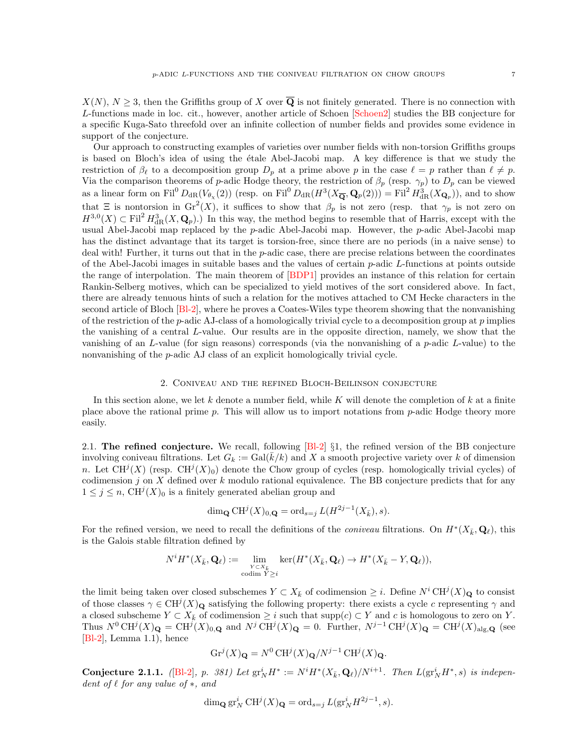$X(N)$, $N \geq 3$, then the Griffiths group of $X$ over $\overline{\mathbf{Q}}$ is not finitely generated. There is no connection with $L$-functions made in loc. cit., however, another article of Schoen [Schoen2] studies the BB conjecture for a specific Kuga-Sato threefold over an infinite collection of number fields and provides some evidence in support of the conjecture.

Our approach to constructing examples of varieties over number fields with non-torsion Griffiths groups is based on Bloch's idea of using the étale Abel-Jacobi map. A key difference is that we study the restriction of $\beta_\ell$ to a decomposition group $D_p$ at a prime above $p$ in the case $\ell = p$ rather than $\ell \neq p$. Via the comparison theorems of $p$-adic Hodge theory, the restriction of $\beta_p$ (resp. $\gamma_p$) to $D_p$ can be viewed as a linear form on $\mathrm{Fil}^0 D_{\mathrm{dR}}(V_{\theta_\chi}(2))$ (resp. on $\mathrm{Fil}^0 D_{\mathrm{dR}}(H^3(X_{\overline{\mathbf{Q}}}, \mathbf{Q}_p(2))) = \mathrm{Fil}^2 H^3_{\mathrm{dR}}(X_{\mathbf{Q}_p})$), and to show that $\Xi$ is nontorsion in $\mathrm{Gr}^2(X)$, it suffices to show that $\beta_p$ is not zero (resp. that $\gamma_p$ is not zero on $H^{3,0}(X) \subset \mathrm{Fil}^2 H^3_{\mathrm{dR}}(X, \mathbf{Q}_p)$.) In this way, the method begins to resemble that of Harris, except with the usual Abel-Jacobi map replaced by the $p$-adic Abel-Jacobi map. However, the $p$-adic Abel-Jacobi map has the distinct advantage that its target is torsion-free, since there are no periods (in a naive sense) to deal with! Further, it turns out that in the $p$-adic case, there are precise relations between the coordinates of the Abel-Jacobi images in suitable bases and the values of certain $p$-adic $L$-functions at points outside the range of interpolation. The main theorem of [BDP1] provides an instance of this relation for certain Rankin-Selberg motives, which can be specialized to yield motives of the sort considered above. In fact, there are already tenuous hints of such a relation for the motives attached to CM Hecke characters in the second article of Bloch [Bl-2], where he proves a Coates-Wiles type theorem showing that the nonvanishing of the restriction of the $p$-adic AJ-class of a homologically trivial cycle to a decomposition group at $p$ implies the vanishing of a central $L$-value. Our results are in the opposite direction, namely, we show that the vanishing of an $L$-value (for sign reasons) corresponds (via the nonvanishing of a $p$-adic $L$-value) to the nonvanishing of the $p$-adic AJ class of an explicit homologically trivial cycle.

## 2. Coniveau and the refined Bloch-Beilinson conjecture

In this section alone, we let $k$ denote a number field, while $K$ will denote the completion of $k$ at a finite place above the rational prime $p$. This will allow us to import notations from $p$-adic Hodge theory more easily.

**2.1. The refined conjecture.** We recall, following [Bl-2] §1, the refined version of the BB conjecture involving coniveau filtrations. Let $G_k := \mathrm{Gal}(\bar{k}/k)$ and $X$ a smooth projective variety over $k$ of dimension $n$. Let $\mathrm{CH}^j(X)$ (resp. $\mathrm{CH}^j(X)_0$) denote the Chow group of cycles (resp. homologically trivial cycles) of codimension $j$ on $X$ defined over $k$ modulo rational equivalence. The BB conjecture predicts that for any $1 \leq j \leq n$, $\mathrm{CH}^j(X)_0$ is a finitely generated abelian group and

$$\dim_{\mathbf{Q}} \mathrm{CH}^j(X)_{0,\mathbf{Q}} = \mathrm{ord}_{s=j} L(H^{2j-1}(X_{\bar{k}}), s).$$

For the refined version, we need to recall the definitions of the *coniveau* filtrations. On $H^*(X_{\bar{k}}, \mathbf{Q}_\ell)$, this is the Galois stable filtration defined by

$$N^i H^*(X_{\bar{k}}, \mathbf{Q}_\ell) := \lim_{\substack{Y \subset X_{\bar{k}} \\ \mathrm{codim}\, Y \geq i}} \ker(H^*(X_{\bar{k}}, \mathbf{Q}_\ell) \to H^*(X_{\bar{k}} - Y, \mathbf{Q}_\ell)),$$

the limit being taken over closed subschemes $Y \subset X_{\bar{k}}$ of codimension $\geq i$. Define $N^i \mathrm{CH}^j(X)_{\mathbf{Q}}$ to consist of those classes $\gamma \in \mathrm{CH}^j(X)_{\mathbf{Q}}$ satisfying the following property: there exists a cycle $c$ representing $\gamma$ and a closed subscheme $Y \subset X_{\bar{k}}$ of codimension $\geq i$ such that $\mathrm{supp}(c) \subset Y$ and $c$ is homologous to zero on $Y$. Thus $N^0 \mathrm{CH}^j(X)_{\mathbf{Q}} = \mathrm{CH}^j(X)_{0,\mathbf{Q}}$ and $N^j \mathrm{CH}^j(X)_{\mathbf{Q}} = 0$. Further, $N^{j-1} \mathrm{CH}^j(X)_{\mathbf{Q}} = \mathrm{CH}^j(X)_{\mathrm{alg},\mathbf{Q}}$ (see [Bl-2], Lemma 1.1), hence

$$\mathrm{Gr}^j(X)_{\mathbf{Q}} = N^0 \mathrm{CH}^j(X)_{\mathbf{Q}} / N^{j-1} \mathrm{CH}^j(X)_{\mathbf{Q}}.$$

**Conjecture 2.1.1.** *([Bl-2], p. 381) Let $\mathrm{gr}^i_N H^* := N^i H^*(X_{\bar{k}}, \mathbf{Q}_\ell)/N^{i+1}$. Then $L(\mathrm{gr}^i_N H^*, s)$ is independent of $\ell$ for any value of $*$, and*

$$\dim_{\mathbf{Q}} \mathrm{gr}^i_N \mathrm{CH}^j(X)_{\mathbf{Q}} = \mathrm{ord}_{s=j} L(\mathrm{gr}^i_N H^{2j-1}, s).$$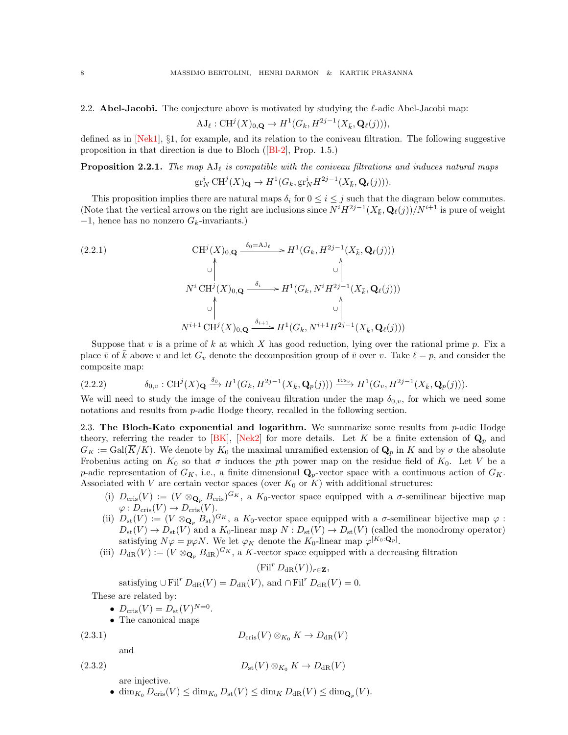## 2.2. Abel-Jacobi.

The conjecture above is motivated by studying the $\ell$-adic Abel-Jacobi map:

$$\mathrm{AJ}_\ell : \mathrm{CH}^j(X)_{0,\mathbf{Q}} \to H^1(G_k, H^{2j-1}(X_{\bar{k}}, \mathbf{Q}_\ell(j))),$$

defined as in [Nek1], §1, for example, and its relation to the coniveau filtration. The following suggestive proposition in that direction is due to Bloch ([Bl-2], Prop. 1.5.)

**Proposition 2.2.1.** *The map $\mathrm{AJ}_\ell$ is compatible with the coniveau filtrations and induces natural maps*

$$\mathrm{gr}^i_N \mathrm{CH}^j(X)_{\mathbf{Q}} \to H^1(G_k, \mathrm{gr}^i_N H^{2j-1}(X_{\bar{k}}, \mathbf{Q}_\ell(j))).$$

This proposition implies there are natural maps $\delta_i$ for $0 \leq i \leq j$ such that the diagram below commutes. (Note that the vertical arrows on the right are inclusions since $N^i H^{2j-1}(X_{\bar{k}}, \mathbf{Q}_\ell(j))/N^{i+1}$ is pure of weight $-1$, hence has no nonzero $G_k$-invariants.)

$$\begin{array}{ccc}
\mathrm{CH}^j(X)_{0,\mathbf{Q}} & \xrightarrow{\delta_0 = \mathrm{AJ}_\ell} & H^1(G_k, H^{2j-1}(X_{\bar{k}}, \mathbf{Q}_\ell(j))) \\
\cup\uparrow & & \cup\uparrow \\
N^i\,\mathrm{CH}^j(X)_{0,\mathbf{Q}} & \xrightarrow{\delta_i} & H^1(G_k, N^i H^{2j-1}(X_{\bar{k}}, \mathbf{Q}_\ell(j))) \\
\cup\uparrow & & \cup\uparrow \\
N^{i+1}\,\mathrm{CH}^j(X)_{0,\mathbf{Q}} & \xrightarrow{\delta_{i+1}} & H^1(G_k, N^{i+1} H^{2j-1}(X_{\bar{k}}, \mathbf{Q}_\ell(j)))
\end{array} \tag{2.2.1}$$

Suppose that $v$ is a prime of $k$ at which $X$ has good reduction, lying over the rational prime $p$. Fix a place $\bar{v}$ of $\bar{k}$ above $v$ and let $G_v$ denote the decomposition group of $\bar{v}$ over $v$. Take $\ell = p$, and consider the composite map:

$$\delta_{0,v} : \mathrm{CH}^j(X)_{\mathbf{Q}} \xrightarrow{\delta_0} H^1(G_k, H^{2j-1}(X_{\bar{k}}, \mathbf{Q}_p(j))) \xrightarrow{\mathrm{res}_v} H^1(G_v, H^{2j-1}(X_{\bar{k}}, \mathbf{Q}_p(j))). \tag{2.2.2}$$

We will need to study the image of the coniveau filtration under the map $\delta_{0,v}$, for which we need some notations and results from $p$-adic Hodge theory, recalled in the following section.

## 2.3. The Bloch-Kato exponential and logarithm.

We summarize some results from $p$-adic Hodge theory, referring the reader to [BK], [Nek2] for more details. Let $K$ be a finite extension of $\mathbf{Q}_p$ and $G_K := \mathrm{Gal}(\overline{K}/K)$. We denote by $K_0$ the maximal unramified extension of $\mathbf{Q}_p$ in $K$ and by $\sigma$ the absolute Frobenius acting on $K_0$ so that $\sigma$ induces the $p$th power map on the residue field of $K_0$. Let $V$ be a $p$-adic representation of $G_K$, i.e., a finite dimensional $\mathbf{Q}_p$-vector space with a continuous action of $G_K$. Associated with $V$ are certain vector spaces (over $K_0$ or $K$) with additional structures:

(i) $D_{\mathrm{cris}}(V) := (V \otimes_{\mathbf{Q}_p} B_{\mathrm{cris}})^{G_K}$, a $K_0$-vector space equipped with a $\sigma$-semilinear bijective map $\varphi : D_{\mathrm{cris}}(V) \to D_{\mathrm{cris}}(V)$.

(ii) $D_{\mathrm{st}}(V) := (V \otimes_{\mathbf{Q}_p} B_{\mathrm{st}})^{G_K}$, a $K_0$-vector space equipped with a $\sigma$-semilinear bijective map $\varphi : D_{\mathrm{st}}(V) \to D_{\mathrm{st}}(V)$ and a $K_0$-linear map $N : D_{\mathrm{st}}(V) \to D_{\mathrm{st}}(V)$ (called the monodromy operator) satisfying $N\varphi = p\varphi N$. We let $\varphi_K$ denote the $K_0$-linear map $\varphi^{[K_0:\mathbf{Q}_p]}$.

(iii) $D_{\mathrm{dR}}(V) := (V \otimes_{\mathbf{Q}_p} B_{\mathrm{dR}})^{G_K}$, a $K$-vector space equipped with a decreasing filtration

$$(\mathrm{Fil}^r D_{\mathrm{dR}}(V))_{r \in \mathbf{Z}},$$

satisfying $\cup \mathrm{Fil}^r D_{\mathrm{dR}}(V) = D_{\mathrm{dR}}(V)$, and $\cap \mathrm{Fil}^r D_{\mathrm{dR}}(V) = 0$.

These are related by:

- $D_{\mathrm{cris}}(V) = D_{\mathrm{st}}(V)^{N=0}$.
- The canonical maps

$$D_{\mathrm{cris}}(V) \otimes_{K_0} K \to D_{\mathrm{dR}}(V) \tag{2.3.1}$$

and

$$D_{\mathrm{st}}(V) \otimes_{K_0} K \to D_{\mathrm{dR}}(V) \tag{2.3.2}$$

are injective.

- $\dim_{K_0} D_{\mathrm{cris}}(V) \leq \dim_{K_0} D_{\mathrm{st}}(V) \leq \dim_K D_{\mathrm{dR}}(V) \leq \dim_{\mathbf{Q}_p}(V)$.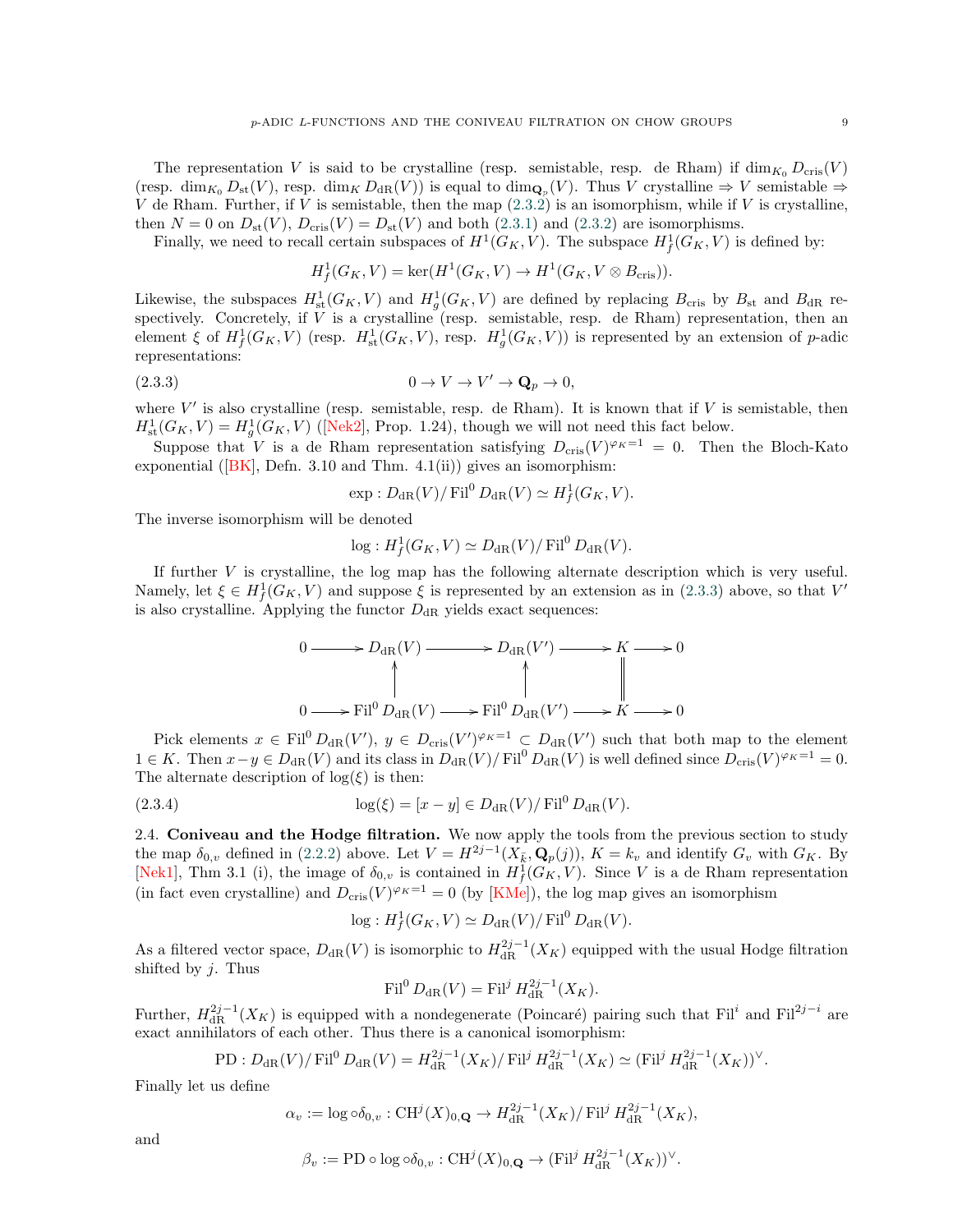The representation $V$ is said to be crystalline (resp. semistable, resp. de Rham) if $\dim_{K_0} D_{\mathrm{cris}}(V)$ (resp. $\dim_{K_0} D_{\mathrm{st}}(V)$, resp. $\dim_K D_{\mathrm{dR}}(V)$) is equal to $\dim_{\mathbf{Q}_p}(V)$. Thus $V$ crystalline $\Rightarrow$ $V$ semistable $\Rightarrow$ $V$ de Rham. Further, if $V$ is semistable, then the map (2.3.2) is an isomorphism, while if $V$ is crystalline, then $N = 0$ on $D_{\mathrm{st}}(V)$, $D_{\mathrm{cris}}(V) = D_{\mathrm{st}}(V)$ and both (2.3.1) and (2.3.2) are isomorphisms.

Finally, we need to recall certain subspaces of $H^1(G_K, V)$. The subspace $H^1_f(G_K, V)$ is defined by:

$$H^1_f(G_K, V) = \ker(H^1(G_K, V) \to H^1(G_K, V \otimes B_{\mathrm{cris}})).$$

Likewise, the subspaces $H^1_{\mathrm{st}}(G_K, V)$ and $H^1_g(G_K, V)$ are defined by replacing $B_{\mathrm{cris}}$ by $B_{\mathrm{st}}$ and $B_{\mathrm{dR}}$ respectively. Concretely, if $V$ is a crystalline (resp. semistable, resp. de Rham) representation, then an element $\xi$ of $H^1_f(G_K, V)$ (resp. $H^1_{\mathrm{st}}(G_K, V)$, resp. $H^1_g(G_K, V)$) is represented by an extension of $p$-adic representations:

$$0 \to V \to V' \to \mathbf{Q}_p \to 0, \tag{2.3.3}$$

where $V'$ is also crystalline (resp. semistable, resp. de Rham). It is known that if $V$ is semistable, then $H^1_{\mathrm{st}}(G_K, V) = H^1_g(G_K, V)$ ([Nek2], Prop. 1.24), though we will not need this fact below.

Suppose that $V$ is a de Rham representation satisfying $D_{\mathrm{cris}}(V)^{\varphi_K = 1} = 0$. Then the Bloch-Kato exponential ([BK], Defn. 3.10 and Thm. 4.1(ii)) gives an isomorphism:

$$\exp : D_{\mathrm{dR}}(V)/\operatorname{Fil}^0 D_{\mathrm{dR}}(V) \simeq H^1_f(G_K, V).$$

The inverse isomorphism will be denoted

$$\log : H^1_f(G_K, V) \simeq D_{\mathrm{dR}}(V)/\operatorname{Fil}^0 D_{\mathrm{dR}}(V).$$

If further $V$ is crystalline, the log map has the following alternate description which is very useful. Namely, let $\xi \in H^1_f(G_K, V)$ and suppose $\xi$ is represented by an extension as in (2.3.3) above, so that $V'$ is also crystalline. Applying the functor $D_{\mathrm{dR}}$ yields exact sequences:

$$\begin{array}{ccccccccc}
0 & \longrightarrow & D_{\mathrm{dR}}(V) & \longrightarrow & D_{\mathrm{dR}}(V') & \longrightarrow & K & \longrightarrow & 0 \\
 & & \uparrow & & \uparrow & & \| & & \\
0 & \longrightarrow & \operatorname{Fil}^0 D_{\mathrm{dR}}(V) & \longrightarrow & \operatorname{Fil}^0 D_{\mathrm{dR}}(V') & \longrightarrow & K & \longrightarrow & 0
\end{array}$$

Pick elements $x \in \operatorname{Fil}^0 D_{\mathrm{dR}}(V')$, $y \in D_{\mathrm{cris}}(V')^{\varphi_K = 1} \subset D_{\mathrm{dR}}(V')$ such that both map to the element $1 \in K$. Then $x - y \in D_{\mathrm{dR}}(V)$ and its class in $D_{\mathrm{dR}}(V)/\operatorname{Fil}^0 D_{\mathrm{dR}}(V)$ is well defined since $D_{\mathrm{cris}}(V)^{\varphi_K = 1} = 0$. The alternate description of $\log(\xi)$ is then:

$$\log(\xi) = [x - y] \in D_{\mathrm{dR}}(V)/\operatorname{Fil}^0 D_{\mathrm{dR}}(V). \tag{2.3.4}$$

2.4. **Coniveau and the Hodge filtration.** We now apply the tools from the previous section to study the map $\delta_{0,v}$ defined in (2.2.2) above. Let $V = H^{2j-1}(X_{\bar{k}}, \mathbf{Q}_p(j))$, $K = k_v$ and identify $G_v$ with $G_K$. By [Nek1], Thm 3.1 (i), the image of $\delta_{0,v}$ is contained in $H^1_f(G_K, V)$. Since $V$ is a de Rham representation (in fact even crystalline) and $D_{\mathrm{cris}}(V)^{\varphi_K = 1} = 0$ (by [KMe]), the log map gives an isomorphism

$$\log : H^1_f(G_K, V) \simeq D_{\mathrm{dR}}(V)/\operatorname{Fil}^0 D_{\mathrm{dR}}(V).$$

As a filtered vector space, $D_{\mathrm{dR}}(V)$ is isomorphic to $H^{2j-1}_{\mathrm{dR}}(X_K)$ equipped with the usual Hodge filtration shifted by $j$. Thus

$$\operatorname{Fil}^0 D_{\mathrm{dR}}(V) = \operatorname{Fil}^j H^{2j-1}_{\mathrm{dR}}(X_K).$$

Further, $H^{2j-1}_{\mathrm{dR}}(X_K)$ is equipped with a nondegenerate (Poincaré) pairing such that $\operatorname{Fil}^i$ and $\operatorname{Fil}^{2j-i}$ are exact annihilators of each other. Thus there is a canonical isomorphism:

$$\mathrm{PD} : D_{\mathrm{dR}}(V)/\operatorname{Fil}^0 D_{\mathrm{dR}}(V) = H^{2j-1}_{\mathrm{dR}}(X_K)/\operatorname{Fil}^j H^{2j-1}_{\mathrm{dR}}(X_K) \simeq (\operatorname{Fil}^j H^{2j-1}_{\mathrm{dR}}(X_K))^\vee.$$

Finally let us define

$$\alpha_v := \log \circ \delta_{0,v} : \mathrm{CH}^j(X)_{0,\mathbf{Q}} \to H^{2j-1}_{\mathrm{dR}}(X_K)/\operatorname{Fil}^j H^{2j-1}_{\mathrm{dR}}(X_K),$$

and

$$\beta_v := \mathrm{PD} \circ \log \circ \delta_{0,v} : \mathrm{CH}^j(X)_{0,\mathbf{Q}} \to (\operatorname{Fil}^j H^{2j-1}_{\mathrm{dR}}(X_K))^\vee.$$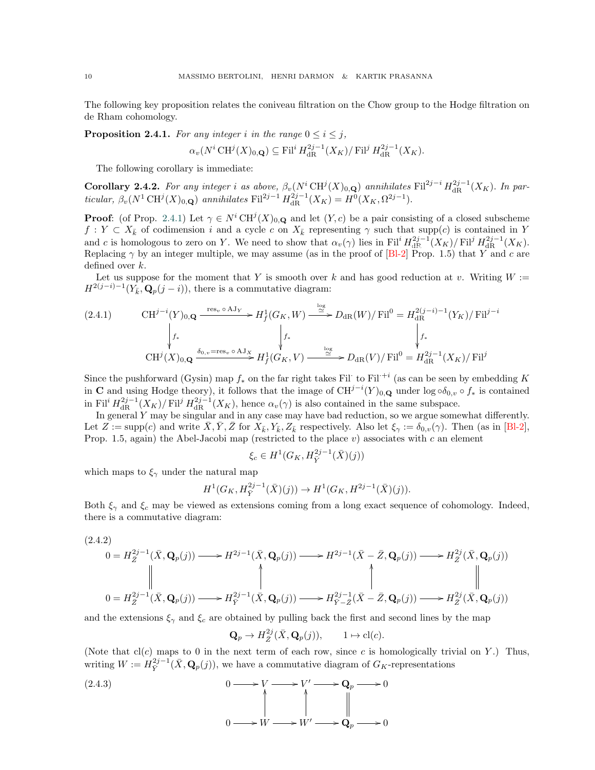The following key proposition relates the coniveau filtration on the Chow group to the Hodge filtration on de Rham cohomology.

**Proposition 2.4.1.** *For any integer $i$ in the range $0 \le i \le j$,*

$$\alpha_v(N^i \operatorname{CH}^j(X)_{0,\mathbf{Q}}) \subseteq \operatorname{Fil}^i H^{2j-1}_{\mathrm{dR}}(X_K)/\operatorname{Fil}^j H^{2j-1}_{\mathrm{dR}}(X_K).$$

The following corollary is immediate:

**Corollary 2.4.2.** *For any integer $i$ as above, $\beta_v(N^i \operatorname{CH}^j(X)_{0,\mathbf{Q}})$ annihilates $\operatorname{Fil}^{2j-i} H^{2j-1}_{\mathrm{dR}}(X_K)$. In particular, $\beta_v(N^1 \operatorname{CH}^j(X)_{0,\mathbf{Q}})$ annihilates $\operatorname{Fil}^{2j-1} H^{2j-1}_{\mathrm{dR}}(X_K) = H^0(X_K, \Omega^{2j-1})$.*

**Proof**: (of Prop. 2.4.1) Let $\gamma \in N^i \operatorname{CH}^j(X)_{0,\mathbf{Q}}$ and let $(Y, c)$ be a pair consisting of a closed subscheme $f : Y \subset X_{\bar{k}}$ of codimension $i$ and a cycle $c$ on $X_{\bar{k}}$ representing $\gamma$ such that $\operatorname{supp}(c)$ is contained in $Y$ and $c$ is homologous to zero on $Y$. We need to show that $\alpha_v(\gamma)$ lies in $\operatorname{Fil}^i H^{2j-1}_{\mathrm{dR}}(X_K)/\operatorname{Fil}^j H^{2j-1}_{\mathrm{dR}}(X_K)$. Replacing $\gamma$ by an integer multiple, we may assume (as in the proof of [Bl-2] Prop. 1.5) that $Y$ and $c$ are defined over $k$.

Let us suppose for the moment that $Y$ is smooth over $k$ and has good reduction at $v$. Writing $W := H^{2(j-i)-1}(Y_{\bar{k}}, \mathbf{Q}_p(j-i))$, there is a commutative diagram:

$$\begin{array}{ccccc}
\operatorname{CH}^{j-i}(Y)_{0,\mathbf{Q}} & \xrightarrow{\operatorname{res}_v \circ \operatorname{AJ}_Y} & H^1_f(G_K, W) & \xrightarrow[\simeq]{\log} & D_{\mathrm{dR}}(W)/\operatorname{Fil}^0 = H^{2(j-i)-1}_{\mathrm{dR}}(Y_K)/\operatorname{Fil}^{j-i} \\
\downarrow f_* & & \downarrow f_* & & \downarrow f_* \\
\operatorname{CH}^j(X)_{0,\mathbf{Q}} & \xrightarrow{\delta_{0,v} = \operatorname{res}_v \circ \operatorname{AJ}_X} & H^1_f(G_K, V) & \xrightarrow[\simeq]{\log} & D_{\mathrm{dR}}(V)/\operatorname{Fil}^0 = H^{2j-1}_{\mathrm{dR}}(X_K)/\operatorname{Fil}^j
\end{array} \tag{2.4.1}$$

Since the pushforward (Gysin) map $f_*$ on the far right takes $\operatorname{Fil}^{\cdot}$ to $\operatorname{Fil}^{\cdot+i}$ (as can be seen by embedding $K$ in $\mathbf{C}$ and using Hodge theory), it follows that the image of $\operatorname{CH}^{j-i}(Y)_{0,\mathbf{Q}}$ under $\log \circ \delta_{0,v} \circ f_*$ is contained in $\operatorname{Fil}^i H^{2j-1}_{\mathrm{dR}}(X_K)/\operatorname{Fil}^j H^{2j-1}_{\mathrm{dR}}(X_K)$, hence $\alpha_v(\gamma)$ is also contained in the same subspace.

In general $Y$ may be singular and in any case may have bad reduction, so we argue somewhat differently. Let $Z := \operatorname{supp}(c)$ and write $\bar{X}, \bar{Y}, \bar{Z}$ for $X_{\bar{k}}, Y_{\bar{k}}, Z_{\bar{k}}$ respectively. Also let $\xi_\gamma := \delta_{0,v}(\gamma)$. Then (as in [Bl-2], Prop. 1.5, again) the Abel-Jacobi map (restricted to the place $v$) associates with $c$ an element

$$\xi_c \in H^1(G_K, H^{2j-1}_{\bar{Y}}(\bar{X})(j))$$

which maps to $\xi_\gamma$ under the natural map

$$H^1(G_K, H^{2j-1}_{\bar{Y}}(\bar{X})(j)) \to H^1(G_K, H^{2j-1}(\bar{X})(j)).$$

Both $\xi_\gamma$ and $\xi_c$ may be viewed as extensions coming from a long exact sequence of cohomology. Indeed, there is a commutative diagram:

$$\begin{array}{ccccccc}
0 = H^{2j-1}_{\bar{Z}}(\bar{X}, \mathbf{Q}_p(j)) & \longrightarrow & H^{2j-1}(\bar{X}, \mathbf{Q}_p(j)) & \longrightarrow & H^{2j-1}(\bar{X} - \bar{Z}, \mathbf{Q}_p(j)) & \longrightarrow & H^{2j}_{\bar{Z}}(\bar{X}, \mathbf{Q}_p(j)) \\
\| & & \uparrow & & \uparrow & & \| \\
0 = H^{2j-1}_{\bar{Z}}(\bar{X}, \mathbf{Q}_p(j)) & \longrightarrow & H^{2j-1}_{\bar{Y}}(\bar{X}, \mathbf{Q}_p(j)) & \longrightarrow & H^{2j-1}_{\bar{Y}-\bar{Z}}(\bar{X} - \bar{Z}, \mathbf{Q}_p(j)) & \longrightarrow & H^{2j}_{\bar{Z}}(\bar{X}, \mathbf{Q}_p(j))
\end{array} \tag{2.4.2}$$

and the extensions $\xi_\gamma$ and $\xi_c$ are obtained by pulling back the first and second lines by the map

$$\mathbf{Q}_p \to H^{2j}_{\bar{Z}}(\bar{X}, \mathbf{Q}_p(j)), \qquad 1 \mapsto \operatorname{cl}(c).$$

(Note that $\operatorname{cl}(c)$ maps to 0 in the next term of each row, since $c$ is homologically trivial on $Y$.) Thus, writing $W := H^{2j-1}_{\bar{Y}}(\bar{X}, \mathbf{Q}_p(j))$, we have a commutative diagram of $G_K$-representations

$$\begin{array}{ccccccccc}
0 & \longrightarrow & V & \longrightarrow & V' & \longrightarrow & \mathbf{Q}_p & \longrightarrow & 0 \\
& & \uparrow & & \uparrow & & \| & & \\
0 & \longrightarrow & W & \longrightarrow & W' & \longrightarrow & \mathbf{Q}_p & \longrightarrow & 0
\end{array} \tag{2.4.3}$$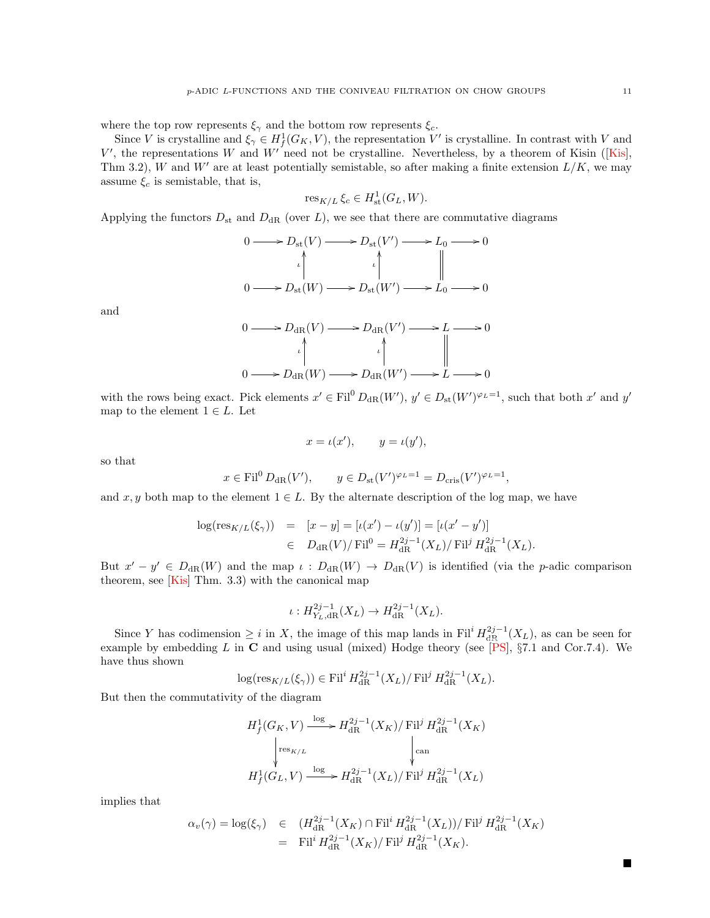where the top row represents $\xi_\gamma$ and the bottom row represents $\xi_c$.

Since $V$ is crystalline and $\xi_\gamma \in H^1_f(G_K, V)$, the representation $V'$ is crystalline. In contrast with $V$ and $V'$, the representations $W$ and $W'$ need not be crystalline. Nevertheless, by a theorem of Kisin ([Kis], Thm 3.2), $W$ and $W'$ are at least potentially semistable, so after making a finite extension $L/K$, we may assume $\xi_c$ is semistable, that is,

$$\mathrm{res}_{K/L}\, \xi_c \in H^1_{\mathrm{st}}(G_L, W).$$

Applying the functors $D_{\mathrm{st}}$ and $D_{\mathrm{dR}}$ (over $L$), we see that there are commutative diagrams

$$\begin{array}{ccccccccc}
0 & \longrightarrow & D_{\mathrm{st}}(V) & \longrightarrow & D_{\mathrm{st}}(V') & \longrightarrow & L_0 & \longrightarrow & 0 \\
 & & \uparrow{\scriptstyle \iota} & & \uparrow{\scriptstyle \iota} & & \| & & \\
0 & \longrightarrow & D_{\mathrm{st}}(W) & \longrightarrow & D_{\mathrm{st}}(W') & \longrightarrow & L_0 & \longrightarrow & 0
\end{array}$$

and

$$\begin{array}{ccccccccc}
0 & \longrightarrow & D_{\mathrm{dR}}(V) & \longrightarrow & D_{\mathrm{dR}}(V') & \longrightarrow & L & \longrightarrow & 0 \\
 & & \uparrow{\scriptstyle \iota} & & \uparrow{\scriptstyle \iota} & & \| & & \\
0 & \longrightarrow & D_{\mathrm{dR}}(W) & \longrightarrow & D_{\mathrm{dR}}(W') & \longrightarrow & L & \longrightarrow & 0
\end{array}$$

with the rows being exact. Pick elements $x' \in \mathrm{Fil}^0 D_{\mathrm{dR}}(W')$, $y' \in D_{\mathrm{st}}(W')^{\varphi_L = 1}$, such that both $x'$ and $y'$ map to the element $1 \in L$. Let

$$x = \iota(x'), \qquad y = \iota(y'),$$

so that

$$x \in \mathrm{Fil}^0 D_{\mathrm{dR}}(V'), \qquad y \in D_{\mathrm{st}}(V')^{\varphi_L = 1} = D_{\mathrm{cris}}(V')^{\varphi_L = 1},$$

and $x, y$ both map to the element $1 \in L$. By the alternate description of the log map, we have

$$\begin{aligned}
\log(\mathrm{res}_{K/L}(\xi_\gamma)) &= [x - y] = [\iota(x') - \iota(y')] = [\iota(x' - y')] \\
&\in D_{\mathrm{dR}}(V)/\mathrm{Fil}^0 = H^{2j-1}_{\mathrm{dR}}(X_L)/\mathrm{Fil}^j H^{2j-1}_{\mathrm{dR}}(X_L).
\end{aligned}$$

But $x' - y' \in D_{\mathrm{dR}}(W)$ and the map $\iota : D_{\mathrm{dR}}(W) \to D_{\mathrm{dR}}(V)$ is identified (via the $p$-adic comparison theorem, see [Kis] Thm. 3.3) with the canonical map

$$\iota : H^{2j-1}_{Y_L, \mathrm{dR}}(X_L) \to H^{2j-1}_{\mathrm{dR}}(X_L).$$

Since $Y$ has codimension $\geq i$ in $X$, the image of this map lands in $\mathrm{Fil}^i H^{2j-1}_{\mathrm{dR}}(X_L)$, as can be seen for example by embedding $L$ in $\mathbf{C}$ and using usual (mixed) Hodge theory (see [PS], §7.1 and Cor.7.4). We have thus shown

$$\log(\mathrm{res}_{K/L}(\xi_\gamma)) \in \mathrm{Fil}^i H^{2j-1}_{\mathrm{dR}}(X_L)/\mathrm{Fil}^j H^{2j-1}_{\mathrm{dR}}(X_L).$$

But then the commutativity of the diagram

$$\begin{array}{ccc}
H^1_f(G_K, V) & \xrightarrow{\log} & H^{2j-1}_{\mathrm{dR}}(X_K)/\mathrm{Fil}^j H^{2j-1}_{\mathrm{dR}}(X_K) \\
\downarrow{\scriptstyle \mathrm{res}_{K/L}} & & \downarrow{\scriptstyle \mathrm{can}} \\
H^1_f(G_L, V) & \xrightarrow{\log} & H^{2j-1}_{\mathrm{dR}}(X_L)/\mathrm{Fil}^j H^{2j-1}_{\mathrm{dR}}(X_L)
\end{array}$$

implies that

$$\begin{aligned}
\alpha_v(\gamma) = \log(\xi_\gamma) &\in (H^{2j-1}_{\mathrm{dR}}(X_K) \cap \mathrm{Fil}^i H^{2j-1}_{\mathrm{dR}}(X_L))/\mathrm{Fil}^j H^{2j-1}_{\mathrm{dR}}(X_K) \\
&= \mathrm{Fil}^i H^{2j-1}_{\mathrm{dR}}(X_K)/\mathrm{Fil}^j H^{2j-1}_{\mathrm{dR}}(X_K).
\end{aligned}$$

■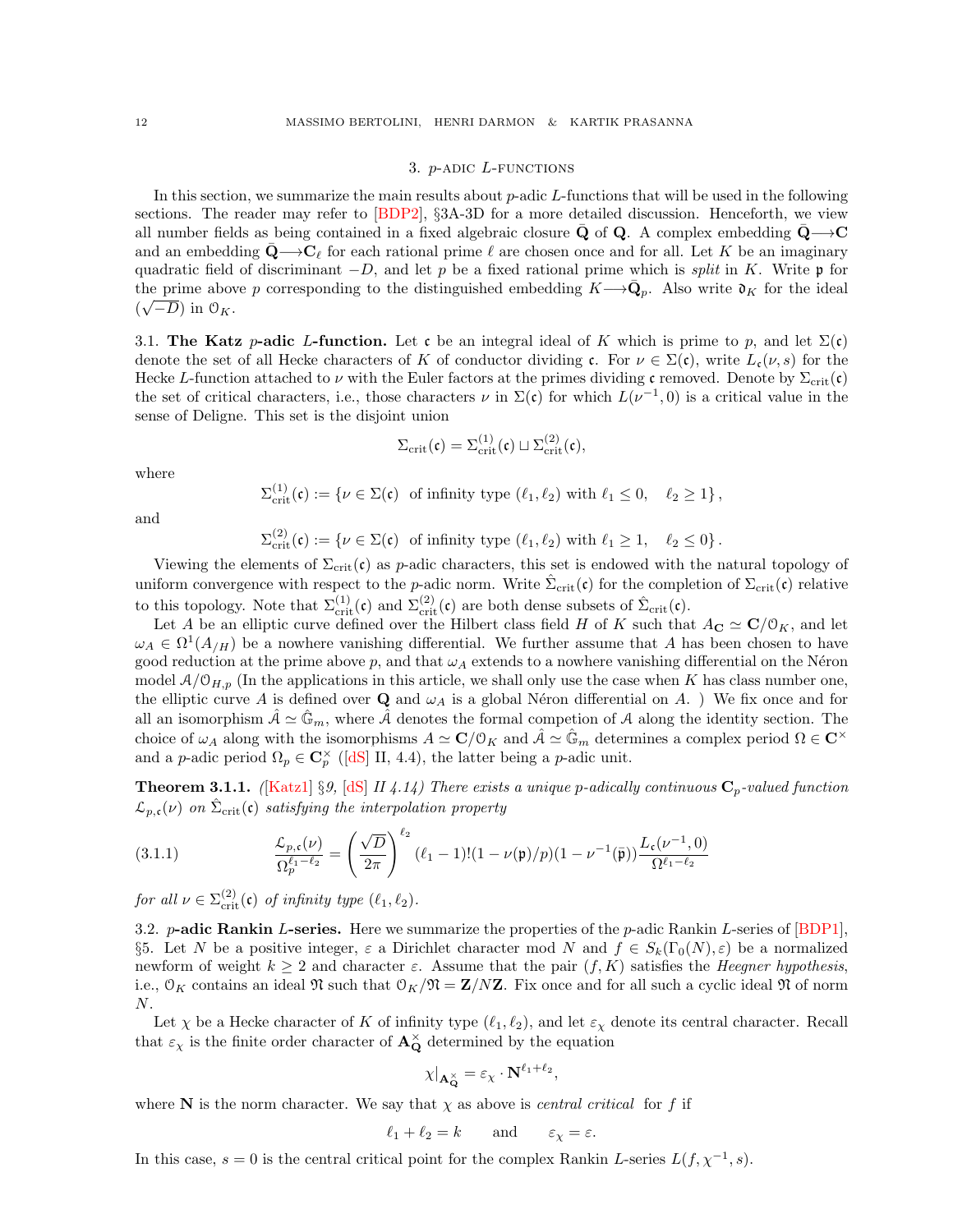## 3. $p$-adic $L$-functions

In this section, we summarize the main results about $p$-adic $L$-functions that will be used in the following sections. The reader may refer to [BDP2], §3A-3D for a more detailed discussion. Henceforth, we view all number fields as being contained in a fixed algebraic closure $\bar{\mathbf{Q}}$ of $\mathbf{Q}$. A complex embedding $\bar{\mathbf{Q}} \longrightarrow \mathbf{C}$ and an embedding $\bar{\mathbf{Q}} \longrightarrow \mathbf{C}_\ell$ for each rational prime $\ell$ are chosen once and for all. Let $K$ be an imaginary quadratic field of discriminant $-D$, and let $p$ be a fixed rational prime which is *split* in $K$. Write $\mathfrak{p}$ for the prime above $p$ corresponding to the distinguished embedding $K \longrightarrow \bar{\mathbf{Q}}_p$. Also write $\mathfrak{d}_K$ for the ideal $(\sqrt{-D})$ in $\mathcal{O}_K$.

**3.1. The Katz $p$-adic $L$-function.** Let $\mathfrak{c}$ be an integral ideal of $K$ which is prime to $p$, and let $\Sigma(\mathfrak{c})$ denote the set of all Hecke characters of $K$ of conductor dividing $\mathfrak{c}$. For $\nu \in \Sigma(\mathfrak{c})$, write $L_{\mathfrak{c}}(\nu, s)$ for the Hecke $L$-function attached to $\nu$ with the Euler factors at the primes dividing $\mathfrak{c}$ removed. Denote by $\Sigma_{\mathrm{crit}}(\mathfrak{c})$ the set of critical characters, i.e., those characters $\nu$ in $\Sigma(\mathfrak{c})$ for which $L(\nu^{-1}, 0)$ is a critical value in the sense of Deligne. This set is the disjoint union

$$\Sigma_{\mathrm{crit}}(\mathfrak{c}) = \Sigma^{(1)}_{\mathrm{crit}}(\mathfrak{c}) \sqcup \Sigma^{(2)}_{\mathrm{crit}}(\mathfrak{c}),$$

where

$$\Sigma^{(1)}_{\mathrm{crit}}(\mathfrak{c}) := \{\nu \in \Sigma(\mathfrak{c}) \ \text{ of infinity type } (\ell_1, \ell_2) \text{ with } \ell_1 \leq 0, \quad \ell_2 \geq 1\},$$

and

$$\Sigma^{(2)}_{\mathrm{crit}}(\mathfrak{c}) := \{\nu \in \Sigma(\mathfrak{c}) \ \text{ of infinity type } (\ell_1, \ell_2) \text{ with } \ell_1 \geq 1, \quad \ell_2 \leq 0\}.$$

Viewing the elements of $\Sigma_{\mathrm{crit}}(\mathfrak{c})$ as $p$-adic characters, this set is endowed with the natural topology of uniform convergence with respect to the $p$-adic norm. Write $\hat{\Sigma}_{\mathrm{crit}}(\mathfrak{c})$ for the completion of $\Sigma_{\mathrm{crit}}(\mathfrak{c})$ relative to this topology. Note that $\Sigma^{(1)}_{\mathrm{crit}}(\mathfrak{c})$ and $\Sigma^{(2)}_{\mathrm{crit}}(\mathfrak{c})$ are both dense subsets of $\hat{\Sigma}_{\mathrm{crit}}(\mathfrak{c})$.

Let $A$ be an elliptic curve defined over the Hilbert class field $H$ of $K$ such that $A_{\mathbf{C}} \simeq \mathbf{C}/\mathcal{O}_K$, and let $\omega_A \in \Omega^1(A_{/H})$ be a nowhere vanishing differential. We further assume that $A$ has been chosen to have good reduction at the prime above $p$, and that $\omega_A$ extends to a nowhere vanishing differential on the Néron model $\mathcal{A}/\mathcal{O}_{H,p}$ (In the applications in this article, we shall only use the case when $K$ has class number one, the elliptic curve $A$ is defined over $\mathbf{Q}$ and $\omega_A$ is a global Néron differential on $A$. ) We fix once and for all an isomorphism $\hat{\mathcal{A}} \simeq \hat{\mathbb{G}}_m$, where $\hat{\mathcal{A}}$ denotes the formal competion of $\mathcal{A}$ along the identity section. The choice of $\omega_A$ along with the isomorphisms $A \simeq \mathbf{C}/\mathcal{O}_K$ and $\hat{\mathcal{A}} \simeq \hat{\mathbb{G}}_m$ determines a complex period $\Omega \in \mathbf{C}^\times$ and a $p$-adic period $\Omega_p \in \mathbf{C}_p^\times$ ([dS] II, 4.4), the latter being a $p$-adic unit.

**Theorem 3.1.1.** *([Katz1] §9, [dS] II 4.14) There exists a unique $p$-adically continuous $\mathbf{C}_p$-valued function $\mathcal{L}_{p,\mathfrak{c}}(\nu)$ on $\hat{\Sigma}_{\mathrm{crit}}(\mathfrak{c})$ satisfying the interpolation property*

$$\frac{\mathcal{L}_{p,\mathfrak{c}}(\nu)}{\Omega_p^{\ell_1-\ell_2}} = \left(\frac{\sqrt{D}}{2\pi}\right)^{\ell_2} (\ell_1-1)!(1-\nu(\mathfrak{p})/p)(1-\nu^{-1}(\bar{\mathfrak{p}}))\frac{L_{\mathfrak{c}}(\nu^{-1},0)}{\Omega^{\ell_1-\ell_2}} \tag{3.1.1}$$

*for all $\nu \in \Sigma^{(2)}_{\mathrm{crit}}(\mathfrak{c})$ of infinity type $(\ell_1, \ell_2)$.*

**3.2. $p$-adic Rankin $L$-series.** Here we summarize the properties of the $p$-adic Rankin $L$-series of [BDP1], §5. Let $N$ be a positive integer, $\varepsilon$ a Dirichlet character mod $N$ and $f \in S_k(\Gamma_0(N), \varepsilon)$ be a normalized newform of weight $k \geq 2$ and character $\varepsilon$. Assume that the pair $(f, K)$ satisfies the *Heegner hypothesis*, i.e., $\mathcal{O}_K$ contains an ideal $\mathfrak{N}$ such that $\mathcal{O}_K/\mathfrak{N} = \mathbf{Z}/N\mathbf{Z}$. Fix once and for all such a cyclic ideal $\mathfrak{N}$ of norm $N$.

Let $\chi$ be a Hecke character of $K$ of infinity type $(\ell_1, \ell_2)$, and let $\varepsilon_\chi$ denote its central character. Recall that $\varepsilon_\chi$ is the finite order character of $\mathbf{A}_{\mathbf{Q}}^\times$ determined by the equation

$$\chi|_{\mathbf{A}_{\mathbf{Q}}^\times} = \varepsilon_\chi \cdot \mathbf{N}^{\ell_1+\ell_2},$$

where $\mathbf{N}$ is the norm character. We say that $\chi$ as above is *central critical* for $f$ if

$$\ell_1 + \ell_2 = k \qquad \text{and} \qquad \varepsilon_\chi = \varepsilon.$$

In this case, $s = 0$ is the central critical point for the complex Rankin $L$-series $L(f, \chi^{-1}, s)$.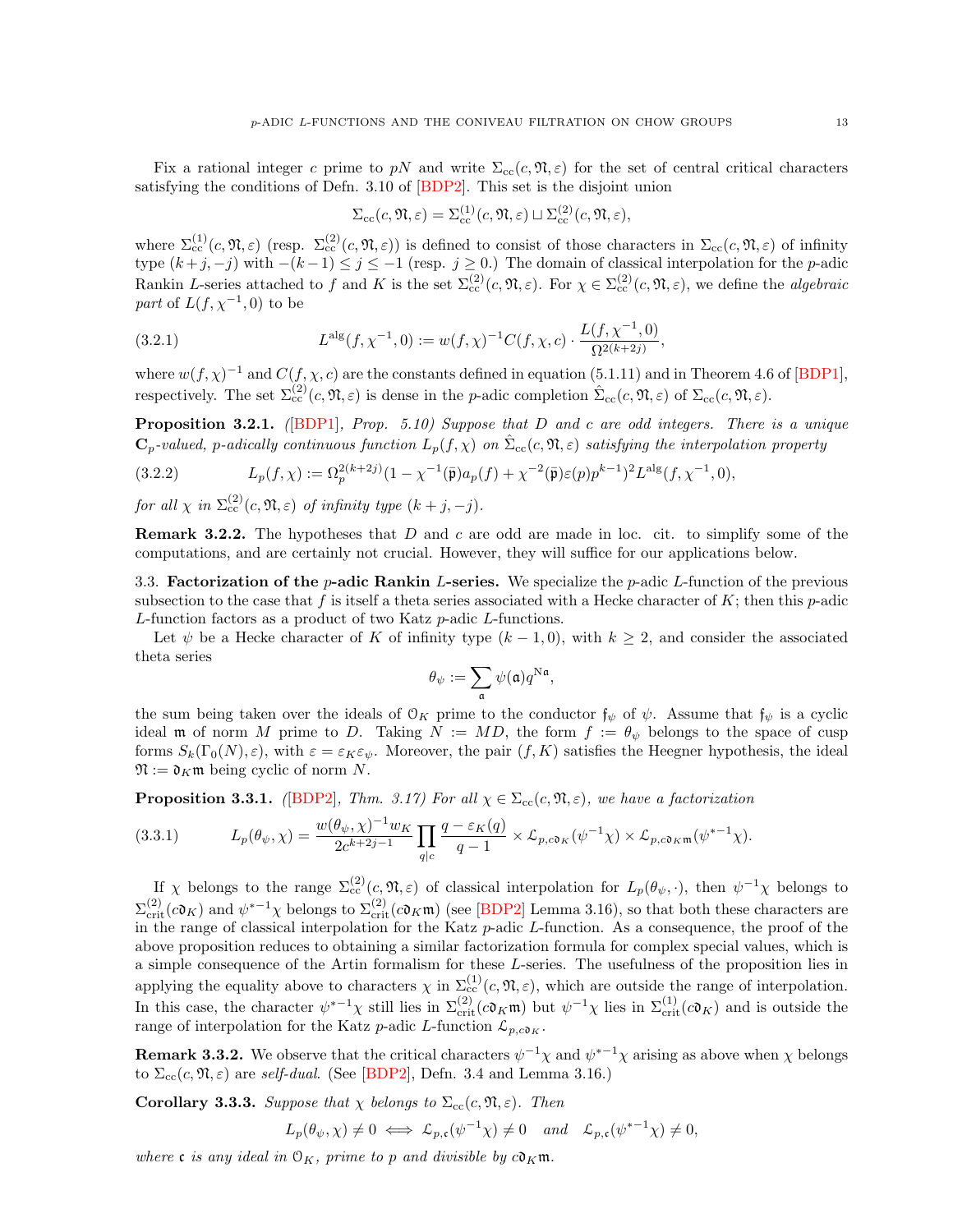Fix a rational integer $c$ prime to $pN$ and write $\Sigma_{\mathrm{cc}}(c, \mathfrak{N}, \varepsilon)$ for the set of central critical characters satisfying the conditions of Defn. 3.10 of [BDP2]. This set is the disjoint union

$$\Sigma_{\mathrm{cc}}(c, \mathfrak{N}, \varepsilon) = \Sigma_{\mathrm{cc}}^{(1)}(c, \mathfrak{N}, \varepsilon) \sqcup \Sigma_{\mathrm{cc}}^{(2)}(c, \mathfrak{N}, \varepsilon),$$

where $\Sigma_{\mathrm{cc}}^{(1)}(c, \mathfrak{N}, \varepsilon)$ (resp. $\Sigma_{\mathrm{cc}}^{(2)}(c, \mathfrak{N}, \varepsilon)$) is defined to consist of those characters in $\Sigma_{\mathrm{cc}}(c, \mathfrak{N}, \varepsilon)$ of infinity type $(k+j, -j)$ with $-(k-1) \leq j \leq -1$ (resp. $j \geq 0$.) The domain of classical interpolation for the $p$-adic Rankin $L$-series attached to $f$ and $K$ is the set $\Sigma_{\mathrm{cc}}^{(2)}(c, \mathfrak{N}, \varepsilon)$. For $\chi \in \Sigma_{\mathrm{cc}}^{(2)}(c, \mathfrak{N}, \varepsilon)$, we define the *algebraic part* of $L(f, \chi^{-1}, 0)$ to be

$$L^{\mathrm{alg}}(f, \chi^{-1}, 0) := w(f, \chi)^{-1} C(f, \chi, c) \cdot \frac{L(f, \chi^{-1}, 0)}{\Omega^{2(k+2j)}}, \tag{3.2.1}$$

where $w(f, \chi)^{-1}$ and $C(f, \chi, c)$ are the constants defined in equation (5.1.11) and in Theorem 4.6 of [BDP1], respectively. The set $\Sigma_{\mathrm{cc}}^{(2)}(c, \mathfrak{N}, \varepsilon)$ is dense in the $p$-adic completion $\hat{\Sigma}_{\mathrm{cc}}(c, \mathfrak{N}, \varepsilon)$ of $\Sigma_{\mathrm{cc}}(c, \mathfrak{N}, \varepsilon)$.

**Proposition 3.2.1.** *([BDP1], Prop. 5.10) Suppose that $D$ and $c$ are odd integers. There is a unique $\mathbf{C}_p$-valued, $p$-adically continuous function $L_p(f, \chi)$ on $\hat{\Sigma}_{\mathrm{cc}}(c, \mathfrak{N}, \varepsilon)$ satisfying the interpolation property*

$$L_p(f, \chi) := \Omega_p^{2(k+2j)} (1 - \chi^{-1}(\bar{\mathfrak{p}}) a_p(f) + \chi^{-2}(\bar{\mathfrak{p}}) \varepsilon(p) p^{k-1})^2 L^{\mathrm{alg}}(f, \chi^{-1}, 0), \tag{3.2.2}$$

*for all $\chi$ in $\Sigma_{\mathrm{cc}}^{(2)}(c, \mathfrak{N}, \varepsilon)$ of infinity type $(k+j, -j)$.*

**Remark 3.2.2.** The hypotheses that $D$ and $c$ are odd are made in loc. cit. to simplify some of the computations, and are certainly not crucial. However, they will suffice for our applications below.

3.3. **Factorization of the $p$-adic Rankin $L$-series.** We specialize the $p$-adic $L$-function of the previous subsection to the case that $f$ is itself a theta series associated with a Hecke character of $K$; then this $p$-adic $L$-function factors as a product of two Katz $p$-adic $L$-functions.

Let $\psi$ be a Hecke character of $K$ of infinity type $(k-1, 0)$, with $k \geq 2$, and consider the associated theta series

$$\theta_\psi := \sum_{\mathfrak{a}} \psi(\mathfrak{a}) q^{\mathrm{N}\mathfrak{a}},$$

the sum being taken over the ideals of $\mathcal{O}_K$ prime to the conductor $\mathfrak{f}_\psi$ of $\psi$. Assume that $\mathfrak{f}_\psi$ is a cyclic ideal $\mathfrak{m}$ of norm $M$ prime to $D$. Taking $N := MD$, the form $f := \theta_\psi$ belongs to the space of cusp forms $S_k(\Gamma_0(N), \varepsilon)$, with $\varepsilon = \varepsilon_K \varepsilon_\psi$. Moreover, the pair $(f, K)$ satisfies the Heegner hypothesis, the ideal $\mathfrak{N} := \mathfrak{d}_K \mathfrak{m}$ being cyclic of norm $N$.

**Proposition 3.3.1.** *([BDP2], Thm. 3.17) For all $\chi \in \Sigma_{\mathrm{cc}}(c, \mathfrak{N}, \varepsilon)$, we have a factorization*

$$L_p(\theta_\psi, \chi) = \frac{w(\theta_\psi, \chi)^{-1} w_K}{2c^{k+2j-1}} \prod_{q|c} \frac{q - \varepsilon_K(q)}{q-1} \times \mathcal{L}_{p, c\mathfrak{d}_K}(\psi^{-1}\chi) \times \mathcal{L}_{p, c\mathfrak{d}_K \mathfrak{m}}(\psi^{*-1}\chi). \tag{3.3.1}$$

If $\chi$ belongs to the range $\Sigma_{\mathrm{cc}}^{(2)}(c, \mathfrak{N}, \varepsilon)$ of classical interpolation for $L_p(\theta_\psi, \cdot)$, then $\psi^{-1}\chi$ belongs to $\Sigma_{\mathrm{crit}}^{(2)}(c\mathfrak{d}_K)$ and $\psi^{*-1}\chi$ belongs to $\Sigma_{\mathrm{crit}}^{(2)}(c\mathfrak{d}_K\mathfrak{m})$ (see [BDP2] Lemma 3.16), so that both these characters are in the range of classical interpolation for the Katz $p$-adic $L$-function. As a consequence, the proof of the above proposition reduces to obtaining a similar factorization formula for complex special values, which is a simple consequence of the Artin formalism for these $L$-series. The usefulness of the proposition lies in applying the equality above to characters $\chi$ in $\Sigma_{\mathrm{cc}}^{(1)}(c, \mathfrak{N}, \varepsilon)$, which are outside the range of interpolation. In this case, the character $\psi^{*-1}\chi$ still lies in $\Sigma_{\mathrm{crit}}^{(2)}(c\mathfrak{d}_K\mathfrak{m})$ but $\psi^{-1}\chi$ lies in $\Sigma_{\mathrm{crit}}^{(1)}(c\mathfrak{d}_K)$ and is outside the range of interpolation for the Katz $p$-adic $L$-function $\mathcal{L}_{p, c\mathfrak{d}_K}$.

**Remark 3.3.2.** We observe that the critical characters $\psi^{-1}\chi$ and $\psi^{*-1}\chi$ arising as above when $\chi$ belongs to $\Sigma_{\mathrm{cc}}(c, \mathfrak{N}, \varepsilon)$ are *self-dual*. (See [BDP2], Defn. 3.4 and Lemma 3.16.)

**Corollary 3.3.3.** *Suppose that $\chi$ belongs to $\Sigma_{\mathrm{cc}}(c, \mathfrak{N}, \varepsilon)$. Then*

$$L_p(\theta_\psi, \chi) \neq 0 \iff \mathcal{L}_{p, \mathfrak{c}}(\psi^{-1}\chi) \neq 0 \quad \text{and} \quad \mathcal{L}_{p, \mathfrak{c}}(\psi^{*-1}\chi) \neq 0,$$

*where $\mathfrak{c}$ is any ideal in $\mathcal{O}_K$, prime to $p$ and divisible by $c\mathfrak{d}_K\mathfrak{m}$.*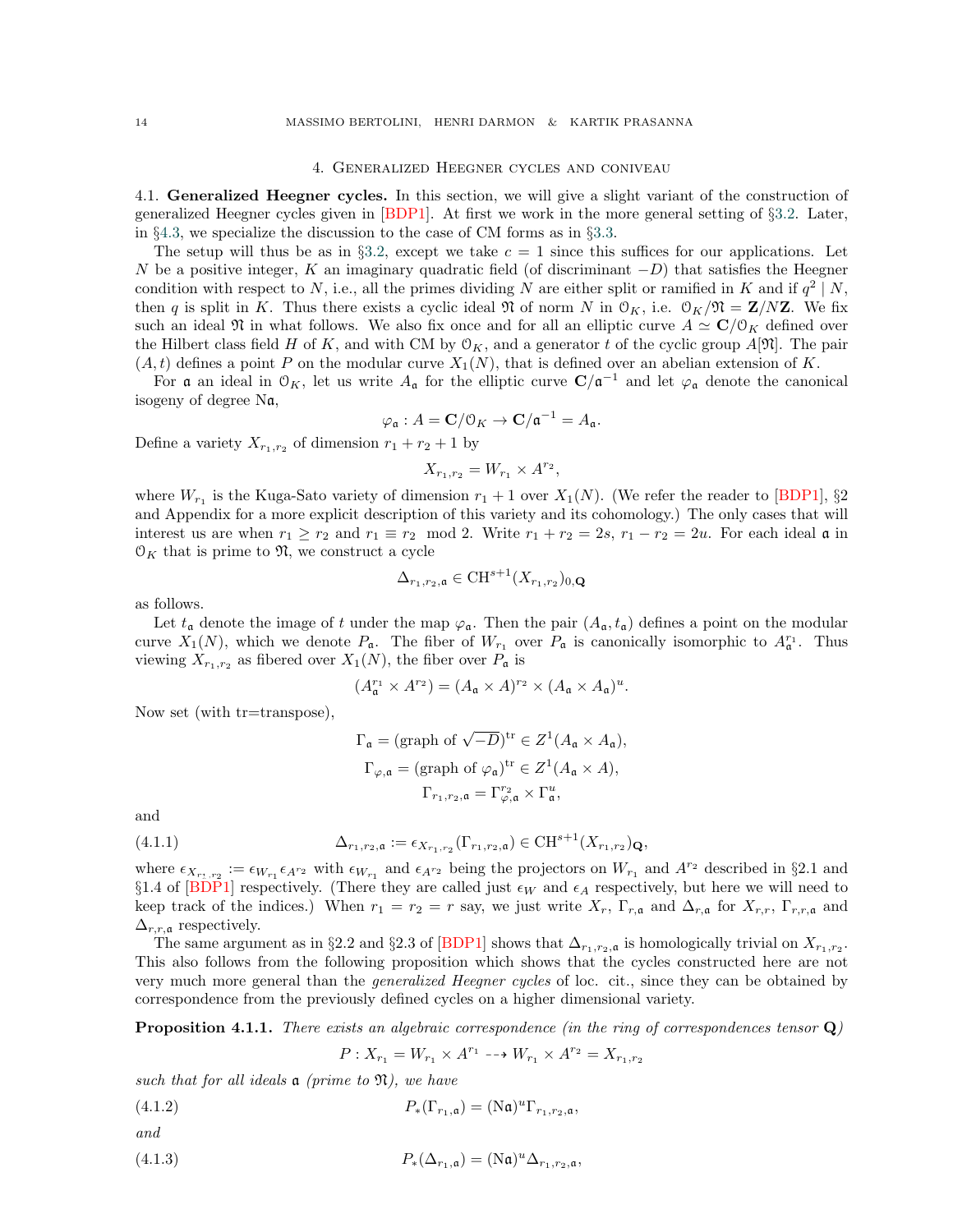## 4. Generalized Heegner cycles and coniveau

**4.1. Generalized Heegner cycles.** In this section, we will give a slight variant of the construction of generalized Heegner cycles given in [BDP1]. At first we work in the more general setting of §3.2. Later, in §4.3, we specialize the discussion to the case of CM forms as in §3.3.

The setup will thus be as in §3.2, except we take $c = 1$ since this suffices for our applications. Let $N$ be a positive integer, $K$ an imaginary quadratic field (of discriminant $-D$) that satisfies the Heegner condition with respect to $N$, i.e., all the primes dividing $N$ are either split or ramified in $K$ and if $q^2 \mid N$, then $q$ is split in $K$. Thus there exists a cyclic ideal $\mathfrak{N}$ of norm $N$ in $\mathcal{O}_K$, i.e. $\mathcal{O}_K/\mathfrak{N} = \mathbf{Z}/N\mathbf{Z}$. We fix such an ideal $\mathfrak{N}$ in what follows. We also fix once and for all an elliptic curve $A \simeq \mathbf{C}/\mathcal{O}_K$ defined over the Hilbert class field $H$ of $K$, and with CM by $\mathcal{O}_K$, and a generator $t$ of the cyclic group $A[\mathfrak{N}]$. The pair $(A, t)$ defines a point $P$ on the modular curve $X_1(N)$, that is defined over an abelian extension of $K$.

For $\mathfrak{a}$ an ideal in $\mathcal{O}_K$, let us write $A_{\mathfrak{a}}$ for the elliptic curve $\mathbf{C}/\mathfrak{a}^{-1}$ and let $\varphi_{\mathfrak{a}}$ denote the canonical isogeny of degree $\mathrm{N}\mathfrak{a}$,

$$\varphi_{\mathfrak{a}} : A = \mathbf{C}/\mathcal{O}_K \to \mathbf{C}/\mathfrak{a}^{-1} = A_{\mathfrak{a}}.$$

Define a variety $X_{r_1,r_2}$ of dimension $r_1 + r_2 + 1$ by

$$X_{r_1,r_2} = W_{r_1} \times A^{r_2},$$

where $W_{r_1}$ is the Kuga-Sato variety of dimension $r_1 + 1$ over $X_1(N)$. (We refer the reader to [BDP1], §2 and Appendix for a more explicit description of this variety and its cohomology.) The only cases that will interest us are when $r_1 \geq r_2$ and $r_1 \equiv r_2 \mod 2$. Write $r_1 + r_2 = 2s$, $r_1 - r_2 = 2u$. For each ideal $\mathfrak{a}$ in $\mathcal{O}_K$ that is prime to $\mathfrak{N}$, we construct a cycle

$$\Delta_{r_1,r_2,\mathfrak{a}} \in \mathrm{CH}^{s+1}(X_{r_1,r_2})_{0,\mathbf{Q}}$$

as follows.

Let $t_{\mathfrak{a}}$ denote the image of $t$ under the map $\varphi_{\mathfrak{a}}$. Then the pair $(A_{\mathfrak{a}}, t_{\mathfrak{a}})$ defines a point on the modular curve $X_1(N)$, which we denote $P_{\mathfrak{a}}$. The fiber of $W_{r_1}$ over $P_{\mathfrak{a}}$ is canonically isomorphic to $A_{\mathfrak{a}}^{r_1}$. Thus viewing $X_{r_1,r_2}$ as fibered over $X_1(N)$, the fiber over $P_{\mathfrak{a}}$ is

$$(A_{\mathfrak{a}}^{r_1} \times A^{r_2}) = (A_{\mathfrak{a}} \times A)^{r_2} \times (A_{\mathfrak{a}} \times A_{\mathfrak{a}})^{u}.$$

Now set (with tr=transpose),

$$\Gamma_{\mathfrak{a}} = (\text{graph of } \sqrt{-D})^{\mathrm{tr}} \in Z^1(A_{\mathfrak{a}} \times A_{\mathfrak{a}}),$$
$$\Gamma_{\varphi,\mathfrak{a}} = (\text{graph of } \varphi_{\mathfrak{a}})^{\mathrm{tr}} \in Z^1(A_{\mathfrak{a}} \times A),$$
$$\Gamma_{r_1,r_2,\mathfrak{a}} = \Gamma_{\varphi,\mathfrak{a}}^{r_2} \times \Gamma_{\mathfrak{a}}^{u},$$

and

$$\Delta_{r_1,r_2,\mathfrak{a}} := \epsilon_{X_{r_1,r_2}}(\Gamma_{r_1,r_2,\mathfrak{a}}) \in \mathrm{CH}^{s+1}(X_{r_1,r_2})_{\mathbf{Q}}, \tag{4.1.1}$$

where $\epsilon_{X_{r_1,r_2}} := \epsilon_{W_{r_1}} \epsilon_{A^{r_2}}$ with $\epsilon_{W_{r_1}}$ and $\epsilon_{A^{r_2}}$ being the projectors on $W_{r_1}$ and $A^{r_2}$ described in §2.1 and §1.4 of [BDP1] respectively. (There they are called just $\epsilon_W$ and $\epsilon_A$ respectively, but here we will need to keep track of the indices.) When $r_1 = r_2 = r$ say, we just write $X_r$, $\Gamma_{r,\mathfrak{a}}$ and $\Delta_{r,\mathfrak{a}}$ for $X_{r,r}$, $\Gamma_{r,r,\mathfrak{a}}$ and $\Delta_{r,r,\mathfrak{a}}$ respectively.

The same argument as in §2.2 and §2.3 of [BDP1] shows that $\Delta_{r_1,r_2,\mathfrak{a}}$ is homologically trivial on $X_{r_1,r_2}$. This also follows from the following proposition which shows that the cycles constructed here are not very much more general than the *generalized Heegner cycles* of loc. cit., since they can be obtained by correspondence from the previously defined cycles on a higher dimensional variety.

**Proposition 4.1.1.** *There exists an algebraic correspondence (in the ring of correspondences tensor* $\mathbf{Q}$*)*

$$P : X_{r_1} = W_{r_1} \times A^{r_1} \dashrightarrow W_{r_1} \times A^{r_2} = X_{r_1,r_2}$$

*such that for all ideals* $\mathfrak{a}$ *(prime to* $\mathfrak{N}$*), we have*

$$P_*(\Gamma_{r_1,\mathfrak{a}}) = (\mathrm{N}\mathfrak{a})^u \Gamma_{r_1,r_2,\mathfrak{a}}, \tag{4.1.2}$$

*and*

$$P_*(\Delta_{r_1,\mathfrak{a}}) = (\mathrm{N}\mathfrak{a})^u \Delta_{r_1,r_2,\mathfrak{a}}, \tag{4.1.3}$$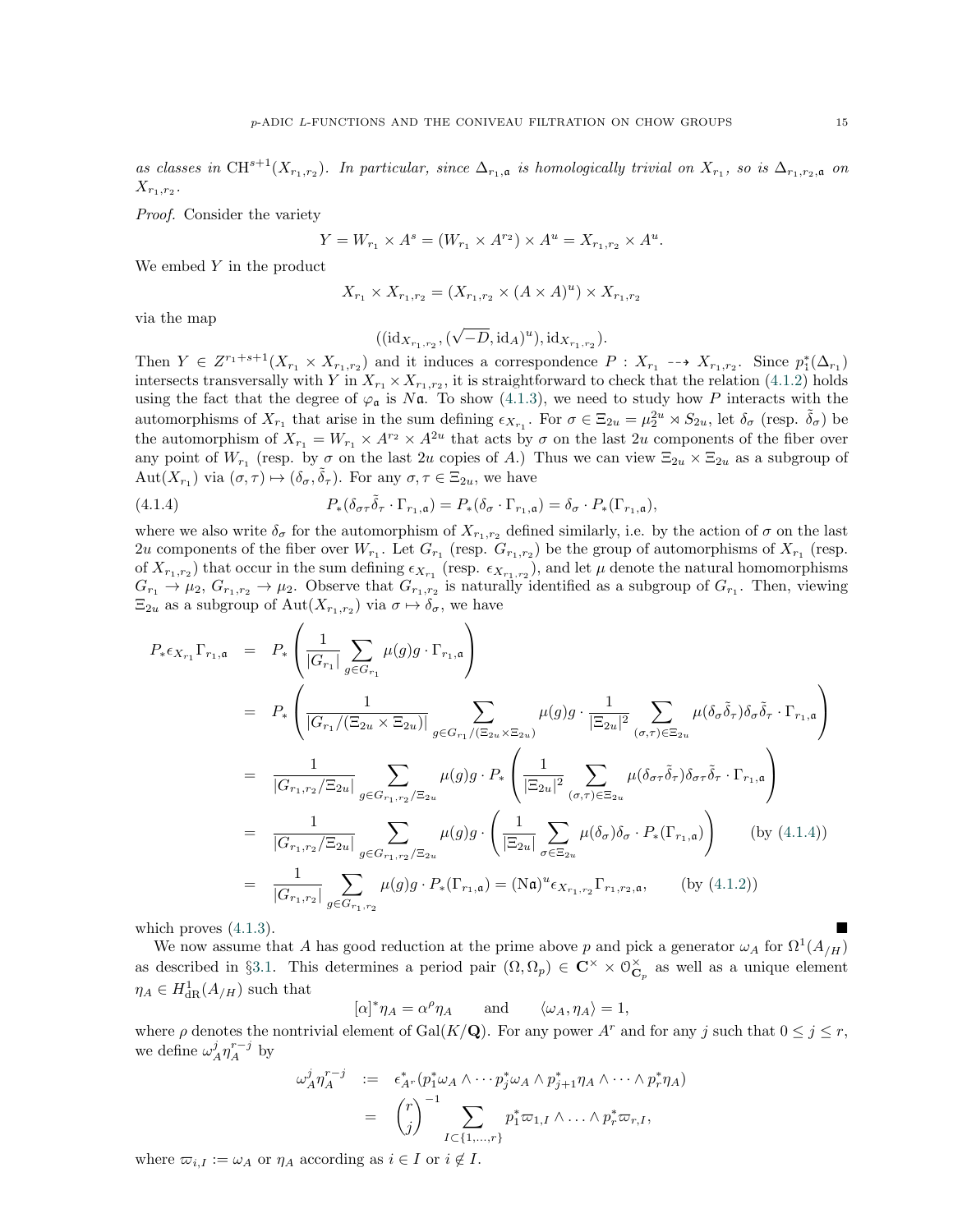*as classes in* $\mathrm{CH}^{s+1}(X_{r_1,r_2})$*. In particular, since* $\Delta_{r_1,\mathfrak{a}}$ *is homologically trivial on* $X_{r_1}$*, so is* $\Delta_{r_1,r_2,\mathfrak{a}}$ *on* $X_{r_1,r_2}$*.*

*Proof.* Consider the variety

$$Y = W_{r_1} \times A^s = (W_{r_1} \times A^{r_2}) \times A^u = X_{r_1,r_2} \times A^u.$$

We embed $Y$ in the product

$$X_{r_1} \times X_{r_1,r_2} = (X_{r_1,r_2} \times (A \times A)^u) \times X_{r_1,r_2}$$

via the map

$$((\mathrm{id}_{X_{r_1,r_2}}, (\sqrt{-D}, \mathrm{id}_A)^u), \mathrm{id}_{X_{r_1,r_2}}).$$

Then $Y \in Z^{r_1+s+1}(X_{r_1} \times X_{r_1,r_2})$ and it induces a correspondence $P : X_{r_1} \dashrightarrow X_{r_1,r_2}$. Since $p_1^*(\Delta_{r_1})$ intersects transversally with $Y$ in $X_{r_1} \times X_{r_1,r_2}$, it is straightforward to check that the relation (4.1.2) holds using the fact that the degree of $\varphi_\mathfrak{a}$ is $N\mathfrak{a}$. To show (4.1.3), we need to study how $P$ interacts with the automorphisms of $X_{r_1}$ that arise in the sum defining $\epsilon_{X_{r_1}}$. For $\sigma \in \Xi_{2u} = \mu_2^{2u} \rtimes S_{2u}$, let $\delta_\sigma$ (resp. $\tilde{\delta}_\sigma$) be the automorphism of $X_{r_1} = W_{r_1} \times A^{r_2} \times A^{2u}$ that acts by $\sigma$ on the last $2u$ components of the fiber over any point of $W_{r_1}$ (resp. by $\sigma$ on the last $2u$ copies of $A$.) Thus we can view $\Xi_{2u} \times \Xi_{2u}$ as a subgroup of $\mathrm{Aut}(X_{r_1})$ via $(\sigma, \tau) \mapsto (\delta_\sigma, \tilde{\delta}_\tau)$. For any $\sigma, \tau \in \Xi_{2u}$, we have

$$P_*(\delta_{\sigma\tau}\tilde{\delta}_\tau \cdot \Gamma_{r_1,\mathfrak{a}}) = P_*(\delta_\sigma \cdot \Gamma_{r_1,\mathfrak{a}}) = \delta_\sigma \cdot P_*(\Gamma_{r_1,\mathfrak{a}}), \tag{4.1.4}$$

where we also write $\delta_\sigma$ for the automorphism of $X_{r_1,r_2}$ defined similarly, i.e. by the action of $\sigma$ on the last $2u$ components of the fiber over $W_{r_1}$. Let $G_{r_1}$ (resp. $G_{r_1,r_2}$) be the group of automorphisms of $X_{r_1}$ (resp. of $X_{r_1,r_2}$) that occur in the sum defining $\epsilon_{X_{r_1}}$ (resp. $\epsilon_{X_{r_1,r_2}}$), and let $\mu$ denote the natural homomorphisms $G_{r_1} \to \mu_2$, $G_{r_1,r_2} \to \mu_2$. Observe that $G_{r_1,r_2}$ is naturally identified as a subgroup of $G_{r_1}$. Then, viewing $\Xi_{2u}$ as a subgroup of $\mathrm{Aut}(X_{r_1,r_2})$ via $\sigma \mapsto \delta_\sigma$, we have

$$\begin{aligned}
P_*\epsilon_{X_{r_1}}\Gamma_{r_1,\mathfrak{a}} &= P_*\left(\frac{1}{|G_{r_1}|}\sum_{g\in G_{r_1}} \mu(g) g \cdot \Gamma_{r_1,\mathfrak{a}}\right) \\
&= P_*\left(\frac{1}{|G_{r_1}/(\Xi_{2u}\times\Xi_{2u})|}\sum_{g\in G_{r_1}/(\Xi_{2u}\times\Xi_{2u})} \mu(g) g \cdot \frac{1}{|\Xi_{2u}|^2}\sum_{(\sigma,\tau)\in\Xi_{2u}} \mu(\delta_\sigma\tilde{\delta}_\tau)\delta_\sigma\tilde{\delta}_\tau \cdot \Gamma_{r_1,\mathfrak{a}}\right) \\
&= \frac{1}{|G_{r_1,r_2}/\Xi_{2u}|}\sum_{g\in G_{r_1,r_2}/\Xi_{2u}} \mu(g) g \cdot P_*\left(\frac{1}{|\Xi_{2u}|^2}\sum_{(\sigma,\tau)\in\Xi_{2u}} \mu(\delta_{\sigma\tau}\tilde{\delta}_\tau)\delta_{\sigma\tau}\tilde{\delta}_\tau \cdot \Gamma_{r_1,\mathfrak{a}}\right) \\
&= \frac{1}{|G_{r_1,r_2}/\Xi_{2u}|}\sum_{g\in G_{r_1,r_2}/\Xi_{2u}} \mu(g) g \cdot \left(\frac{1}{|\Xi_{2u}|}\sum_{\sigma\in\Xi_{2u}} \mu(\delta_\sigma)\delta_\sigma \cdot P_*(\Gamma_{r_1,\mathfrak{a}})\right) \qquad \text{(by (4.1.4))} \\
&= \frac{1}{|G_{r_1,r_2}|}\sum_{g\in G_{r_1,r_2}} \mu(g) g \cdot P_*(\Gamma_{r_1,\mathfrak{a}}) = (\mathrm{N}\mathfrak{a})^u \epsilon_{X_{r_1,r_2}}\Gamma_{r_1,r_2,\mathfrak{a}}, \qquad \text{(by (4.1.2))}
\end{aligned}$$

which proves (4.1.3). ∎

We now assume that $A$ has good reduction at the prime above $p$ and pick a generator $\omega_A$ for $\Omega^1(A_{/H})$ as described in §3.1. This determines a period pair $(\Omega, \Omega_p) \in \mathbf{C}^\times \times \mathcal{O}_{\mathbf{C}_p}^\times$ as well as a unique element $\eta_A \in H^1_{\mathrm{dR}}(A_{/H})$ such that

$$[\alpha]^*\eta_A = \alpha^\rho \eta_A \qquad \text{and} \qquad \langle \omega_A, \eta_A \rangle = 1,$$

where $\rho$ denotes the nontrivial element of $\mathrm{Gal}(K/\mathbf{Q})$. For any power $A^r$ and for any $j$ such that $0 \le j \le r$, we define $\omega_A^j \eta_A^{r-j}$ by

$$\begin{aligned}
\omega_A^j \eta_A^{r-j} &:= \epsilon_{A^r}^*(p_1^*\omega_A \wedge \cdots p_j^*\omega_A \wedge p_{j+1}^*\eta_A \wedge \cdots \wedge p_r^*\eta_A) \\
&= \binom{r}{j}^{-1} \sum_{I\subset\{1,\ldots,r\}} p_1^*\varpi_{1,I} \wedge \ldots \wedge p_r^*\varpi_{r,I},
\end{aligned}$$

where $\varpi_{i,I} := \omega_A$ or $\eta_A$ according as $i \in I$ or $i \notin I$.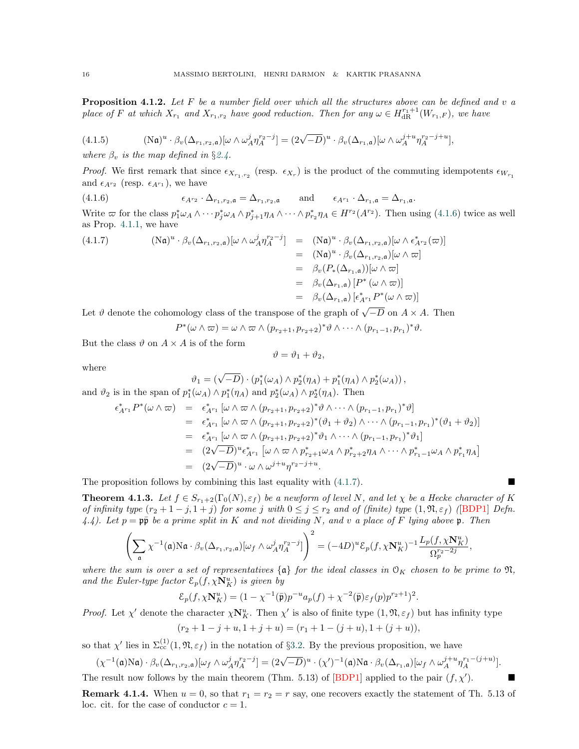**Proposition 4.1.2.** *Let $F$ be a number field over which all the structures above can be defined and $v$ a place of $F$ at which $X_{r_1}$ and $X_{r_1,r_2}$ have good reduction. Then for any $\omega \in H^{r_1+1}_{\rm dR}(W_{r_1,F})$, we have*

$$(\mathrm{N}\mathfrak{a})^u \cdot \beta_v(\Delta_{r_1,r_2,\mathfrak{a}})[\omega \wedge \omega_A^j \eta_A^{r_2-j}] = (2\sqrt{-D})^u \cdot \beta_v(\Delta_{r_1,\mathfrak{a}})[\omega \wedge \omega_A^{j+u}\eta_A^{r_2-j+u}], \tag{4.1.5}$$

*where $\beta_v$ is the map defined in §2.4.*

*Proof.* We first remark that since $\epsilon_{X_{r_1,r_2}}$ (resp. $\epsilon_{X_r}$) is the product of the commuting idempotents $\epsilon_{W_{r_1}}$ and $\epsilon_{A^{r_2}}$ (resp. $\epsilon_{A^{r_1}}$), we have

$$\epsilon_{A^{r_2}} \cdot \Delta_{r_1,r_2,\mathfrak{a}} = \Delta_{r_1,r_2,\mathfrak{a}} \qquad \text{and} \qquad \epsilon_{A^{r_1}} \cdot \Delta_{r_1,\mathfrak{a}} = \Delta_{r_1,\mathfrak{a}}. \tag{4.1.6}$$

Write $\varpi$ for the class $p_1^*\omega_A \wedge \cdots p_j^*\omega_A \wedge p_{j+1}^*\eta_A \wedge \cdots \wedge p_{r_2}^*\eta_A \in H^{r_2}(A^{r_2})$. Then using (4.1.6) twice as well as Prop. 4.1.1, we have

$$\begin{aligned}
(\mathrm{N}\mathfrak{a})^u \cdot \beta_v(\Delta_{r_1,r_2,\mathfrak{a}})[\omega \wedge \omega_A^j \eta_A^{r_2-j}] &= (\mathrm{N}\mathfrak{a})^u \cdot \beta_v(\Delta_{r_1,r_2,\mathfrak{a}})[\omega \wedge \epsilon_{A^{r_2}}^*(\varpi)] \\
&= (\mathrm{N}\mathfrak{a})^u \cdot \beta_v(\Delta_{r_1,r_2,\mathfrak{a}})[\omega \wedge \varpi] \\
&= \beta_v(P_*(\Delta_{r_1,\mathfrak{a}}))[\omega \wedge \varpi] \\
&= \beta_v(\Delta_{r_1,\mathfrak{a}})\,[P^*\,(\omega \wedge \varpi)] \\
&= \beta_v(\Delta_{r_1,\mathfrak{a}})\,[\epsilon_{A^{r_1}}^* P^*(\omega \wedge \varpi)]
\end{aligned} \tag{4.1.7}$$

Let $\vartheta$ denote the cohomology class of the transpose of the graph of $\sqrt{-D}$ on $A \times A$. Then

$$P^*(\omega \wedge \varpi) = \omega \wedge \varpi \wedge (p_{r_2+1}, p_{r_2+2})^*\vartheta \wedge \cdots \wedge (p_{r_1-1}, p_{r_1})^*\vartheta.$$

But the class $\vartheta$ on $A \times A$ is of the form

$$\vartheta = \vartheta_1 + \vartheta_2,$$

where

$$\vartheta_1 = (\sqrt{-D}) \cdot (p_1^*(\omega_A) \wedge p_2^*(\eta_A) + p_1^*(\eta_A) \wedge p_2^*(\omega_A)),$$

and $\vartheta_2$ is in the span of $p_1^*(\omega_A) \wedge p_1^*(\eta_A)$ and $p_2^*(\omega_A) \wedge p_2^*(\eta_A)$. Then

$$\begin{aligned}
\epsilon_{A^{r_1}}^* P^*(\omega \wedge \varpi) &= \epsilon_{A^{r_1}}^*\,[\omega \wedge \varpi \wedge (p_{r_2+1}, p_{r_2+2})^*\vartheta \wedge \cdots \wedge (p_{r_1-1}, p_{r_1})^*\vartheta] \\
&= \epsilon_{A^{r_1}}^*\,[\omega \wedge \varpi \wedge (p_{r_2+1}, p_{r_2+2})^*(\vartheta_1+\vartheta_2) \wedge \cdots \wedge (p_{r_1-1}, p_{r_1})^*(\vartheta_1+\vartheta_2)] \\
&= \epsilon_{A^{r_1}}^*\,[\omega \wedge \varpi \wedge (p_{r_2+1}, p_{r_2+2})^*\vartheta_1 \wedge \cdots \wedge (p_{r_1-1}, p_{r_1})^*\vartheta_1] \\
&= (2\sqrt{-D})^u \epsilon_{A^{r_1}}^*\,[\omega \wedge \varpi \wedge p_{r_2+1}^*\omega_A \wedge p_{r_2+2}^*\eta_A \wedge \cdots \wedge p_{r_1-1}^*\omega_A \wedge p_{r_1}^*\eta_A] \\
&= (2\sqrt{-D})^u \cdot \omega \wedge \omega^{j+u}\eta^{r_2-j+u}.
\end{aligned}$$

The proposition follows by combining this last equality with (4.1.7). ∎

**Theorem 4.1.3.** *Let $f \in S_{r_1+2}(\Gamma_0(N), \varepsilon_f)$ be a newform of level $N$, and let $\chi$ be a Hecke character of $K$ of infinity type $(r_2+1-j, 1+j)$ for some $j$ with $0 \le j \le r_2$ and of (finite) type $(1, \mathfrak{N}, \varepsilon_f)$ ([BDP1] Defn. 4.4). Let $p = \mathfrak{p}\bar{\mathfrak{p}}$ be a prime split in $K$ and not dividing $N$, and $v$ a place of $F$ lying above $\mathfrak{p}$. Then*

$$\left(\sum_{\mathfrak{a}} \chi^{-1}(\mathfrak{a})\mathrm{N}\mathfrak{a} \cdot \beta_v(\Delta_{r_1,r_2,\mathfrak{a}})[\omega_f \wedge \omega_A^j \eta_A^{r_2-j}]\right)^2 = (-4D)^u \mathcal{E}_p(f, \chi\mathbf{N}_K^u)^{-1} \frac{L_p(f, \chi\mathbf{N}_K^u)}{\Omega_p^{r_2-2j}},$$

*where the sum is over a set of representatives $\{\mathfrak{a}\}$ for the ideal classes in $\mathcal{O}_K$ chosen to be prime to $\mathfrak{N}$, and the Euler-type factor $\mathcal{E}_p(f, \chi\mathbf{N}_K^u)$ is given by*

$$\mathcal{E}_p(f, \chi\mathbf{N}_K^u) = (1 - \chi^{-1}(\bar{\mathfrak{p}})p^{-u}a_p(f) + \chi^{-2}(\bar{\mathfrak{p}})\varepsilon_f(p)p^{r_2+1})^2.$$

*Proof.* Let $\chi'$ denote the character $\chi\mathbf{N}_K^u$. Then $\chi'$ is also of finite type $(1, \mathfrak{N}, \varepsilon_f)$ but has infinity type

$$(r_2+1-j+u, 1+j+u) = (r_1+1-(j+u), 1+(j+u)),$$

so that $\chi'$ lies in $\Sigma_{cc}^{(1)}(1, \mathfrak{N}, \varepsilon_f)$ in the notation of §3.2. By the previous proposition, we have

$$(\chi^{-1}(\mathfrak{a})\mathrm{N}\mathfrak{a}) \cdot \beta_v(\Delta_{r_1,r_2,\mathfrak{a}})[\omega_f \wedge \omega_A^j \eta_A^{r_2-j}] = (2\sqrt{-D})^u \cdot (\chi')^{-1}(\mathfrak{a})\mathrm{N}\mathfrak{a} \cdot \beta_v(\Delta_{r_1,\mathfrak{a}})[\omega_f \wedge \omega_A^{j+u}\eta_A^{r_1-(j+u)}].$$

The result now follows by the main theorem (Thm. 5.13) of [BDP1] applied to the pair $(f, \chi')$. ∎

**Remark 4.1.4.** When $u = 0$, so that $r_1 = r_2 = r$ say, one recovers exactly the statement of Th. 5.13 of loc. cit. for the case of conductor $c = 1$.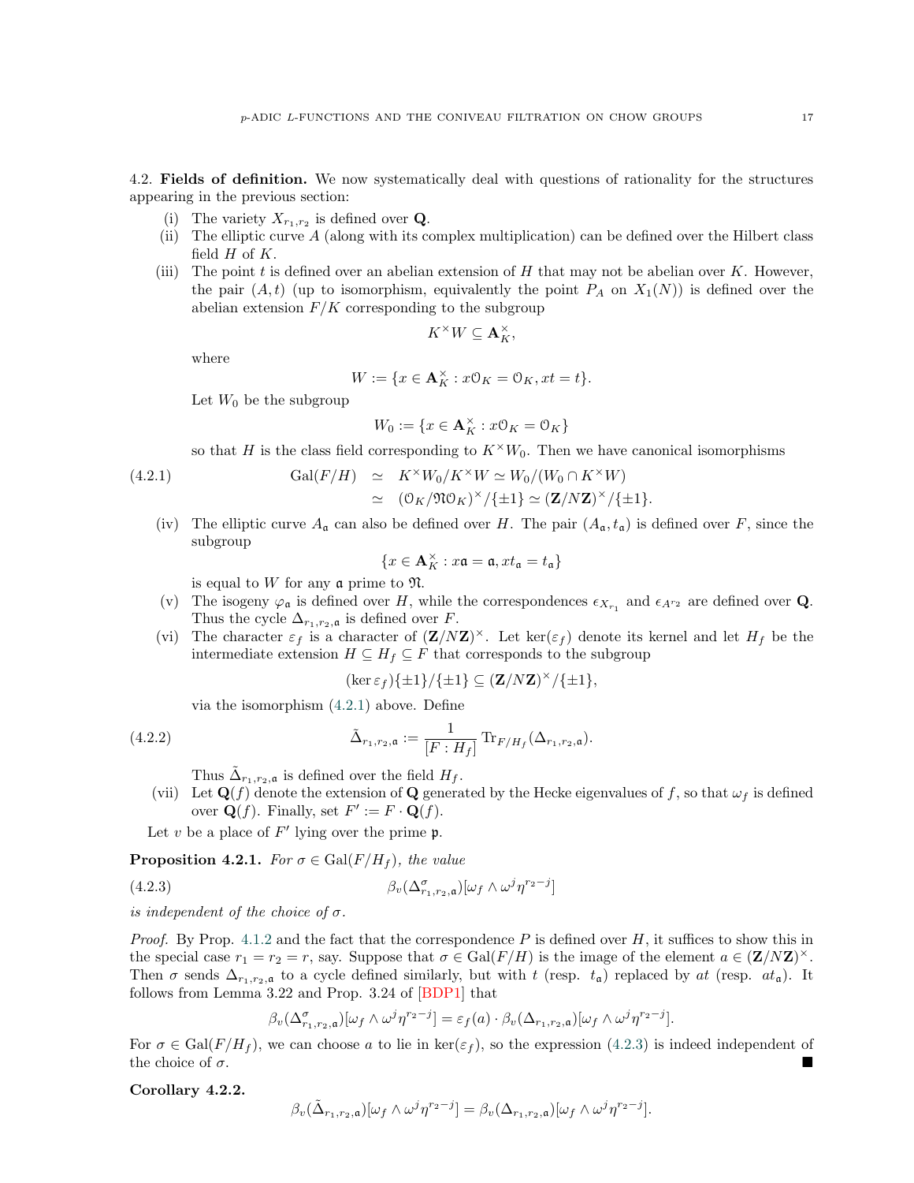4.2. **Fields of definition.** We now systematically deal with questions of rationality for the structures appearing in the previous section:

(i) The variety $X_{r_1,r_2}$ is defined over $\mathbf{Q}$.

(ii) The elliptic curve $A$ (along with its complex multiplication) can be defined over the Hilbert class field $H$ of $K$.

(iii) The point $t$ is defined over an abelian extension of $H$ that may not be abelian over $K$. However, the pair $(A,t)$ (up to isomorphism, equivalently the point $P_A$ on $X_1(N)$) is defined over the abelian extension $F/K$ corresponding to the subgroup

$$K^\times W \subseteq \mathbf{A}_K^\times,$$

where

$$W := \{x \in \mathbf{A}_K^\times : x\mathcal{O}_K = \mathcal{O}_K, xt = t\}.$$

Let $W_0$ be the subgroup

$$W_0 := \{x \in \mathbf{A}_K^\times : x\mathcal{O}_K = \mathcal{O}_K\}$$

so that $H$ is the class field corresponding to $K^\times W_0$. Then we have canonical isomorphisms

$$\begin{aligned} \operatorname{Gal}(F/H) &\simeq K^\times W_0 / K^\times W \simeq W_0/(W_0 \cap K^\times W) \\ &\simeq (\mathcal{O}_K/\mathfrak{N}\mathcal{O}_K)^\times/\{\pm 1\} \simeq (\mathbf{Z}/N\mathbf{Z})^\times/\{\pm 1\}. \end{aligned} \tag{4.2.1}$$

(iv) The elliptic curve $A_\mathfrak{a}$ can also be defined over $H$. The pair $(A_\mathfrak{a}, t_\mathfrak{a})$ is defined over $F$, since the subgroup

$$\{x \in \mathbf{A}_K^\times : x\mathfrak{a} = \mathfrak{a}, xt_\mathfrak{a} = t_\mathfrak{a}\}$$

is equal to $W$ for any $\mathfrak{a}$ prime to $\mathfrak{N}$.

(v) The isogeny $\varphi_\mathfrak{a}$ is defined over $H$, while the correspondences $\epsilon_{X_{r_1}}$ and $\epsilon_{A^{r_2}}$ are defined over $\mathbf{Q}$. Thus the cycle $\Delta_{r_1,r_2,\mathfrak{a}}$ is defined over $F$.

(vi) The character $\varepsilon_f$ is a character of $(\mathbf{Z}/N\mathbf{Z})^\times$. Let $\ker(\varepsilon_f)$ denote its kernel and let $H_f$ be the intermediate extension $H \subseteq H_f \subseteq F$ that corresponds to the subgroup

$$(\ker \varepsilon_f)\{\pm 1\}/\{\pm 1\} \subseteq (\mathbf{Z}/N\mathbf{Z})^\times/\{\pm 1\},$$

via the isomorphism (4.2.1) above. Define

$$\tilde{\Delta}_{r_1,r_2,\mathfrak{a}} := \frac{1}{[F : H_f]} \operatorname{Tr}_{F/H_f}(\Delta_{r_1,r_2,\mathfrak{a}}). \tag{4.2.2}$$

Thus $\tilde{\Delta}_{r_1,r_2,\mathfrak{a}}$ is defined over the field $H_f$.

(vii) Let $\mathbf{Q}(f)$ denote the extension of $\mathbf{Q}$ generated by the Hecke eigenvalues of $f$, so that $\omega_f$ is defined over $\mathbf{Q}(f)$. Finally, set $F' := F \cdot \mathbf{Q}(f)$.

Let $v$ be a place of $F'$ lying over the prime $\mathfrak{p}$.

**Proposition 4.2.1.** *For $\sigma \in \operatorname{Gal}(F/H_f)$, the value*

$$\beta_v(\Delta^\sigma_{r_1,r_2,\mathfrak{a}})[\omega_f \wedge \omega^j \eta^{r_2-j}] \tag{4.2.3}$$

*is independent of the choice of $\sigma$.*

*Proof.* By Prop. 4.1.2 and the fact that the correspondence $P$ is defined over $H$, it suffices to show this in the special case $r_1 = r_2 = r$, say. Suppose that $\sigma \in \operatorname{Gal}(F/H)$ is the image of the element $a \in (\mathbf{Z}/N\mathbf{Z})^\times$. Then $\sigma$ sends $\Delta_{r_1,r_2,\mathfrak{a}}$ to a cycle defined similarly, but with $t$ (resp. $t_\mathfrak{a}$) replaced by $at$ (resp. $at_\mathfrak{a}$). It follows from Lemma 3.22 and Prop. 3.24 of [BDP1] that

$$\beta_v(\Delta^\sigma_{r_1,r_2,\mathfrak{a}})[\omega_f \wedge \omega^j \eta^{r_2-j}] = \varepsilon_f(a) \cdot \beta_v(\Delta_{r_1,r_2,\mathfrak{a}})[\omega_f \wedge \omega^j \eta^{r_2-j}].$$

For $\sigma \in \operatorname{Gal}(F/H_f)$, we can choose $a$ to lie in $\ker(\varepsilon_f)$, so the expression (4.2.3) is indeed independent of the choice of $\sigma$. ∎

**Corollary 4.2.2.**

$$\beta_v(\tilde{\Delta}_{r_1,r_2,\mathfrak{a}})[\omega_f \wedge \omega^j \eta^{r_2-j}] = \beta_v(\Delta_{r_1,r_2,\mathfrak{a}})[\omega_f \wedge \omega^j \eta^{r_2-j}].$$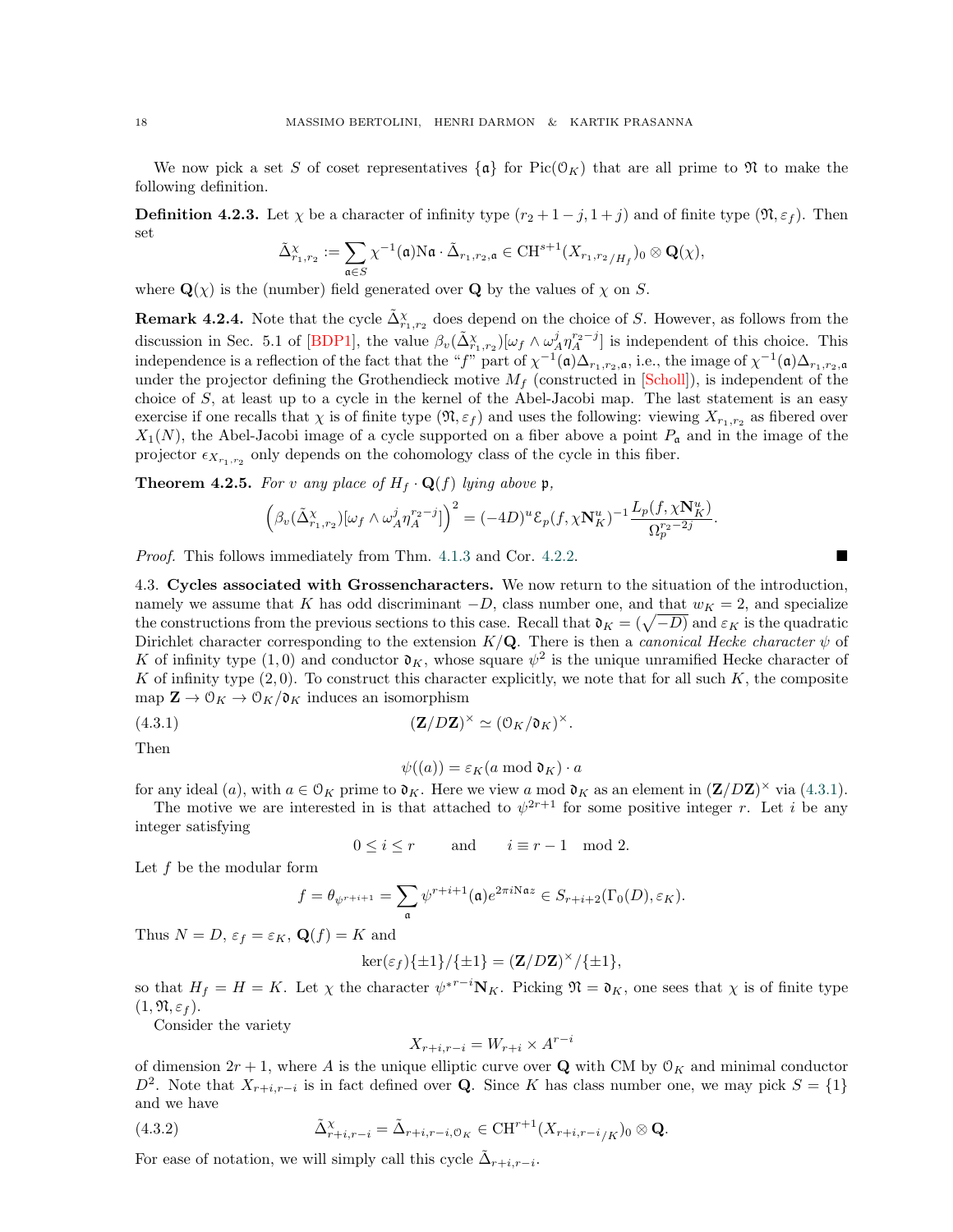We now pick a set $S$ of coset representatives $\{\mathfrak{a}\}$ for $\mathrm{Pic}(\mathcal{O}_K)$ that are all prime to $\mathfrak{N}$ to make the following definition.

**Definition 4.2.3.** Let $\chi$ be a character of infinity type $(r_2+1-j, 1+j)$ and of finite type $(\mathfrak{N}, \varepsilon_f)$. Then set

$$\tilde{\Delta}^{\chi}_{r_1,r_2} := \sum_{\mathfrak{a}\in S} \chi^{-1}(\mathfrak{a})\mathrm{N}\mathfrak{a}\cdot \tilde{\Delta}_{r_1,r_2,\mathfrak{a}} \in \mathrm{CH}^{s+1}(X_{r_1,r_2/H_f})_0 \otimes \mathbf{Q}(\chi),$$

where $\mathbf{Q}(\chi)$ is the (number) field generated over $\mathbf{Q}$ by the values of $\chi$ on $S$.

**Remark 4.2.4.** Note that the cycle $\tilde{\Delta}^{\chi}_{r_1,r_2}$ does depend on the choice of $S$. However, as follows from the discussion in Sec. 5.1 of [BDP1], the value $\beta_v(\tilde{\Delta}^{\chi}_{r_1,r_2})[\omega_f\wedge\omega_A^j\eta_A^{r_2-j}]$ is independent of this choice. This independence is a reflection of the fact that the "$f$" part of $\chi^{-1}(\mathfrak{a})\Delta_{r_1,r_2,\mathfrak{a}}$, i.e., the image of $\chi^{-1}(\mathfrak{a})\Delta_{r_1,r_2,\mathfrak{a}}$ under the projector defining the Grothendieck motive $M_f$ (constructed in [Scholl]), is independent of the choice of $S$, at least up to a cycle in the kernel of the Abel-Jacobi map. The last statement is an easy exercise if one recalls that $\chi$ is of finite type $(\mathfrak{N}, \varepsilon_f)$ and uses the following: viewing $X_{r_1,r_2}$ as fibered over $X_1(N)$, the Abel-Jacobi image of a cycle supported on a fiber above a point $P_{\mathfrak{a}}$ and in the image of the projector $\epsilon_{X_{r_1,r_2}}$ only depends on the cohomology class of the cycle in this fiber.

**Theorem 4.2.5.** *For $v$ any place of $H_f\cdot\mathbf{Q}(f)$ lying above $\mathfrak{p}$,*

$$\left(\beta_v(\tilde{\Delta}^{\chi}_{r_1,r_2})[\omega_f\wedge\omega_A^j\eta_A^{r_2-j}]\right)^2 = (-4D)^u\mathcal{E}_p(f,\chi\mathbf{N}_K^u)^{-1}\frac{L_p(f,\chi\mathbf{N}_K^u)}{\Omega_p^{r_2-2j}}.$$

*Proof.* This follows immediately from Thm. 4.1.3 and Cor. 4.2.2. ∎

4.3. **Cycles associated with Grossencharacters.** We now return to the situation of the introduction, namely we assume that $K$ has odd discriminant $-D$, class number one, and that $w_K=2$, and specialize the constructions from the previous sections to this case. Recall that $\mathfrak{d}_K=(\sqrt{-D})$ and $\varepsilon_K$ is the quadratic Dirichlet character corresponding to the extension $K/\mathbf{Q}$. There is then a *canonical Hecke character* $\psi$ of $K$ of infinity type $(1,0)$ and conductor $\mathfrak{d}_K$, whose square $\psi^2$ is the unique unramified Hecke character of $K$ of infinity type $(2,0)$. To construct this character explicitly, we note that for all such $K$, the composite map $\mathbf{Z}\to\mathcal{O}_K\to\mathcal{O}_K/\mathfrak{d}_K$ induces an isomorphism

$$(\mathbf{Z}/D\mathbf{Z})^\times \simeq (\mathcal{O}_K/\mathfrak{d}_K)^\times. \tag{4.3.1}$$

Then

$$\psi((a)) = \varepsilon_K(a \bmod \mathfrak{d}_K)\cdot a$$

for any ideal $(a)$, with $a\in\mathcal{O}_K$ prime to $\mathfrak{d}_K$. Here we view $a \bmod \mathfrak{d}_K$ as an element in $(\mathbf{Z}/D\mathbf{Z})^\times$ via (4.3.1).

The motive we are interested in is that attached to $\psi^{2r+1}$ for some positive integer $r$. Let $i$ be any integer satisfying

$$0\le i\le r \qquad \text{and} \qquad i\equiv r-1 \mod 2.$$

Let $f$ be the modular form

$$f=\theta_{\psi^{r+i+1}}=\sum_{\mathfrak{a}}\psi^{r+i+1}(\mathfrak{a})e^{2\pi i \mathrm{N}\mathfrak{a} z}\in S_{r+i+2}(\Gamma_0(D),\varepsilon_K).$$

Thus $N=D$, $\varepsilon_f=\varepsilon_K$, $\mathbf{Q}(f)=K$ and

$$\ker(\varepsilon_f)\{\pm1\}/\{\pm1\} = (\mathbf{Z}/D\mathbf{Z})^\times/\{\pm1\},$$

so that $H_f=H=K$. Let $\chi$ the character $\psi^{*r-i}\mathbf{N}_K$. Picking $\mathfrak{N}=\mathfrak{d}_K$, one sees that $\chi$ is of finite type $(1,\mathfrak{N},\varepsilon_f)$.

Consider the variety

$$X_{r+i,r-i}=W_{r+i}\times A^{r-i}$$

of dimension $2r+1$, where $A$ is the unique elliptic curve over $\mathbf{Q}$ with CM by $\mathcal{O}_K$ and minimal conductor $D^2$. Note that $X_{r+i,r-i}$ is in fact defined over $\mathbf{Q}$. Since $K$ has class number one, we may pick $S=\{1\}$ and we have

$$\tilde{\Delta}^{\chi}_{r+i,r-i}=\tilde{\Delta}_{r+i,r-i,\mathcal{O}_K}\in \mathrm{CH}^{r+1}(X_{r+i,r-i/K})_0\otimes\mathbf{Q}. \tag{4.3.2}$$

For ease of notation, we will simply call this cycle $\tilde{\Delta}_{r+i,r-i}$.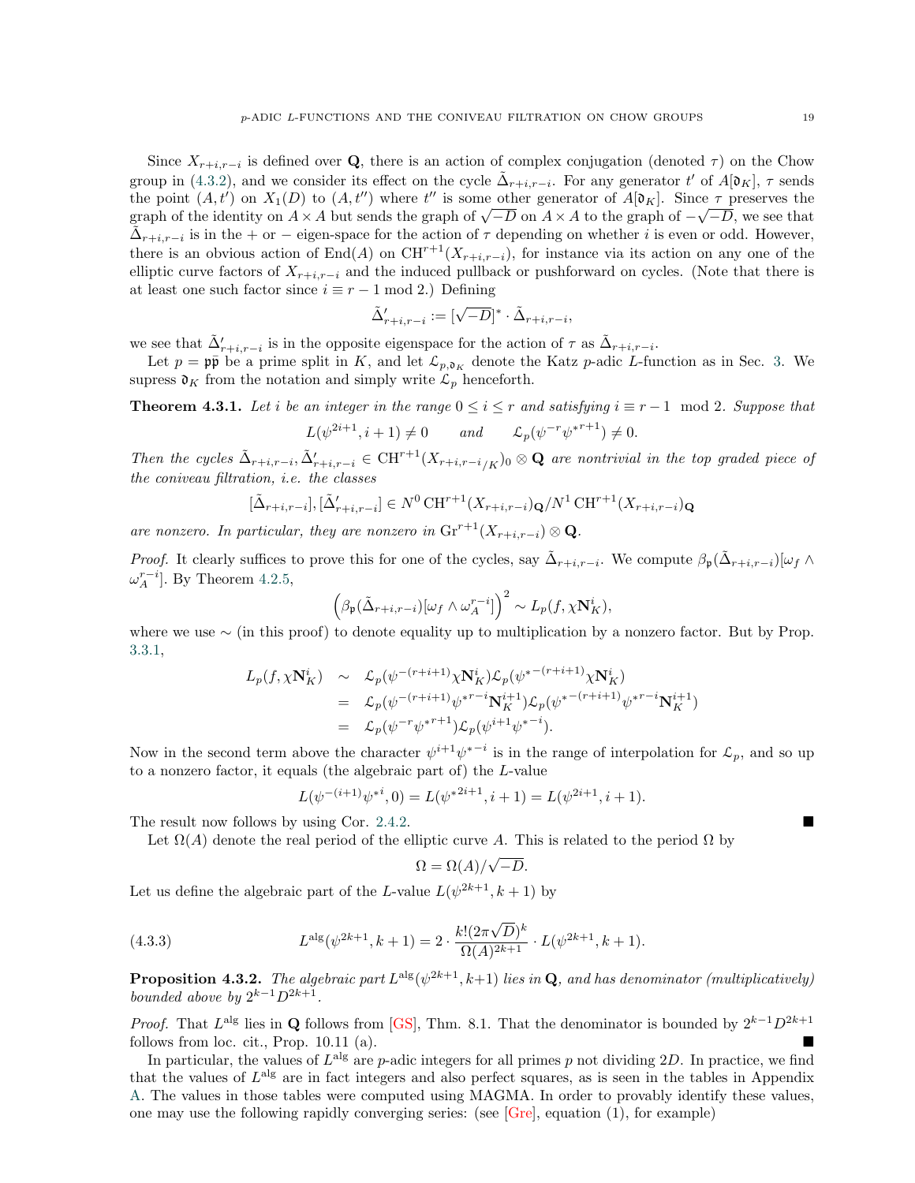Since $X_{r+i,r-i}$ is defined over $\mathbf{Q}$, there is an action of complex conjugation (denoted $\tau$) on the Chow group in (4.3.2), and we consider its effect on the cycle $\tilde{\Delta}_{r+i,r-i}$. For any generator $t'$ of $A[\mathfrak{d}_K]$, $\tau$ sends the point $(A,t')$ on $X_1(D)$ to $(A,t'')$ where $t''$ is some other generator of $A[\mathfrak{d}_K]$. Since $\tau$ preserves the graph of the identity on $A\times A$ but sends the graph of $\sqrt{-D}$ on $A\times A$ to the graph of $-\sqrt{-D}$, we see that $\tilde{\Delta}_{r+i,r-i}$ is in the $+$ or $-$ eigen-space for the action of $\tau$ depending on whether $i$ is even or odd. However, there is an obvious action of $\mathrm{End}(A)$ on $\mathrm{CH}^{r+1}(X_{r+i,r-i})$, for instance via its action on any one of the elliptic curve factors of $X_{r+i,r-i}$ and the induced pullback or pushforward on cycles. (Note that there is at least one such factor since $i \equiv r-1 \bmod 2$.) Defining

$$\tilde{\Delta}'_{r+i,r-i} := [\sqrt{-D}]^* \cdot \tilde{\Delta}_{r+i,r-i},$$

we see that $\tilde{\Delta}'_{r+i,r-i}$ is in the opposite eigenspace for the action of $\tau$ as $\tilde{\Delta}_{r+i,r-i}$.

Let $p = \mathfrak{p}\bar{\mathfrak{p}}$ be a prime split in $K$, and let $\mathcal{L}_{p,\mathfrak{d}_K}$ denote the Katz $p$-adic $L$-function as in Sec. 3. We supress $\mathfrak{d}_K$ from the notation and simply write $\mathcal{L}_p$ henceforth.

**Theorem 4.3.1.** *Let $i$ be an integer in the range $0 \le i \le r$ and satisfying $i \equiv r-1 \mod 2$. Suppose that*

$$L(\psi^{2i+1}, i+1) \neq 0 \qquad \text{and} \qquad \mathcal{L}_p(\psi^{-r}{\psi^*}^{r+1}) \neq 0.$$

*Then the cycles $\tilde{\Delta}_{r+i,r-i}, \tilde{\Delta}'_{r+i,r-i} \in \mathrm{CH}^{r+1}(X_{r+i,r-i/K})_0 \otimes \mathbf{Q}$ are nontrivial in the top graded piece of the coniveau filtration, i.e. the classes*

$$[\tilde{\Delta}_{r+i,r-i}], [\tilde{\Delta}'_{r+i,r-i}] \in N^0\,\mathrm{CH}^{r+1}(X_{r+i,r-i})_{\mathbf{Q}}/N^1\,\mathrm{CH}^{r+1}(X_{r+i,r-i})_{\mathbf{Q}}$$

*are nonzero. In particular, they are nonzero in $\mathrm{Gr}^{r+1}(X_{r+i,r-i}) \otimes \mathbf{Q}$.*

*Proof.* It clearly suffices to prove this for one of the cycles, say $\tilde{\Delta}_{r+i,r-i}$. We compute $\beta_{\mathfrak{p}}(\tilde{\Delta}_{r+i,r-i})[\omega_f \wedge \omega_A^{r-i}]$. By Theorem 4.2.5,

$$\left(\beta_{\mathfrak{p}}(\tilde{\Delta}_{r+i,r-i})[\omega_f \wedge \omega_A^{r-i}]\right)^2 \sim L_p(f, \chi \mathbf{N}_K^i),$$

where we use $\sim$ (in this proof) to denote equality up to multiplication by a nonzero factor. But by Prop. 3.3.1,

$$\begin{aligned}
L_p(f,\chi\mathbf{N}_K^i) &\sim \mathcal{L}_p(\psi^{-(r+i+1)}\chi\mathbf{N}_K^i)\mathcal{L}_p({\psi^*}^{-(r+i+1)}\chi\mathbf{N}_K^i)\\
&= \mathcal{L}_p(\psi^{-(r+i+1)}{\psi^*}^{r-i}\mathbf{N}_K^{i+1})\mathcal{L}_p({\psi^*}^{-(r+i+1)}\psi^{r-i}\mathbf{N}_K^{i+1})\\
&= \mathcal{L}_p(\psi^{-r}{\psi^*}^{r+1})\mathcal{L}_p(\psi^{i+1}{\psi^*}^{-i}).
\end{aligned}$$

Now in the second term above the character $\psi^{i+1}{\psi^*}^{-i}$ is in the range of interpolation for $\mathcal{L}_p$, and so up to a nonzero factor, it equals (the algebraic part of) the $L$-value

$$L(\psi^{-(i+1)}{\psi^*}^{i}, 0) = L({\psi^*}^{2i+1}, i+1) = L(\psi^{2i+1}, i+1).$$

The result now follows by using Cor. 2.4.2. ∎

Let $\Omega(A)$ denote the real period of the elliptic curve $A$. This is related to the period $\Omega$ by

$$\Omega = \Omega(A)/\sqrt{-D}.$$

Let us define the algebraic part of the $L$-value $L(\psi^{2k+1}, k+1)$ by

$$L^{\mathrm{alg}}(\psi^{2k+1}, k+1) = 2 \cdot \frac{k!(2\pi\sqrt{D})^k}{\Omega(A)^{2k+1}} \cdot L(\psi^{2k+1}, k+1). \tag{4.3.3}$$

**Proposition 4.3.2.** *The algebraic part $L^{\mathrm{alg}}(\psi^{2k+1}, k+1)$ lies in $\mathbf{Q}$, and has denominator (multiplicatively) bounded above by $2^{k-1}D^{2k+1}$.*

*Proof.* That $L^{\mathrm{alg}}$ lies in $\mathbf{Q}$ follows from [GS], Thm. 8.1. That the denominator is bounded by $2^{k-1}D^{2k+1}$ follows from loc. cit., Prop. 10.11 (a). ∎

In particular, the values of $L^{\mathrm{alg}}$ are $p$-adic integers for all primes $p$ not dividing $2D$. In practice, we find that the values of $L^{\mathrm{alg}}$ are in fact integers and also perfect squares, as is seen in the tables in Appendix A. The values in those tables were computed using MAGMA. In order to provably identify these values, one may use the following rapidly converging series: (see [Gre], equation (1), for example)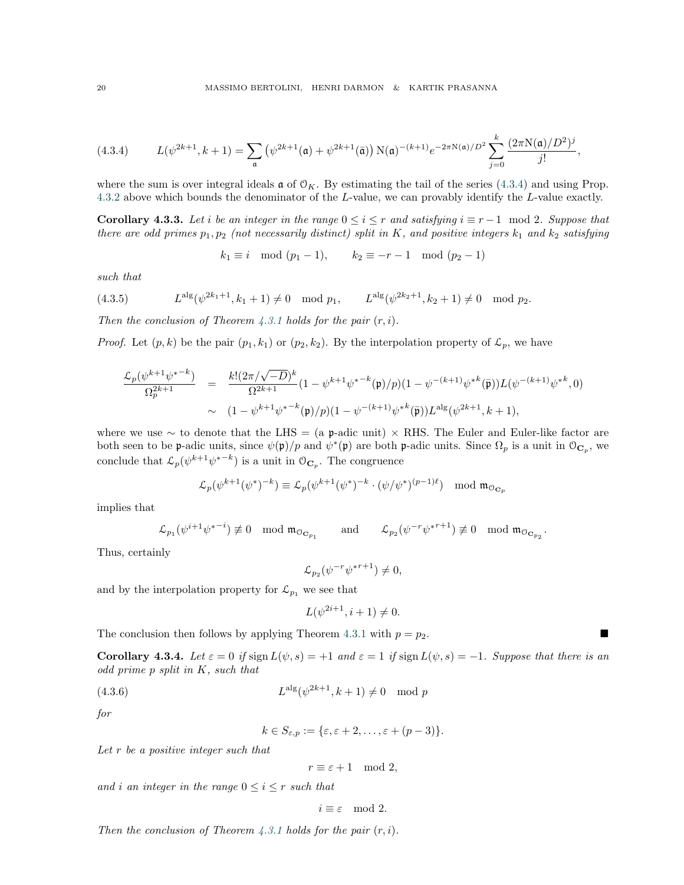$$L(\psi^{2k+1}, k+1) = \sum_{\mathfrak{a}} \left(\psi^{2k+1}(\mathfrak{a}) + \psi^{2k+1}(\bar{\mathfrak{a}})\right) \mathrm{N}(\mathfrak{a})^{-(k+1)} e^{-2\pi \mathrm{N}(\mathfrak{a})/D^2} \sum_{j=0}^{k} \frac{(2\pi \mathrm{N}(\mathfrak{a})/D^2)^j}{j!}, \tag{4.3.4}$$

where the sum is over integral ideals $\mathfrak{a}$ of $\mathcal{O}_K$. By estimating the tail of the series (4.3.4) and using Prop. 4.3.2 above which bounds the denominator of the $L$-value, we can provably identify the $L$-value exactly.

**Corollary 4.3.3.** *Let $i$ be an integer in the range $0 \le i \le r$ and satisfying $i \equiv r-1 \mod 2$. Suppose that there are odd primes $p_1, p_2$ (not necessarily distinct) split in $K$, and positive integers $k_1$ and $k_2$ satisfying*

$$k_1 \equiv i \mod (p_1 - 1), \qquad k_2 \equiv -r-1 \mod (p_2 - 1)$$

*such that*

$$L^{\mathrm{alg}}(\psi^{2k_1+1}, k_1+1) \neq 0 \mod p_1, \qquad L^{\mathrm{alg}}(\psi^{2k_2+1}, k_2+1) \neq 0 \mod p_2. \tag{4.3.5}$$

*Then the conclusion of Theorem 4.3.1 holds for the pair $(r, i)$.*

*Proof.* Let $(p, k)$ be the pair $(p_1, k_1)$ or $(p_2, k_2)$. By the interpolation property of $\mathcal{L}_p$, we have

$$\begin{aligned}
\frac{\mathcal{L}_p(\psi^{k+1}\psi^{*-k})}{\Omega_p^{2k+1}} &= \frac{k!(2\pi/\sqrt{-D})^k}{\Omega^{2k+1}} (1 - \psi^{k+1}\psi^{*-k}(\mathfrak{p})/p)(1 - \psi^{-(k+1)}\psi^{*k}(\bar{\mathfrak{p}}))L(\psi^{-(k+1)}\psi^{*k}, 0) \\
&\sim (1 - \psi^{k+1}\psi^{*-k}(\mathfrak{p})/p)(1 - \psi^{-(k+1)}\psi^{*k}(\bar{\mathfrak{p}}))L^{\mathrm{alg}}(\psi^{2k+1}, k+1),
\end{aligned}$$

where we use $\sim$ to denote that the LHS = (a $\mathfrak{p}$-adic unit) $\times$ RHS. The Euler and Euler-like factor are both seen to be $\mathfrak{p}$-adic units, since $\psi(\mathfrak{p})/p$ and $\psi^*(\mathfrak{p})$ are both $\mathfrak{p}$-adic units. Since $\Omega_p$ is a unit in $\mathcal{O}_{\mathbf{C}_p}$, we conclude that $\mathcal{L}_p(\psi^{k+1}\psi^{*-k})$ is a unit in $\mathcal{O}_{\mathbf{C}_p}$. The congruence

$$\mathcal{L}_p(\psi^{k+1}(\psi^*)^{-k}) \equiv \mathcal{L}_p(\psi^{k+1}(\psi^*)^{-k} \cdot (\psi/\psi^*)^{(p-1)\ell}) \mod \mathfrak{m}_{\mathcal{O}_{\mathbf{C}_p}}$$

implies that

$$\mathcal{L}_{p_1}(\psi^{i+1}\psi^{*-i}) \not\equiv 0 \mod \mathfrak{m}_{\mathcal{O}_{\mathbf{C}_{p_1}}} \qquad \text{and} \qquad \mathcal{L}_{p_2}(\psi^{-r}\psi^{*r+1}) \not\equiv 0 \mod \mathfrak{m}_{\mathcal{O}_{\mathbf{C}_{p_2}}}.$$

Thus, certainly

$$\mathcal{L}_{p_2}(\psi^{-r}\psi^{*r+1}) \neq 0,$$

and by the interpolation property for $\mathcal{L}_{p_1}$ we see that

$$L(\psi^{2i+1}, i+1) \neq 0.$$

The conclusion then follows by applying Theorem 4.3.1 with $p = p_2$. ∎

**Corollary 4.3.4.** *Let $\varepsilon = 0$ if $\operatorname{sign} L(\psi, s) = +1$ and $\varepsilon = 1$ if $\operatorname{sign} L(\psi, s) = -1$. Suppose that there is an odd prime $p$ split in $K$, such that*

$$L^{\mathrm{alg}}(\psi^{2k+1}, k+1) \neq 0 \mod p \tag{4.3.6}$$

*for*

$$k \in S_{\varepsilon,p} := \{\varepsilon, \varepsilon + 2, \ldots, \varepsilon + (p-3)\}.$$

*Let $r$ be a positive integer such that*

$$r \equiv \varepsilon + 1 \mod 2,$$

*and $i$ an integer in the range $0 \le i \le r$ such that*

$$i \equiv \varepsilon \mod 2.$$

*Then the conclusion of Theorem 4.3.1 holds for the pair $(r, i)$.*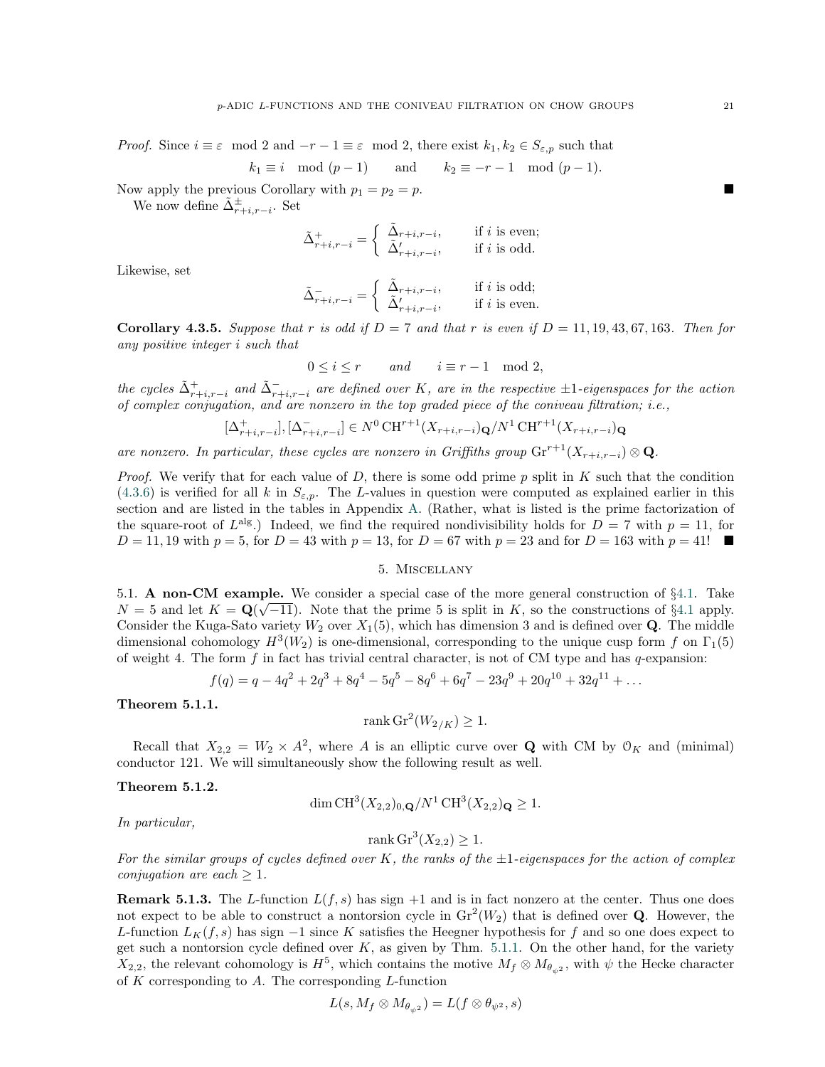*Proof.* Since $i \equiv \varepsilon \mod 2$ and $-r-1 \equiv \varepsilon \mod 2$, there exist $k_1, k_2 \in S_{\varepsilon,p}$ such that

$$k_1 \equiv i \mod (p-1) \qquad \text{and} \qquad k_2 \equiv -r-1 \mod (p-1).$$

Now apply the previous Corollary with $p_1 = p_2 = p$. ∎

We now define $\tilde{\Delta}^{\pm}_{r+i,r-i}$. Set

$$\tilde{\Delta}^{+}_{r+i,r-i} = \begin{cases} \tilde{\Delta}_{r+i,r-i}, & \text{if } i \text{ is even;} \\ \tilde{\Delta}'_{r+i,r-i}, & \text{if } i \text{ is odd.} \end{cases}$$

Likewise, set

$$\tilde{\Delta}^{-}_{r+i,r-i} = \begin{cases} \tilde{\Delta}_{r+i,r-i}, & \text{if } i \text{ is odd;} \\ \tilde{\Delta}'_{r+i,r-i}, & \text{if } i \text{ is even.} \end{cases}$$

**Corollary 4.3.5.** *Suppose that $r$ is odd if $D = 7$ and that $r$ is even if $D = 11, 19, 43, 67, 163$. Then for any positive integer $i$ such that*

$$0 \le i \le r \qquad \text{and} \qquad i \equiv r-1 \mod 2,$$

*the cycles $\tilde{\Delta}^{+}_{r+i,r-i}$ and $\tilde{\Delta}^{-}_{r+i,r-i}$ are defined over $K$, are in the respective $\pm 1$-eigenspaces for the action of complex conjugation, and are nonzero in the top graded piece of the coniveau filtration; i.e.,*

$$[\Delta^{+}_{r+i,r-i}], [\Delta^{-}_{r+i,r-i}] \in N^0\,\mathrm{CH}^{r+1}(X_{r+i,r-i})_{\mathbf{Q}}/N^1\,\mathrm{CH}^{r+1}(X_{r+i,r-i})_{\mathbf{Q}}$$

*are nonzero. In particular, these cycles are nonzero in Griffiths group $\mathrm{Gr}^{r+1}(X_{r+i,r-i}) \otimes \mathbf{Q}$.*

*Proof.* We verify that for each value of $D$, there is some odd prime $p$ split in $K$ such that the condition (4.3.6) is verified for all $k$ in $S_{\varepsilon,p}$. The $L$-values in question were computed as explained earlier in this section and are listed in the tables in Appendix A. (Rather, what is listed is the prime factorization of the square-root of $L^{\mathrm{alg}}$.) Indeed, we find the required nondivisibility holds for $D = 7$ with $p = 11$, for $D = 11, 19$ with $p = 5$, for $D = 43$ with $p = 13$, for $D = 67$ with $p = 23$ and for $D = 163$ with $p = 41$! ∎

## 5. Miscellany

5.1. **A non-CM example.** We consider a special case of the more general construction of §4.1. Take $N = 5$ and let $K = \mathbf{Q}(\sqrt{-11})$. Note that the prime 5 is split in $K$, so the constructions of §4.1 apply. Consider the Kuga-Sato variety $W_2$ over $X_1(5)$, which has dimension 3 and is defined over $\mathbf{Q}$. The middle dimensional cohomology $H^3(W_2)$ is one-dimensional, corresponding to the unique cusp form $f$ on $\Gamma_1(5)$ of weight 4. The form $f$ in fact has trivial central character, is not of CM type and has $q$-expansion:

$$f(q) = q - 4q^2 + 2q^3 + 8q^4 - 5q^5 - 8q^6 + 6q^7 - 23q^9 + 20q^{10} + 32q^{11} + \ldots$$

**Theorem 5.1.1.**

$$\mathrm{rank}\,\mathrm{Gr}^2(W_{2/K}) \ge 1.$$

Recall that $X_{2,2} = W_2 \times A^2$, where $A$ is an elliptic curve over $\mathbf{Q}$ with CM by $\mathcal{O}_K$ and (minimal) conductor 121. We will simultaneously show the following result as well.

**Theorem 5.1.2.**

$$\dim \mathrm{CH}^3(X_{2,2})_{0,\mathbf{Q}}/N^1\,\mathrm{CH}^3(X_{2,2})_{\mathbf{Q}} \ge 1.$$

*In particular,*

$$\mathrm{rank}\,\mathrm{Gr}^3(X_{2,2}) \ge 1.$$

*For the similar groups of cycles defined over $K$, the ranks of the $\pm 1$-eigenspaces for the action of complex conjugation are each $\ge 1$.*

**Remark 5.1.3.** The $L$-function $L(f, s)$ has sign $+1$ and is in fact nonzero at the center. Thus one does not expect to be able to construct a nontorsion cycle in $\mathrm{Gr}^2(W_2)$ that is defined over $\mathbf{Q}$. However, the $L$-function $L_K(f, s)$ has sign $-1$ since $K$ satisfies the Heegner hypothesis for $f$ and so one does expect to get such a nontorsion cycle defined over $K$, as given by Thm. 5.1.1. On the other hand, for the variety $X_{2,2}$, the relevant cohomology is $H^5$, which contains the motive $M_f \otimes M_{\theta_{\psi^2}}$, with $\psi$ the Hecke character of $K$ corresponding to $A$. The corresponding $L$-function

$$L(s, M_f \otimes M_{\theta_{\psi^2}}) = L(f \otimes \theta_{\psi^2}, s)$$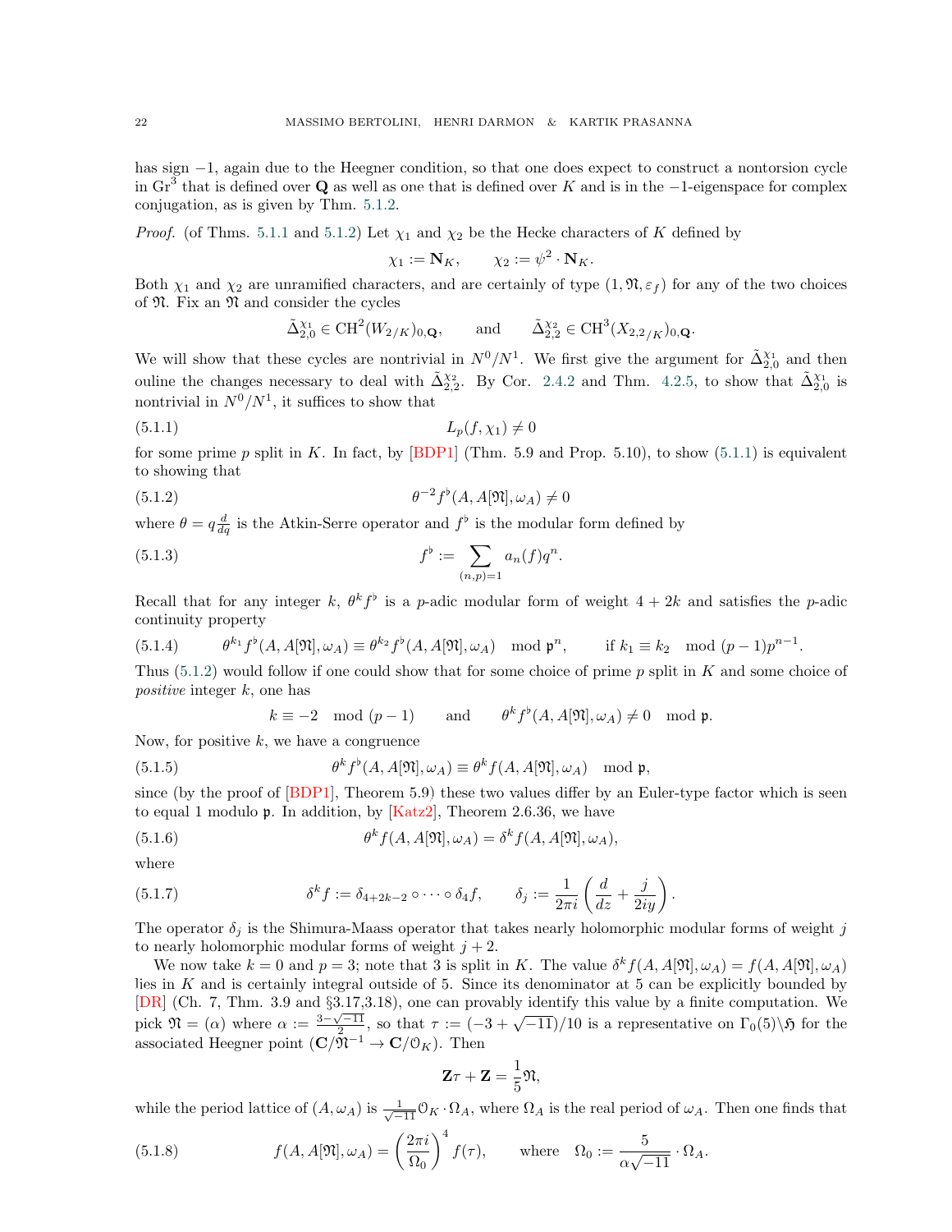has sign $-1$, again due to the Heegner condition, so that one does expect to construct a nontorsion cycle in $\mathrm{Gr}^3$ that is defined over $\mathbf{Q}$ as well as one that is defined over $K$ and is in the $-1$-eigenspace for complex conjugation, as is given by Thm. 5.1.2.

*Proof.* (of Thms. 5.1.1 and 5.1.2) Let $\chi_1$ and $\chi_2$ be the Hecke characters of $K$ defined by

$$\chi_1 := \mathbf{N}_K, \qquad \chi_2 := \psi^2 \cdot \mathbf{N}_K.$$

Both $\chi_1$ and $\chi_2$ are unramified characters, and are certainly of type $(1, \mathfrak{N}, \varepsilon_f)$ for any of the two choices of $\mathfrak{N}$. Fix an $\mathfrak{N}$ and consider the cycles

$$\tilde{\Delta}_{2,0}^{\chi_1} \in \mathrm{CH}^2(W_{2/K})_{0,\mathbf{Q}}, \qquad \text{and} \qquad \tilde{\Delta}_{2,2}^{\chi_2} \in \mathrm{CH}^3(X_{2,2/K})_{0,\mathbf{Q}}.$$

We will show that these cycles are nontrivial in $N^0/N^1$. We first give the argument for $\tilde{\Delta}_{2,0}^{\chi_1}$ and then ouline the changes necessary to deal with $\tilde{\Delta}_{2,2}^{\chi_2}$. By Cor. 2.4.2 and Thm. 4.2.5, to show that $\tilde{\Delta}_{2,0}^{\chi_1}$ is nontrivial in $N^0/N^1$, it suffices to show that

$$L_p(f, \chi_1) \neq 0 \tag{5.1.1}$$

for some prime $p$ split in $K$. In fact, by [BDP1] (Thm. 5.9 and Prop. 5.10), to show (5.1.1) is equivalent to showing that

$$\theta^{-2} f^\flat(A, A[\mathfrak{N}], \omega_A) \neq 0 \tag{5.1.2}$$

where $\theta = q\frac{d}{dq}$ is the Atkin-Serre operator and $f^\flat$ is the modular form defined by

$$f^\flat := \sum_{(n,p)=1} a_n(f) q^n. \tag{5.1.3}$$

Recall that for any integer $k$, $\theta^k f^\flat$ is a $p$-adic modular form of weight $4+2k$ and satisfies the $p$-adic continuity property

$$\theta^{k_1} f^\flat(A, A[\mathfrak{N}], \omega_A) \equiv \theta^{k_2} f^\flat(A, A[\mathfrak{N}], \omega_A) \mod \mathfrak{p}^n, \qquad \text{if } k_1 \equiv k_2 \mod (p-1)p^{n-1}. \tag{5.1.4}$$

Thus (5.1.2) would follow if one could show that for some choice of prime $p$ split in $K$ and some choice of *positive* integer $k$, one has

$$k \equiv -2 \mod (p-1) \qquad \text{and} \qquad \theta^k f^\flat(A, A[\mathfrak{N}], \omega_A) \neq 0 \mod \mathfrak{p}.$$

Now, for positive $k$, we have a congruence

$$\theta^k f^\flat(A, A[\mathfrak{N}], \omega_A) \equiv \theta^k f(A, A[\mathfrak{N}], \omega_A) \mod \mathfrak{p}, \tag{5.1.5}$$

since (by the proof of [BDP1], Theorem 5.9) these two values differ by an Euler-type factor which is seen to equal 1 modulo $\mathfrak{p}$. In addition, by [Katz2], Theorem 2.6.36, we have

$$\theta^k f(A, A[\mathfrak{N}], \omega_A) = \delta^k f(A, A[\mathfrak{N}], \omega_A), \tag{5.1.6}$$

where

$$\delta^k f := \delta_{4+2k-2} \circ \cdots \circ \delta_4 f, \qquad \delta_j := \frac{1}{2\pi i}\left(\frac{d}{dz} + \frac{j}{2iy}\right). \tag{5.1.7}$$

The operator $\delta_j$ is the Shimura-Maass operator that takes nearly holomorphic modular forms of weight $j$ to nearly holomorphic modular forms of weight $j+2$.

We now take $k=0$ and $p=3$; note that 3 is split in $K$. The value $\delta^k f(A, A[\mathfrak{N}], \omega_A) = f(A, A[\mathfrak{N}], \omega_A)$ lies in $K$ and is certainly integral outside of 5. Since its denominator at 5 can be explicitly bounded by [DR] (Ch. 7, Thm. 3.9 and §3.17,3.18), one can provably identify this value by a finite computation. We pick $\mathfrak{N} = (\alpha)$ where $\alpha := \frac{3-\sqrt{-11}}{2}$, so that $\tau := (-3+\sqrt{-11})/10$ is a representative on $\Gamma_0(5)\backslash\mathfrak{H}$ for the associated Heegner point $(\mathbf{C}/\mathfrak{N}^{-1} \to \mathbf{C}/\mathcal{O}_K)$. Then

$$\mathbf{Z}\tau + \mathbf{Z} = \frac{1}{5}\mathfrak{N},$$

while the period lattice of $(A, \omega_A)$ is $\frac{1}{\sqrt{-11}}\mathcal{O}_K \cdot \Omega_A$, where $\Omega_A$ is the real period of $\omega_A$. Then one finds that

$$f(A, A[\mathfrak{N}], \omega_A) = \left(\frac{2\pi i}{\Omega_0}\right)^4 f(\tau), \qquad \text{where} \quad \Omega_0 := \frac{5}{\alpha\sqrt{-11}} \cdot \Omega_A. \tag{5.1.8}$$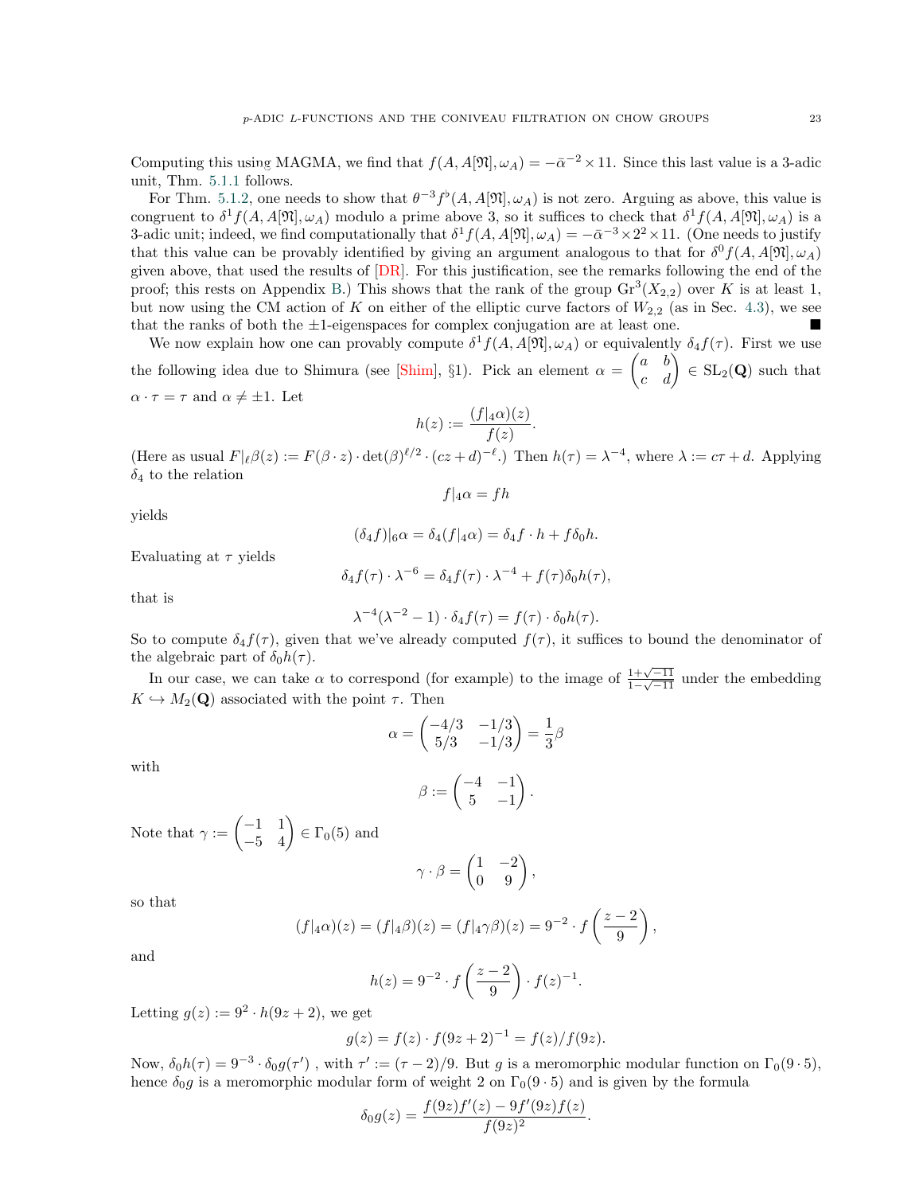Computing this using MAGMA, we find that $f(A, A[\mathfrak{N}], \omega_A) = -\bar{\alpha}^{-2} \times 11$. Since this last value is a 3-adic unit, Thm. 5.1.1 follows.

For Thm. 5.1.2, one needs to show that $\theta^{-3} f^\flat(A, A[\mathfrak{N}], \omega_A)$ is not zero. Arguing as above, this value is congruent to $\delta^1 f(A, A[\mathfrak{N}], \omega_A)$ modulo a prime above 3, so it suffices to check that $\delta^1 f(A, A[\mathfrak{N}], \omega_A)$ is a 3-adic unit; indeed, we find computationally that $\delta^1 f(A, A[\mathfrak{N}], \omega_A) = -\bar{\alpha}^{-3} \times 2^2 \times 11$. (One needs to justify that this value can be provably identified by giving an argument analogous to that for $\delta^0 f(A, A[\mathfrak{N}], \omega_A)$ given above, that used the results of [DR]. For this justification, see the remarks following the end of the proof; this rests on Appendix B.) This shows that the rank of the group $\mathrm{Gr}^3(X_{2,2})$ over $K$ is at least 1, but now using the CM action of $K$ on either of the elliptic curve factors of $W_{2,2}$ (as in Sec. 4.3), we see that the ranks of both the $\pm 1$-eigenspaces for complex conjugation are at least one. ∎

We now explain how one can provably compute $\delta^1 f(A, A[\mathfrak{N}], \omega_A)$ or equivalently $\delta_4 f(\tau)$. First we use the following idea due to Shimura (see [Shim], §1). Pick an element $\alpha = \begin{pmatrix} a & b \\ c & d \end{pmatrix} \in \mathrm{SL}_2(\mathbf{Q})$ such that $\alpha \cdot \tau = \tau$ and $\alpha \neq \pm 1$. Let

$$h(z) := \frac{(f|_4\alpha)(z)}{f(z)}.$$

(Here as usual $F|_\ell \beta(z) := F(\beta \cdot z) \cdot \det(\beta)^{\ell/2} \cdot (cz+d)^{-\ell}$.) Then $h(\tau) = \lambda^{-4}$, where $\lambda := c\tau + d$. Applying $\delta_4$ to the relation

$$f|_4\alpha = fh$$

yields

$$(\delta_4 f)|_6 \alpha = \delta_4(f|_4\alpha) = \delta_4 f \cdot h + f \delta_0 h.$$

Evaluating at $\tau$ yields

$$\delta_4 f(\tau) \cdot \lambda^{-6} = \delta_4 f(\tau) \cdot \lambda^{-4} + f(\tau)\delta_0 h(\tau),$$

that is

$$\lambda^{-4}(\lambda^{-2} - 1) \cdot \delta_4 f(\tau) = f(\tau) \cdot \delta_0 h(\tau).$$

So to compute $\delta_4 f(\tau)$, given that we've already computed $f(\tau)$, it suffices to bound the denominator of the algebraic part of $\delta_0 h(\tau)$.

In our case, we can take $\alpha$ to correspond (for example) to the image of $\frac{1+\sqrt{-11}}{1-\sqrt{-11}}$ under the embedding $K \hookrightarrow M_2(\mathbf{Q})$ associated with the point $\tau$. Then

$$\alpha = \begin{pmatrix} -4/3 & -1/3 \\ 5/3 & -1/3 \end{pmatrix} = \frac{1}{3}\beta$$

with

$$\beta := \begin{pmatrix} -4 & -1 \\ 5 & -1 \end{pmatrix}.$$

Note that $\gamma := \begin{pmatrix} -1 & 1 \\ -5 & 4 \end{pmatrix} \in \Gamma_0(5)$ and

$$\gamma \cdot \beta = \begin{pmatrix} 1 & -2 \\ 0 & 9 \end{pmatrix},$$

so that

$$(f|_4\alpha)(z) = (f|_4\beta)(z) = (f|_4\gamma\beta)(z) = 9^{-2} \cdot f\left(\frac{z-2}{9}\right),$$

and

$$h(z) = 9^{-2} \cdot f\left(\frac{z-2}{9}\right) \cdot f(z)^{-1}.$$

Letting $g(z) := 9^2 \cdot h(9z+2)$, we get

$$g(z) = f(z) \cdot f(9z+2)^{-1} = f(z)/f(9z).$$

Now, $\delta_0 h(\tau) = 9^{-3} \cdot \delta_0 g(\tau')$ , with $\tau' := (\tau - 2)/9$. But $g$ is a meromorphic modular function on $\Gamma_0(9 \cdot 5)$, hence $\delta_0 g$ is a meromorphic modular form of weight 2 on $\Gamma_0(9 \cdot 5)$ and is given by the formula

$$\delta_0 g(z) = \frac{f(9z)f'(z) - 9f'(9z)f(z)}{f(9z)^2}.$$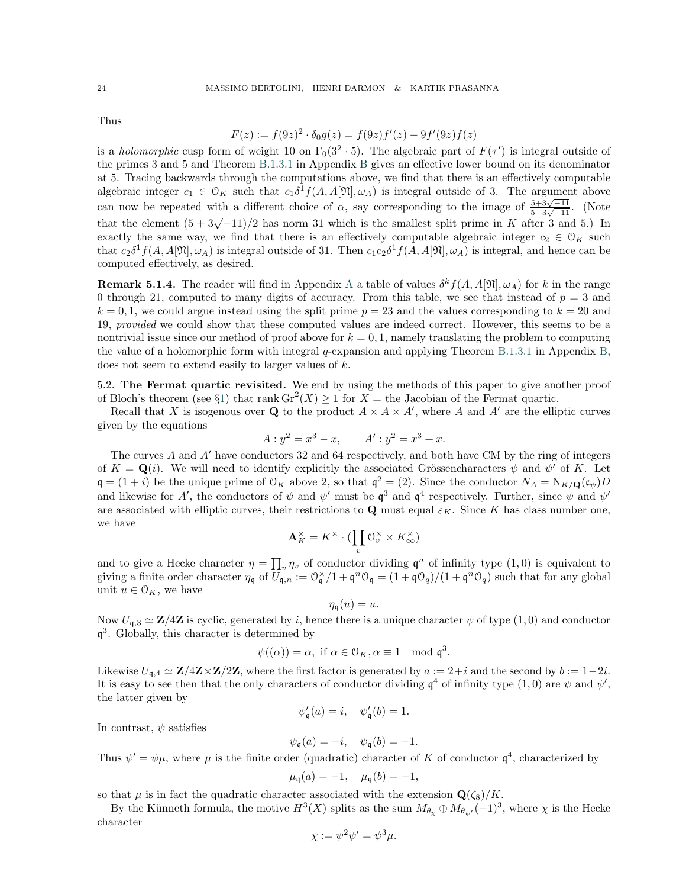Thus

$$F(z) := f(9z)^2 \cdot \delta_0 g(z) = f(9z)f'(z) - 9f'(9z)f(z)$$

is a *holomorphic* cusp form of weight 10 on $\Gamma_0(3^2 \cdot 5)$. The algebraic part of $F(\tau')$ is integral outside of the primes 3 and 5 and Theorem B.1.3.1 in Appendix B gives an effective lower bound on its denominator at 5. Tracing backwards through the computations above, we find that there is an effectively computable algebraic integer $c_1 \in \mathcal{O}_K$ such that $c_1 \delta^1 f(A, A[\mathfrak{N}], \omega_A)$ is integral outside of 3. The argument above can now be repeated with a different choice of $\alpha$, say corresponding to the image of $\frac{5+3\sqrt{-11}}{5-3\sqrt{-11}}$. (Note that the element $(5+3\sqrt{-11})/2$ has norm 31 which is the smallest split prime in $K$ after 3 and 5.) In exactly the same way, we find that there is an effectively computable algebraic integer $c_2 \in \mathcal{O}_K$ such that $c_2 \delta^1 f(A, A[\mathfrak{N}], \omega_A)$ is integral outside of 31. Then $c_1 c_2 \delta^1 f(A, A[\mathfrak{N}], \omega_A)$ is integral, and hence can be computed effectively, as desired.

**Remark 5.1.4.** The reader will find in Appendix A a table of values $\delta^k f(A, A[\mathfrak{N}], \omega_A)$ for $k$ in the range 0 through 21, computed to many digits of accuracy. From this table, we see that instead of $p = 3$ and $k = 0, 1$, we could argue instead using the split prime $p = 23$ and the values corresponding to $k = 20$ and 19, *provided* we could show that these computed values are indeed correct. However, this seems to be a nontrivial issue since our method of proof above for $k = 0, 1$, namely translating the problem to computing the value of a holomorphic form with integral $q$-expansion and applying Theorem B.1.3.1 in Appendix B, does not seem to extend easily to larger values of $k$.

### 5.2. The Fermat quartic revisited.

We end by using the methods of this paper to give another proof of Bloch's theorem (see §1) that rank $\mathrm{Gr}^2(X) \geq 1$ for $X =$ the Jacobian of the Fermat quartic.

Recall that $X$ is isogenous over $\mathbf{Q}$ to the product $A \times A \times A'$, where $A$ and $A'$ are the elliptic curves given by the equations

$$A : y^2 = x^3 - x, \qquad A' : y^2 = x^3 + x.$$

The curves $A$ and $A'$ have conductors 32 and 64 respectively, and both have CM by the ring of integers of $K = \mathbf{Q}(i)$. We will need to identify explicitly the associated Grössencharacters $\psi$ and $\psi'$ of $K$. Let $\mathfrak{q} = (1+i)$ be the unique prime of $\mathcal{O}_K$ above 2, so that $\mathfrak{q}^2 = (2)$. Since the conductor $N_A = \mathrm{N}_{K/\mathbf{Q}}(\mathfrak{c}_\psi)D$ and likewise for $A'$, the conductors of $\psi$ and $\psi'$ must be $\mathfrak{q}^3$ and $\mathfrak{q}^4$ respectively. Further, since $\psi$ and $\psi'$ are associated with elliptic curves, their restrictions to $\mathbf{Q}$ must equal $\varepsilon_K$. Since $K$ has class number one, we have

$$\mathbf{A}_K^\times = K^\times \cdot (\prod_v \mathcal{O}_v^\times \times K_\infty^\times)$$

and to give a Hecke character $\eta = \prod_v \eta_v$ of conductor dividing $\mathfrak{q}^n$ of infinity type $(1,0)$ is equivalent to giving a finite order character $\eta_\mathfrak{q}$ of $U_{\mathfrak{q},n} := \mathcal{O}_\mathfrak{q}^\times / 1 + \mathfrak{q}^n \mathcal{O}_\mathfrak{q} = (1+\mathfrak{q}\mathcal{O}_\mathfrak{q})/(1+\mathfrak{q}^n \mathcal{O}_q)$ such that for any global unit $u \in \mathcal{O}_K$, we have

$$\eta_\mathfrak{q}(u) = u.$$

Now $U_{\mathfrak{q},3} \simeq \mathbf{Z}/4\mathbf{Z}$ is cyclic, generated by $i$, hence there is a unique character $\psi$ of type $(1,0)$ and conductor $\mathfrak{q}^3$. Globally, this character is determined by

$$\psi((\alpha)) = \alpha, \text{ if } \alpha \in \mathcal{O}_K, \alpha \equiv 1 \mod \mathfrak{q}^3.$$

Likewise $U_{\mathfrak{q},4} \simeq \mathbf{Z}/4\mathbf{Z} \times \mathbf{Z}/2\mathbf{Z}$, where the first factor is generated by $a := 2+i$ and the second by $b := 1-2i$. It is easy to see then that the only characters of conductor dividing $\mathfrak{q}^4$ of infinity type $(1,0)$ are $\psi$ and $\psi'$, the latter given by

$$\psi'_\mathfrak{q}(a) = i, \quad \psi'_\mathfrak{q}(b) = 1.$$

In contrast, $\psi$ satisfies

$$\psi_\mathfrak{q}(a) = -i, \quad \psi_\mathfrak{q}(b) = -1.$$

Thus $\psi' = \psi\mu$, where $\mu$ is the finite order (quadratic) character of $K$ of conductor $\mathfrak{q}^4$, characterized by

$$\mu_\mathfrak{q}(a) = -1, \quad \mu_\mathfrak{q}(b) = -1,$$

so that $\mu$ is in fact the quadratic character associated with the extension $\mathbf{Q}(\zeta_8)/K$.

By the Künneth formula, the motive $H^3(X)$ splits as the sum $M_{\theta_\chi} \oplus M_{\theta_{\psi'}}(-1)^3$, where $\chi$ is the Hecke character

$$\chi := \psi^2\psi' = \psi^3\mu.$$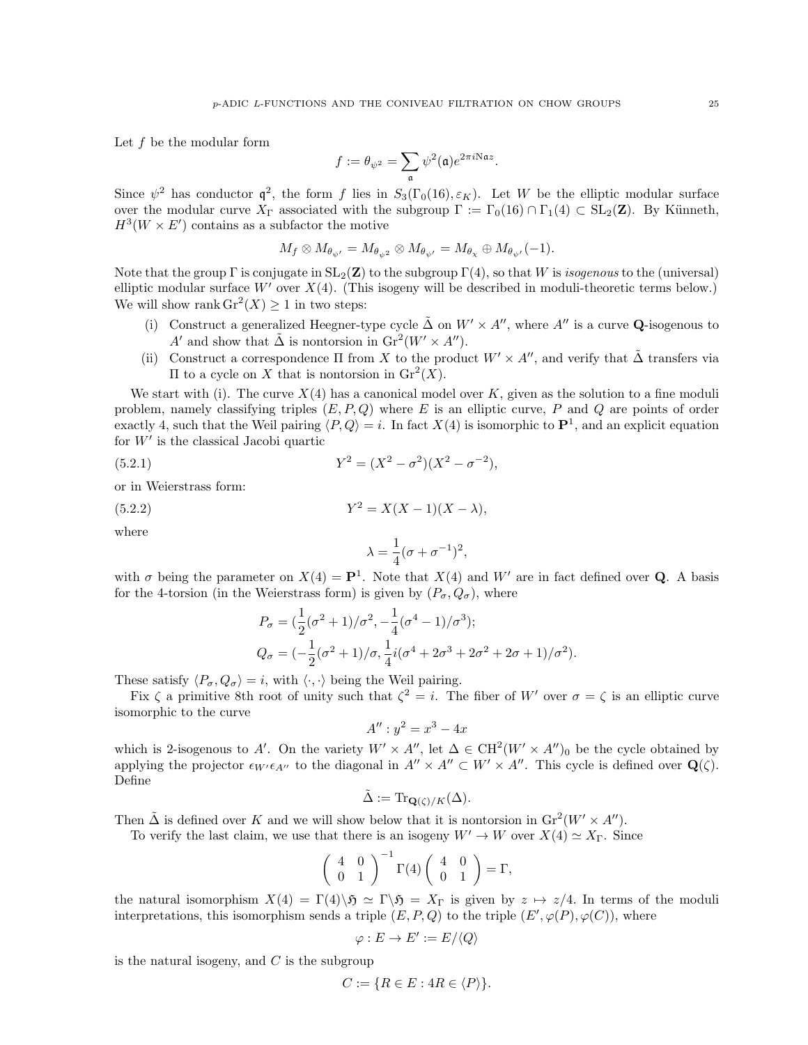Let $f$ be the modular form

$$f := \theta_{\psi^2} = \sum_{\mathfrak{a}} \psi^2(\mathfrak{a}) e^{2\pi i \mathrm{N}\mathfrak{a} z}.$$

Since $\psi^2$ has conductor $\mathfrak{q}^2$, the form $f$ lies in $S_3(\Gamma_0(16), \varepsilon_K)$. Let $W$ be the elliptic modular surface over the modular curve $X_\Gamma$ associated with the subgroup $\Gamma := \Gamma_0(16) \cap \Gamma_1(4) \subset \mathrm{SL}_2(\mathbf{Z})$. By Künneth, $H^3(W \times E')$ contains as a subfactor the motive

$$M_f \otimes M_{\theta_{\psi'}} = M_{\theta_{\psi^2}} \otimes M_{\theta_{\psi'}} = M_{\theta_\chi} \oplus M_{\theta_{\psi'}}(-1).$$

Note that the group $\Gamma$ is conjugate in $\mathrm{SL}_2(\mathbf{Z})$ to the subgroup $\Gamma(4)$, so that $W$ is *isogenous* to the (universal) elliptic modular surface $W'$ over $X(4)$. (This isogeny will be described in moduli-theoretic terms below.) We will show $\operatorname{rank} \mathrm{Gr}^2(X) \geq 1$ in two steps:

(i) Construct a generalized Heegner-type cycle $\tilde{\Delta}$ on $W' \times A''$, where $A''$ is a curve $\mathbf{Q}$-isogenous to $A'$ and show that $\tilde{\Delta}$ is nontorsion in $\mathrm{Gr}^2(W' \times A'')$.

(ii) Construct a correspondence $\Pi$ from $X$ to the product $W' \times A''$, and verify that $\tilde{\Delta}$ transfers via $\Pi$ to a cycle on $X$ that is nontorsion in $\mathrm{Gr}^2(X)$.

We start with (i). The curve $X(4)$ has a canonical model over $K$, given as the solution to a fine moduli problem, namely classifying triples $(E, P, Q)$ where $E$ is an elliptic curve, $P$ and $Q$ are points of order exactly 4, such that the Weil pairing $\langle P, Q \rangle = i$. In fact $X(4)$ is isomorphic to $\mathbf{P}^1$, and an explicit equation for $W'$ is the classical Jacobi quartic

$$Y^2 = (X^2 - \sigma^2)(X^2 - \sigma^{-2}), \tag{5.2.1}$$

or in Weierstrass form:

$$Y^2 = X(X-1)(X-\lambda), \tag{5.2.2}$$

where

$$\lambda = \frac{1}{4}(\sigma + \sigma^{-1})^2,$$

with $\sigma$ being the parameter on $X(4) = \mathbf{P}^1$. Note that $X(4)$ and $W'$ are in fact defined over $\mathbf{Q}$. A basis for the 4-torsion (in the Weierstrass form) is given by $(P_\sigma, Q_\sigma)$, where

$$P_\sigma = \left(\frac{1}{2}(\sigma^2+1)/\sigma^2, -\frac{1}{4}(\sigma^4 - 1)/\sigma^3\right);$$
$$Q_\sigma = \left(-\frac{1}{2}(\sigma^2+1)/\sigma, \frac{1}{4} i(\sigma^4 + 2\sigma^3 + 2\sigma^2 + 2\sigma + 1)/\sigma^2\right).$$

These satisfy $\langle P_\sigma, Q_\sigma \rangle = i$, with $\langle \cdot, \cdot \rangle$ being the Weil pairing.

Fix $\zeta$ a primitive 8th root of unity such that $\zeta^2 = i$. The fiber of $W'$ over $\sigma = \zeta$ is an elliptic curve isomorphic to the curve

$$A'' : y^2 = x^3 - 4x$$

which is 2-isogenous to $A'$. On the variety $W' \times A''$, let $\Delta \in \mathrm{CH}^2(W' \times A'')_0$ be the cycle obtained by applying the projector $\epsilon_{W'} \epsilon_{A''}$ to the diagonal in $A'' \times A'' \subset W' \times A''$. This cycle is defined over $\mathbf{Q}(\zeta)$. Define

$$\tilde{\Delta} := \mathrm{Tr}_{\mathbf{Q}(\zeta)/K}(\Delta).$$

Then $\tilde{\Delta}$ is defined over $K$ and we will show below that it is nontorsion in $\mathrm{Gr}^2(W' \times A'')$.

To verify the last claim, we use that there is an isogeny $W' \to W$ over $X(4) \simeq X_\Gamma$. Since

$$\begin{pmatrix} 4 & 0 \\ 0 & 1 \end{pmatrix}^{-1} \Gamma(4) \begin{pmatrix} 4 & 0 \\ 0 & 1 \end{pmatrix} = \Gamma,$$

the natural isomorphism $X(4) = \Gamma(4) \backslash \mathfrak{H} \simeq \Gamma \backslash \mathfrak{H} = X_\Gamma$ is given by $z \mapsto z/4$. In terms of the moduli interpretations, this isomorphism sends a triple $(E, P, Q)$ to the triple $(E', \varphi(P), \varphi(C))$, where

$$\varphi : E \to E' := E/\langle Q \rangle$$

is the natural isogeny, and $C$ is the subgroup

$$C := \{R \in E : 4R \in \langle P \rangle\}.$$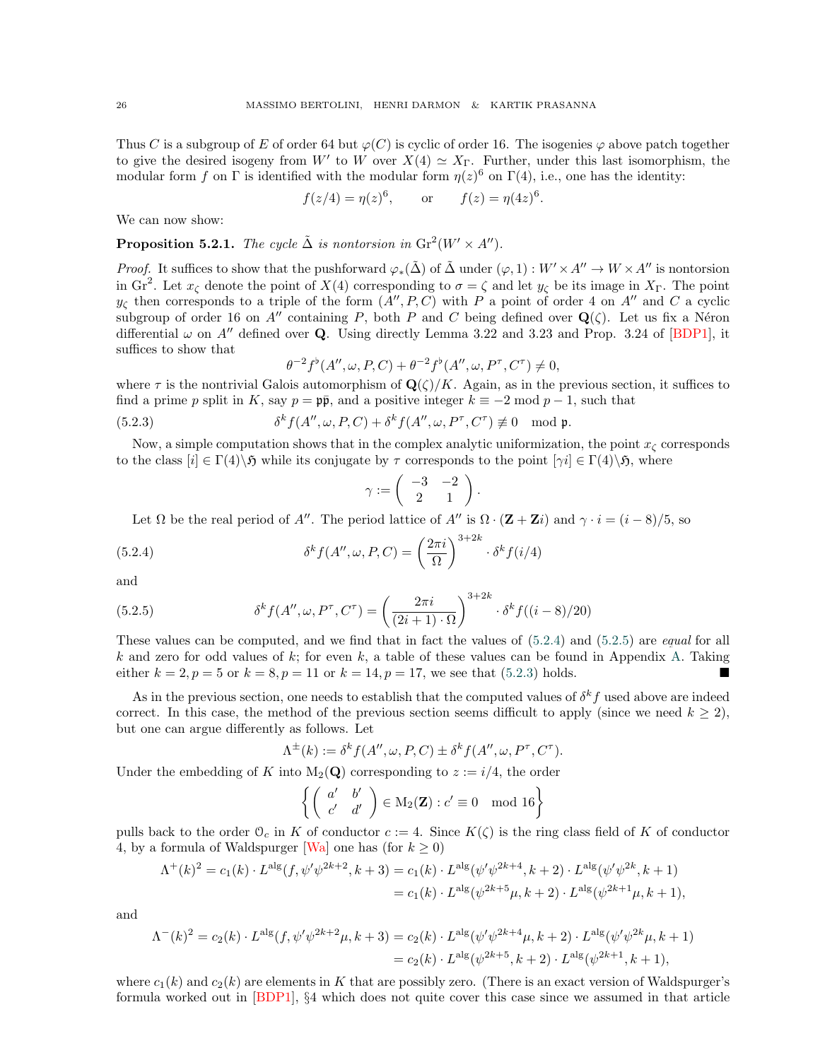Thus $C$ is a subgroup of $E$ of order 64 but $\varphi(C)$ is cyclic of order 16. The isogenies $\varphi$ above patch together to give the desired isogeny from $W'$ to $W$ over $X(4) \simeq X_\Gamma$. Further, under this last isomorphism, the modular form $f$ on $\Gamma$ is identified with the modular form $\eta(z)^6$ on $\Gamma(4)$, i.e., one has the identity:

$$f(z/4) = \eta(z)^6, \qquad \text{or} \qquad f(z) = \eta(4z)^6.$$

We can now show:

**Proposition 5.2.1.** *The cycle $\tilde{\Delta}$ is nontorsion in $\mathrm{Gr}^2(W' \times A'')$.*

*Proof.* It suffices to show that the pushforward $\varphi_*(\tilde{\Delta})$ of $\tilde{\Delta}$ under $(\varphi, 1) : W' \times A'' \to W \times A''$ is nontorsion in $\mathrm{Gr}^2$. Let $x_\zeta$ denote the point of $X(4)$ corresponding to $\sigma = \zeta$ and let $y_\zeta$ be its image in $X_\Gamma$. The point $y_\zeta$ then corresponds to a triple of the form $(A'', P, C)$ with $P$ a point of order 4 on $A''$ and $C$ a cyclic subgroup of order 16 on $A''$ containing $P$, both $P$ and $C$ being defined over $\mathbf{Q}(\zeta)$. Let us fix a Néron differential $\omega$ on $A''$ defined over $\mathbf{Q}$. Using directly Lemma 3.22 and 3.23 and Prop. 3.24 of [BDP1], it suffices to show that

$$\theta^{-2} f^\flat(A'', \omega, P, C) + \theta^{-2} f^\flat(A'', \omega, P^\tau, C^\tau) \neq 0,$$

where $\tau$ is the nontrivial Galois automorphism of $\mathbf{Q}(\zeta)/K$. Again, as in the previous section, it suffices to find a prime $p$ split in $K$, say $p = \mathfrak{p}\bar{\mathfrak{p}}$, and a positive integer $k \equiv -2 \bmod p-1$, such that

$$\delta^k f(A'', \omega, P, C) + \delta^k f(A'', \omega, P^\tau, C^\tau) \not\equiv 0 \mod \mathfrak{p}. \tag{5.2.3}$$

Now, a simple computation shows that in the complex analytic uniformization, the point $x_\zeta$ corresponds to the class $[i] \in \Gamma(4)\backslash\mathfrak{H}$ while its conjugate by $\tau$ corresponds to the point $[\gamma i] \in \Gamma(4)\backslash\mathfrak{H}$, where

$$\gamma := \begin{pmatrix} -3 & -2 \\ 2 & 1 \end{pmatrix}.$$

Let $\Omega$ be the real period of $A''$. The period lattice of $A''$ is $\Omega \cdot (\mathbf{Z} + \mathbf{Z}i)$ and $\gamma \cdot i = (i-8)/5$, so

$$\delta^k f(A'', \omega, P, C) = \left(\frac{2\pi i}{\Omega}\right)^{3+2k} \cdot \delta^k f(i/4) \tag{5.2.4}$$

and

$$\delta^k f(A'', \omega, P^\tau, C^\tau) = \left(\frac{2\pi i}{(2i+1)\cdot\Omega}\right)^{3+2k} \cdot \delta^k f((i-8)/20) \tag{5.2.5}$$

These values can be computed, and we find that in fact the values of (5.2.4) and (5.2.5) are *equal* for all $k$ and zero for odd values of $k$; for even $k$, a table of these values can be found in Appendix A. Taking either $k = 2, p = 5$ or $k = 8, p = 11$ or $k = 14, p = 17$, we see that (5.2.3) holds. ∎

As in the previous section, one needs to establish that the computed values of $\delta^k f$ used above are indeed correct. In this case, the method of the previous section seems difficult to apply (since we need $k \geq 2$), but one can argue differently as follows. Let

$$\Lambda^\pm(k) := \delta^k f(A'', \omega, P, C) \pm \delta^k f(A'', \omega, P^\tau, C^\tau).$$

Under the embedding of $K$ into $\mathrm{M}_2(\mathbf{Q})$ corresponding to $z := i/4$, the order

$$\left\{ \begin{pmatrix} a' & b' \\ c' & d' \end{pmatrix} \in \mathrm{M}_2(\mathbf{Z}) : c' \equiv 0 \mod 16 \right\}$$

pulls back to the order $\mathcal{O}_c$ in $K$ of conductor $c := 4$. Since $K(\zeta)$ is the ring class field of $K$ of conductor 4, by a formula of Waldspurger [Wa] one has (for $k \geq 0$)

$$\begin{aligned}
\Lambda^+(k)^2 = c_1(k) \cdot L^{\mathrm{alg}}(f, \psi'\psi^{2k+2}, k+3) &= c_1(k) \cdot L^{\mathrm{alg}}(\psi'\psi^{2k+4}, k+2) \cdot L^{\mathrm{alg}}(\psi'\psi^{2k}, k+1) \\
&= c_1(k) \cdot L^{\mathrm{alg}}(\psi^{2k+5}\mu, k+2) \cdot L^{\mathrm{alg}}(\psi^{2k+1}\mu, k+1),
\end{aligned}$$

and

$$\begin{aligned}
\Lambda^-(k)^2 = c_2(k) \cdot L^{\mathrm{alg}}(f, \psi'\psi^{2k+2}\mu, k+3) &= c_2(k) \cdot L^{\mathrm{alg}}(\psi'\psi^{2k+4}\mu, k+2) \cdot L^{\mathrm{alg}}(\psi'\psi^{2k}\mu, k+1) \\
&= c_2(k) \cdot L^{\mathrm{alg}}(\psi^{2k+5}, k+2) \cdot L^{\mathrm{alg}}(\psi^{2k+1}, k+1),
\end{aligned}$$

where $c_1(k)$ and $c_2(k)$ are elements in $K$ that are possibly zero. (There is an exact version of Waldspurger's formula worked out in [BDP1], §4 which does not quite cover this case since we assumed in that article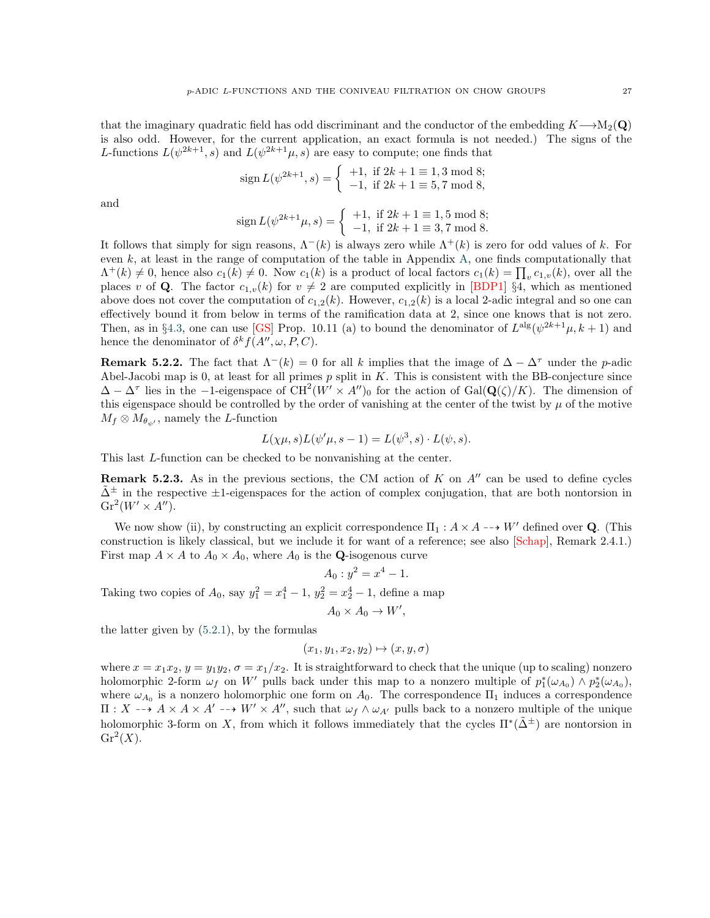that the imaginary quadratic field has odd discriminant and the conductor of the embedding $K \longrightarrow \mathrm{M}_2(\mathbf{Q})$ is also odd. However, for the current application, an exact formula is not needed.) The signs of the $L$-functions $L(\psi^{2k+1}, s)$ and $L(\psi^{2k+1}\mu, s)$ are easy to compute; one finds that

$$\operatorname{sign} L(\psi^{2k+1}, s) = \begin{cases} +1, & \text{if } 2k+1 \equiv 1, 3 \bmod 8; \\ -1, & \text{if } 2k+1 \equiv 5, 7 \bmod 8, \end{cases}$$

and

$$\operatorname{sign} L(\psi^{2k+1}\mu, s) = \begin{cases} +1, & \text{if } 2k+1 \equiv 1, 5 \bmod 8; \\ -1, & \text{if } 2k+1 \equiv 3, 7 \bmod 8. \end{cases}$$

It follows that simply for sign reasons, $\Lambda^-(k)$ is always zero while $\Lambda^+(k)$ is zero for odd values of $k$. For even $k$, at least in the range of computation of the table in Appendix A, one finds computationally that $\Lambda^+(k) \neq 0$, hence also $c_1(k) \neq 0$. Now $c_1(k)$ is a product of local factors $c_1(k) = \prod_v c_{1,v}(k)$, over all the places $v$ of $\mathbf{Q}$. The factor $c_{1,v}(k)$ for $v \neq 2$ are computed explicitly in [BDP1] §4, which as mentioned above does not cover the computation of $c_{1,2}(k)$. However, $c_{1,2}(k)$ is a local 2-adic integral and so one can effectively bound it from below in terms of the ramification data at 2, since one knows that is not zero. Then, as in §4.3, one can use [GS] Prop. 10.11 (a) to bound the denominator of $L^{\mathrm{alg}}(\psi^{2k+1}\mu, k+1)$ and hence the denominator of $\delta^k f(A'', \omega, P, C)$.

**Remark 5.2.2.** The fact that $\Lambda^-(k) = 0$ for all $k$ implies that the image of $\Delta - \Delta^\tau$ under the $p$-adic Abel-Jacobi map is 0, at least for all primes $p$ split in $K$. This is consistent with the BB-conjecture since $\Delta - \Delta^\tau$ lies in the $-1$-eigenspace of $\mathrm{CH}^2(W' \times A'')_0$ for the action of $\mathrm{Gal}(\mathbf{Q}(\zeta)/K)$. The dimension of this eigenspace should be controlled by the order of vanishing at the center of the twist by $\mu$ of the motive $M_f \otimes M_{\theta_{\psi'}}$, namely the $L$-function

$$L(\chi\mu, s) L(\psi'\mu, s-1) = L(\psi^3, s) \cdot L(\psi, s).$$

This last $L$-function can be checked to be nonvanishing at the center.

**Remark 5.2.3.** As in the previous sections, the CM action of $K$ on $A''$ can be used to define cycles $\tilde{\Delta}^\pm$ in the respective $\pm1$-eigenspaces for the action of complex conjugation, that are both nontorsion in $\mathrm{Gr}^2(W' \times A'')$.

We now show (ii), by constructing an explicit correspondence $\Pi_1 : A \times A \dashrightarrow W'$ defined over $\mathbf{Q}$. (This construction is likely classical, but we include it for want of a reference; see also [Schap], Remark 2.4.1.) First map $A \times A$ to $A_0 \times A_0$, where $A_0$ is the $\mathbf{Q}$-isogenous curve

$$A_0 : y^2 = x^4 - 1.$$

Taking two copies of $A_0$, say $y_1^2 = x_1^4 - 1$, $y_2^2 = x_2^4 - 1$, define a map

$$A_0 \times A_0 \to W',$$

the latter given by (5.2.1), by the formulas

$$(x_1, y_1, x_2, y_2) \mapsto (x, y, \sigma)$$

where $x = x_1 x_2$, $y = y_1 y_2$, $\sigma = x_1/x_2$. It is straightforward to check that the unique (up to scaling) nonzero holomorphic 2-form $\omega_f$ on $W'$ pulls back under this map to a nonzero multiple of $p_1^*(\omega_{A_0}) \wedge p_2^*(\omega_{A_0})$, where $\omega_{A_0}$ is a nonzero holomorphic one form on $A_0$. The correspondence $\Pi_1$ induces a correspondence $\Pi : X \dashrightarrow A \times A \times A' \dashrightarrow W' \times A''$, such that $\omega_f \wedge \omega_{A'}$ pulls back to a nonzero multiple of the unique holomorphic 3-form on $X$, from which it follows immediately that the cycles $\Pi^*(\tilde{\Delta}^\pm)$ are nontorsion in $\mathrm{Gr}^2(X)$.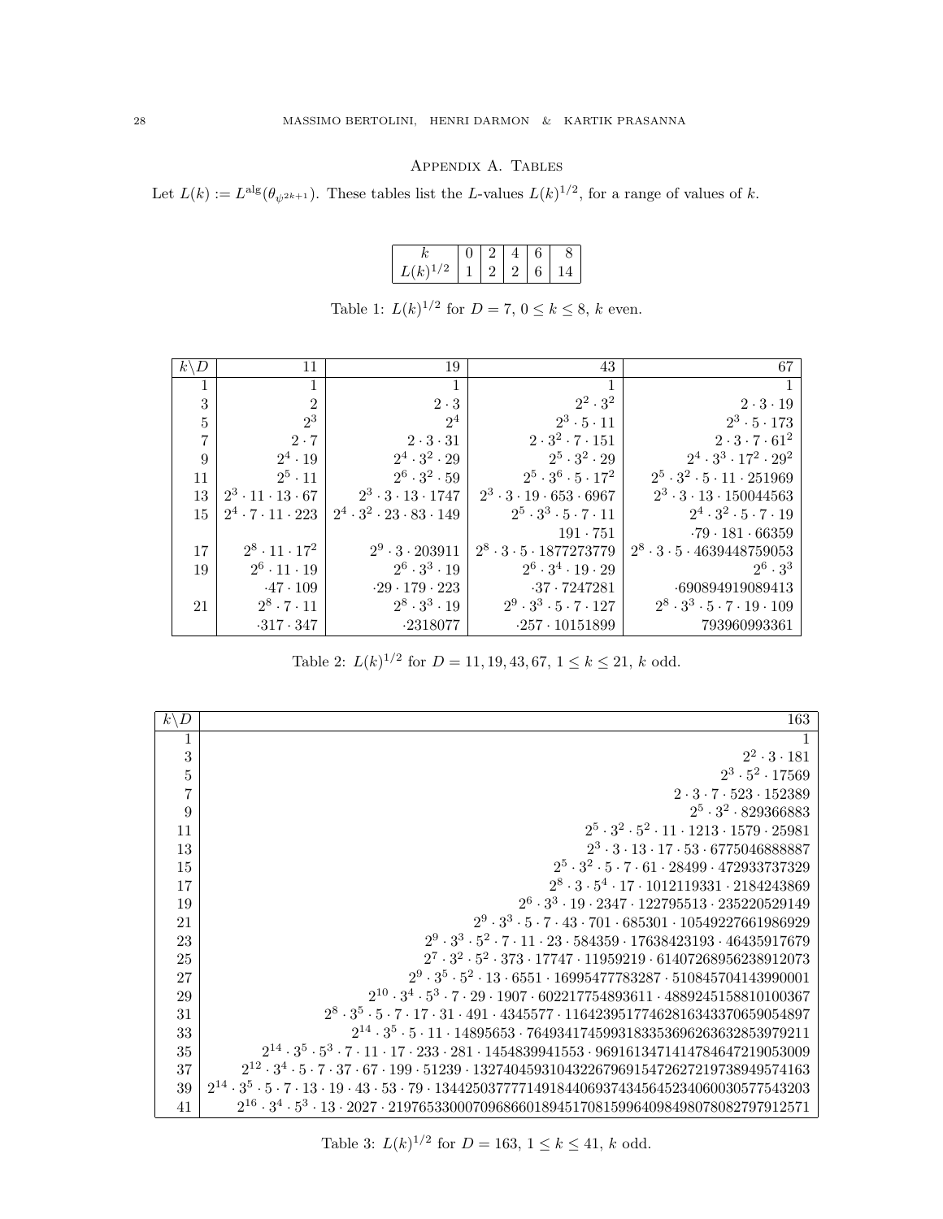## Appendix A. Tables

Let $L(k) := L^{\mathrm{alg}}(\theta_{\psi^{2k+1}})$. These tables list the $L$-values $L(k)^{1/2}$, for a range of values of $k$.

| $k$ | 0 | 2 | 4 | 6 | 8 |
|---|---|---|---|---|---|
| $L(k)^{1/2}$ | 1 | 2 | 2 | 6 | 14 |

Table 1: $L(k)^{1/2}$ for $D = 7$, $0 \leq k \leq 8$, $k$ even.

| $k \backslash D$ | 11 | 19 | 43 | 67 |
|---|---|---|---|---|
| 1 | 1 | 1 | 1 | 1 |
| 3 | $2$ | $2 \cdot 3$ | $2^2 \cdot 3^2$ | $2 \cdot 3 \cdot 19$ |
| 5 | $2^3$ | $2^4$ | $2^3 \cdot 5 \cdot 11$ | $2^3 \cdot 5 \cdot 173$ |
| 7 | $2 \cdot 7$ | $2 \cdot 3 \cdot 31$ | $2 \cdot 3^2 \cdot 7 \cdot 151$ | $2 \cdot 3 \cdot 7 \cdot 61^2$ |
| 9 | $2^4 \cdot 19$ | $2^4 \cdot 3^2 \cdot 29$ | $2^5 \cdot 3^2 \cdot 29$ | $2^4 \cdot 3^3 \cdot 17^2 \cdot 29^2$ |
| 11 | $2^5 \cdot 11$ | $2^6 \cdot 3^2 \cdot 59$ | $2^5 \cdot 3^6 \cdot 5 \cdot 17^2$ | $2^5 \cdot 3^2 \cdot 5 \cdot 11 \cdot 251969$ |
| 13 | $2^3 \cdot 11 \cdot 13 \cdot 67$ | $2^3 \cdot 3 \cdot 13 \cdot 1747$ | $2^3 \cdot 3 \cdot 19 \cdot 653 \cdot 6967$ | $2^3 \cdot 3 \cdot 13 \cdot 150044563$ |
| 15 | $2^4 \cdot 7 \cdot 11 \cdot 223$ | $2^4 \cdot 3^2 \cdot 23 \cdot 83 \cdot 149$ | $2^5 \cdot 3^3 \cdot 5 \cdot 7 \cdot 11$ | $2^4 \cdot 3^2 \cdot 5 \cdot 7 \cdot 19$ |
| | | | $191 \cdot 751$ | $\cdot 79 \cdot 181 \cdot 66359$ |
| 17 | $2^8 \cdot 11 \cdot 17^2$ | $2^9 \cdot 3 \cdot 203911$ | $2^8 \cdot 3 \cdot 5 \cdot 1877273779$ | $2^8 \cdot 3 \cdot 5 \cdot 4639448759053$ |
| 19 | $2^6 \cdot 11 \cdot 19$ | $2^6 \cdot 3^3 \cdot 19$ | $2^6 \cdot 3^4 \cdot 19 \cdot 29$ | $2^6 \cdot 3^3$ |
| | $\cdot 47 \cdot 109$ | $\cdot 29 \cdot 179 \cdot 223$ | $\cdot 37 \cdot 7247281$ | $\cdot 690894919089413$ |
| 21 | $2^8 \cdot 7 \cdot 11$ | $2^8 \cdot 3^3 \cdot 19$ | $2^9 \cdot 3^3 \cdot 5 \cdot 7 \cdot 127$ | $2^8 \cdot 3^3 \cdot 5 \cdot 7 \cdot 19 \cdot 109$ |
| | $\cdot 317 \cdot 347$ | $\cdot 2318077$ | $\cdot 257 \cdot 10151899$ | $793960993361$ |

Table 2: $L(k)^{1/2}$ for $D = 11, 19, 43, 67$, $1 \leq k \leq 21$, $k$ odd.

| $k \backslash D$ | 163 |
|---|---|
| 1 | 1 |
| 3 | $2^2 \cdot 3 \cdot 181$ |
| 5 | $2^3 \cdot 5^2 \cdot 17569$ |
| 7 | $2 \cdot 3 \cdot 7 \cdot 523 \cdot 152389$ |
| 9 | $2^5 \cdot 3^2 \cdot 829366883$ |
| 11 | $2^5 \cdot 3^2 \cdot 5^2 \cdot 11 \cdot 1213 \cdot 1579 \cdot 25981$ |
| 13 | $2^3 \cdot 3 \cdot 13 \cdot 17 \cdot 53 \cdot 6775046888887$ |
| 15 | $2^5 \cdot 3^2 \cdot 5 \cdot 7 \cdot 61 \cdot 28499 \cdot 472933737329$ |
| 17 | $2^8 \cdot 3 \cdot 5^4 \cdot 17 \cdot 1012119331 \cdot 2184243869$ |
| 19 | $2^6 \cdot 3^3 \cdot 19 \cdot 2347 \cdot 122795513 \cdot 235220529149$ |
| 21 | $2^9 \cdot 3^3 \cdot 5 \cdot 7 \cdot 43 \cdot 701 \cdot 685301 \cdot 10549227661986929$ |
| 23 | $2^9 \cdot 3^3 \cdot 5^2 \cdot 7 \cdot 11 \cdot 23 \cdot 584359 \cdot 17638423193 \cdot 46435917679$ |
| 25 | $2^7 \cdot 3^2 \cdot 5^2 \cdot 373 \cdot 17747 \cdot 11959219 \cdot 61407268956238912073$ |
| 27 | $2^9 \cdot 3^5 \cdot 5^2 \cdot 13 \cdot 6551 \cdot 16995477783287 \cdot 510845704143990001$ |
| 29 | $2^{10} \cdot 3^4 \cdot 5^3 \cdot 7 \cdot 29 \cdot 1907 \cdot 602217754893611 \cdot 4889245158810100367$ |
| 31 | $2^8 \cdot 3^5 \cdot 5 \cdot 7 \cdot 17 \cdot 31 \cdot 491 \cdot 4345577 \cdot 116423951774628163433706590548​97$ |
| 33 | $2^{14} \cdot 3^5 \cdot 5 \cdot 11 \cdot 14895653 \cdot 764934174599318335369626363285397921​1$ |
| 35 | $2^{14} \cdot 3^5 \cdot 5^3 \cdot 7 \cdot 11 \cdot 17 \cdot 233 \cdot 281 \cdot 1454839941553 \cdot 969161347141478464721905300​9$ |
| 37 | $2^{12} \cdot 3^4 \cdot 5 \cdot 7 \cdot 37 \cdot 67 \cdot 199 \cdot 51239 \cdot 132740459310432267969154726272197389495741​63$ |
| 39 | $2^{14} \cdot 3^5 \cdot 5 \cdot 7 \cdot 13 \cdot 19 \cdot 43 \cdot 53 \cdot 79 \cdot 134425037777149184406937434564523406003057754320​3$ |
| 41 | $2^{16} \cdot 3^4 \cdot 5^3 \cdot 13 \cdot 2027 \cdot 219765330007096866018945170815996409849807808279791257​1$ |

Table 3: $L(k)^{1/2}$ for $D = 163$, $1 \leq k \leq 41$, $k$ odd.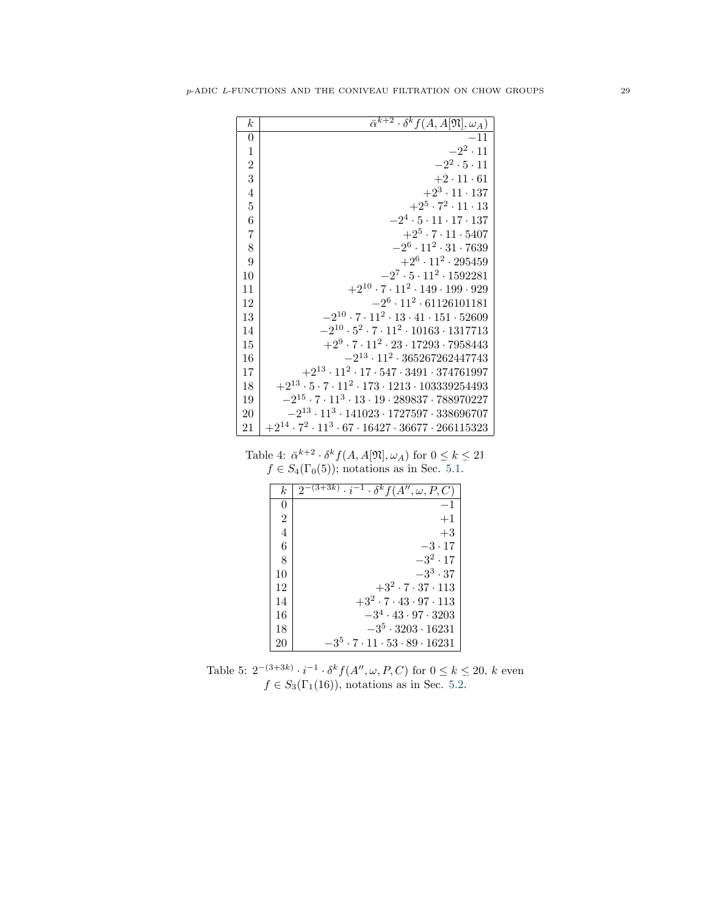| $k$ | $\bar{\alpha}^{k+2} \cdot \delta^k f(A, A[\mathfrak{N}], \omega_A)$ |
|---|---|
| 0 | $-11$ |
| 1 | $-2^2 \cdot 11$ |
| 2 | $-2^2 \cdot 5 \cdot 11$ |
| 3 | $+2 \cdot 11 \cdot 61$ |
| 4 | $+2^3 \cdot 11 \cdot 137$ |
| 5 | $+2^5 \cdot 7^2 \cdot 11 \cdot 13$ |
| 6 | $-2^4 \cdot 5 \cdot 11 \cdot 17 \cdot 137$ |
| 7 | $+2^5 \cdot 7 \cdot 11 \cdot 5407$ |
| 8 | $-2^6 \cdot 11^2 \cdot 31 \cdot 7639$ |
| 9 | $+2^6 \cdot 11^2 \cdot 295459$ |
| 10 | $-2^7 \cdot 5 \cdot 11^2 \cdot 1592281$ |
| 11 | $+2^{10} \cdot 7 \cdot 11^2 \cdot 149 \cdot 199 \cdot 929$ |
| 12 | $-2^6 \cdot 11^2 \cdot 61126101181$ |
| 13 | $-2^{10} \cdot 7 \cdot 11^2 \cdot 13 \cdot 41 \cdot 151 \cdot 52609$ |
| 14 | $-2^{10} \cdot 5^2 \cdot 7 \cdot 11^2 \cdot 10163 \cdot 1317713$ |
| 15 | $+2^9 \cdot 7 \cdot 11^2 \cdot 23 \cdot 17293 \cdot 7958443$ |
| 16 | $-2^{13} \cdot 11^2 \cdot 365267262447743$ |
| 17 | $+2^{13} \cdot 11^2 \cdot 17 \cdot 547 \cdot 3491 \cdot 374761997$ |
| 18 | $+2^{13} \cdot 5 \cdot 7 \cdot 11^2 \cdot 173 \cdot 1213 \cdot 103339254493$ |
| 19 | $-2^{15} \cdot 7 \cdot 11^3 \cdot 13 \cdot 19 \cdot 289837 \cdot 788970227$ |
| 20 | $-2^{13} \cdot 11^3 \cdot 141023 \cdot 1727597 \cdot 338696707$ |
| 21 | $+2^{14} \cdot 7^2 \cdot 11^3 \cdot 67 \cdot 16427 \cdot 36677 \cdot 266115323$ |

Table 4: $\bar{\alpha}^{k+2} \cdot \delta^k f(A, A[\mathfrak{N}], \omega_A)$ for $0 \le k \le 21$ $f \in S_4(\Gamma_0(5))$; notations as in Sec. 5.1.

| $k$ | $2^{-(3+3k)} \cdot i^{-1} \cdot \delta^k f(A'', \omega, P, C)$ |
|---|---|
| 0 | $-1$ |
| 2 | $+1$ |
| 4 | $+3$ |
| 6 | $-3 \cdot 17$ |
| 8 | $-3^2 \cdot 17$ |
| 10 | $-3^3 \cdot 37$ |
| 12 | $+3^2 \cdot 7 \cdot 37 \cdot 113$ |
| 14 | $+3^2 \cdot 7 \cdot 43 \cdot 97 \cdot 113$ |
| 16 | $-3^4 \cdot 43 \cdot 97 \cdot 3203$ |
| 18 | $-3^5 \cdot 3203 \cdot 16231$ |
| 20 | $-3^5 \cdot 7 \cdot 11 \cdot 53 \cdot 89 \cdot 16231$ |

Table 5: $2^{-(3+3k)} \cdot i^{-1} \cdot \delta^k f(A'', \omega, P, C)$ for $0 \le k \le 20$, $k$ even $f \in S_3(\Gamma_1(16))$, notations as in Sec. 5.2.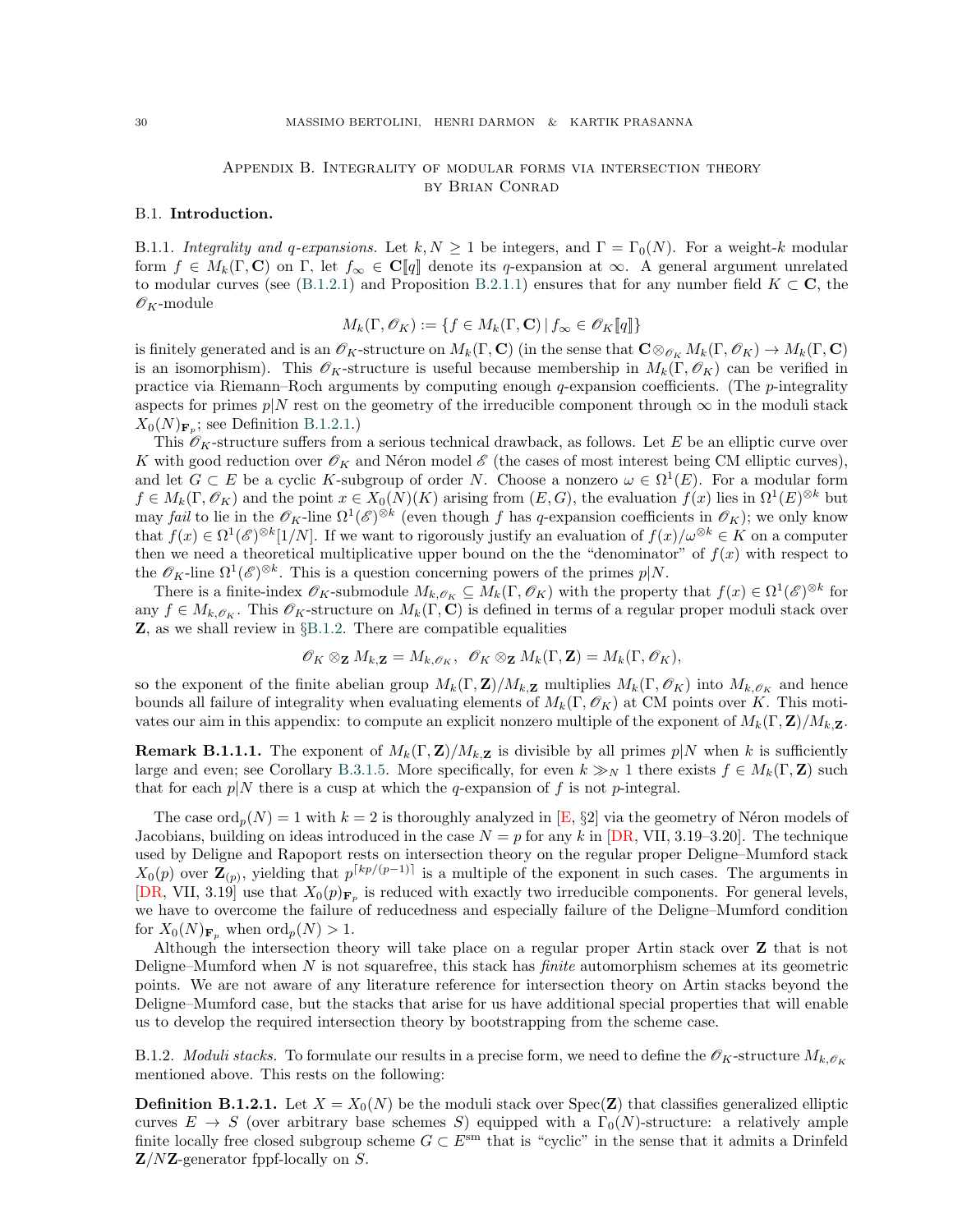## Appendix B. Integrality of modular forms via intersection theory by Brian Conrad

### B.1. Introduction.

B.1.1. *Integrality and q-expansions.* Let $k, N \geq 1$ be integers, and $\Gamma = \Gamma_0(N)$. For a weight-$k$ modular form $f \in M_k(\Gamma, \mathbf{C})$ on $\Gamma$, let $f_\infty \in \mathbf{C}[\![q]\!]$ denote its $q$-expansion at $\infty$. A general argument unrelated to modular curves (see (B.1.2.1) and Proposition B.2.1.1) ensures that for any number field $K \subset \mathbf{C}$, the $\mathscr{O}_K$-module

$$M_k(\Gamma, \mathscr{O}_K) := \{f \in M_k(\Gamma, \mathbf{C}) \mid f_\infty \in \mathscr{O}_K[\![q]\!]\}$$

is finitely generated and is an $\mathscr{O}_K$-structure on $M_k(\Gamma, \mathbf{C})$ (in the sense that $\mathbf{C} \otimes_{\mathscr{O}_K} M_k(\Gamma, \mathscr{O}_K) \to M_k(\Gamma, \mathbf{C})$ is an isomorphism). This $\mathscr{O}_K$-structure is useful because membership in $M_k(\Gamma, \mathscr{O}_K)$ can be verified in practice via Riemann–Roch arguments by computing enough $q$-expansion coefficients. (The $p$-integrality aspects for primes $p|N$ rest on the geometry of the irreducible component through $\infty$ in the moduli stack $X_0(N)_{\mathbf{F}_p}$; see Definition B.1.2.1.)

This $\mathscr{O}_K$-structure suffers from a serious technical drawback, as follows. Let $E$ be an elliptic curve over $K$ with good reduction over $\mathscr{O}_K$ and Néron model $\mathscr{E}$ (the cases of most interest being CM elliptic curves), and let $G \subset E$ be a cyclic $K$-subgroup of order $N$. Choose a nonzero $\omega \in \Omega^1(E)$. For a modular form $f \in M_k(\Gamma, \mathscr{O}_K)$ and the point $x \in X_0(N)(K)$ arising from $(E, G)$, the evaluation $f(x)$ lies in $\Omega^1(E)^{\otimes k}$ but may *fail* to lie in the $\mathscr{O}_K$-line $\Omega^1(\mathscr{E})^{\otimes k}$ (even though $f$ has $q$-expansion coefficients in $\mathscr{O}_K$); we only know that $f(x) \in \Omega^1(\mathscr{E})^{\otimes k}[1/N]$. If we want to rigorously justify an evaluation of $f(x)/\omega^{\otimes k} \in K$ on a computer then we need a theoretical multiplicative upper bound on the the "denominator" of $f(x)$ with respect to the $\mathscr{O}_K$-line $\Omega^1(\mathscr{E})^{\otimes k}$. This is a question concerning powers of the primes $p|N$.

There is a finite-index $\mathscr{O}_K$-submodule $M_{k,\mathscr{O}_K} \subseteq M_k(\Gamma, \mathscr{O}_K)$ with the property that $f(x) \in \Omega^1(\mathscr{E})^{\otimes k}$ for any $f \in M_{k,\mathscr{O}_K}$. This $\mathscr{O}_K$-structure on $M_k(\Gamma, \mathbf{C})$ is defined in terms of a regular proper moduli stack over $\mathbf{Z}$, as we shall review in §B.1.2. There are compatible equalities

$$\mathscr{O}_K \otimes_{\mathbf{Z}} M_{k,\mathbf{Z}} = M_{k,\mathscr{O}_K}, \ \ \mathscr{O}_K \otimes_{\mathbf{Z}} M_k(\Gamma, \mathbf{Z}) = M_k(\Gamma, \mathscr{O}_K),$$

so the exponent of the finite abelian group $M_k(\Gamma, \mathbf{Z})/M_{k,\mathbf{Z}}$ multiplies $M_k(\Gamma, \mathscr{O}_K)$ into $M_{k,\mathscr{O}_K}$ and hence bounds all failure of integrality when evaluating elements of $M_k(\Gamma, \mathscr{O}_K)$ at CM points over $K$. This motivates our aim in this appendix: to compute an explicit nonzero multiple of the exponent of $M_k(\Gamma, \mathbf{Z})/M_{k,\mathbf{Z}}$.

**Remark B.1.1.1.** The exponent of $M_k(\Gamma, \mathbf{Z})/M_{k,\mathbf{Z}}$ is divisible by all primes $p|N$ when $k$ is sufficiently large and even; see Corollary B.3.1.5. More specifically, for even $k \gg_N 1$ there exists $f \in M_k(\Gamma, \mathbf{Z})$ such that for each $p|N$ there is a cusp at which the $q$-expansion of $f$ is not $p$-integral.

The case $\mathrm{ord}_p(N) = 1$ with $k = 2$ is thoroughly analyzed in [E, §2] via the geometry of Néron models of Jacobians, building on ideas introduced in the case $N = p$ for any $k$ in [DR, VII, 3.19–3.20]. The technique used by Deligne and Rapoport rests on intersection theory on the regular proper Deligne–Mumford stack $X_0(p)$ over $\mathbf{Z}_{(p)}$, yielding that $p^{\lceil kp/(p-1) \rceil}$ is a multiple of the exponent in such cases. The arguments in [DR, VII, 3.19] use that $X_0(p)_{\mathbf{F}_p}$ is reduced with exactly two irreducible components. For general levels, we have to overcome the failure of reducedness and especially failure of the Deligne–Mumford condition for $X_0(N)_{\mathbf{F}_p}$ when $\mathrm{ord}_p(N) > 1$.

Although the intersection theory will take place on a regular proper Artin stack over $\mathbf{Z}$ that is not Deligne–Mumford when $N$ is not squarefree, this stack has *finite* automorphism schemes at its geometric points. We are not aware of any literature reference for intersection theory on Artin stacks beyond the Deligne–Mumford case, but the stacks that arise for us have additional special properties that will enable us to develop the required intersection theory by bootstrapping from the scheme case.

B.1.2. *Moduli stacks.* To formulate our results in a precise form, we need to define the $\mathscr{O}_K$-structure $M_{k,\mathscr{O}_K}$ mentioned above. This rests on the following:

**Definition B.1.2.1.** Let $X = X_0(N)$ be the moduli stack over $\mathrm{Spec}(\mathbf{Z})$ that classifies generalized elliptic curves $E \to S$ (over arbitrary base schemes $S$) equipped with a $\Gamma_0(N)$-structure: a relatively ample finite locally free closed subgroup scheme $G \subset E^{\mathrm{sm}}$ that is "cyclic" in the sense that it admits a Drinfeld $\mathbf{Z}/N\mathbf{Z}$-generator fppf-locally on $S$.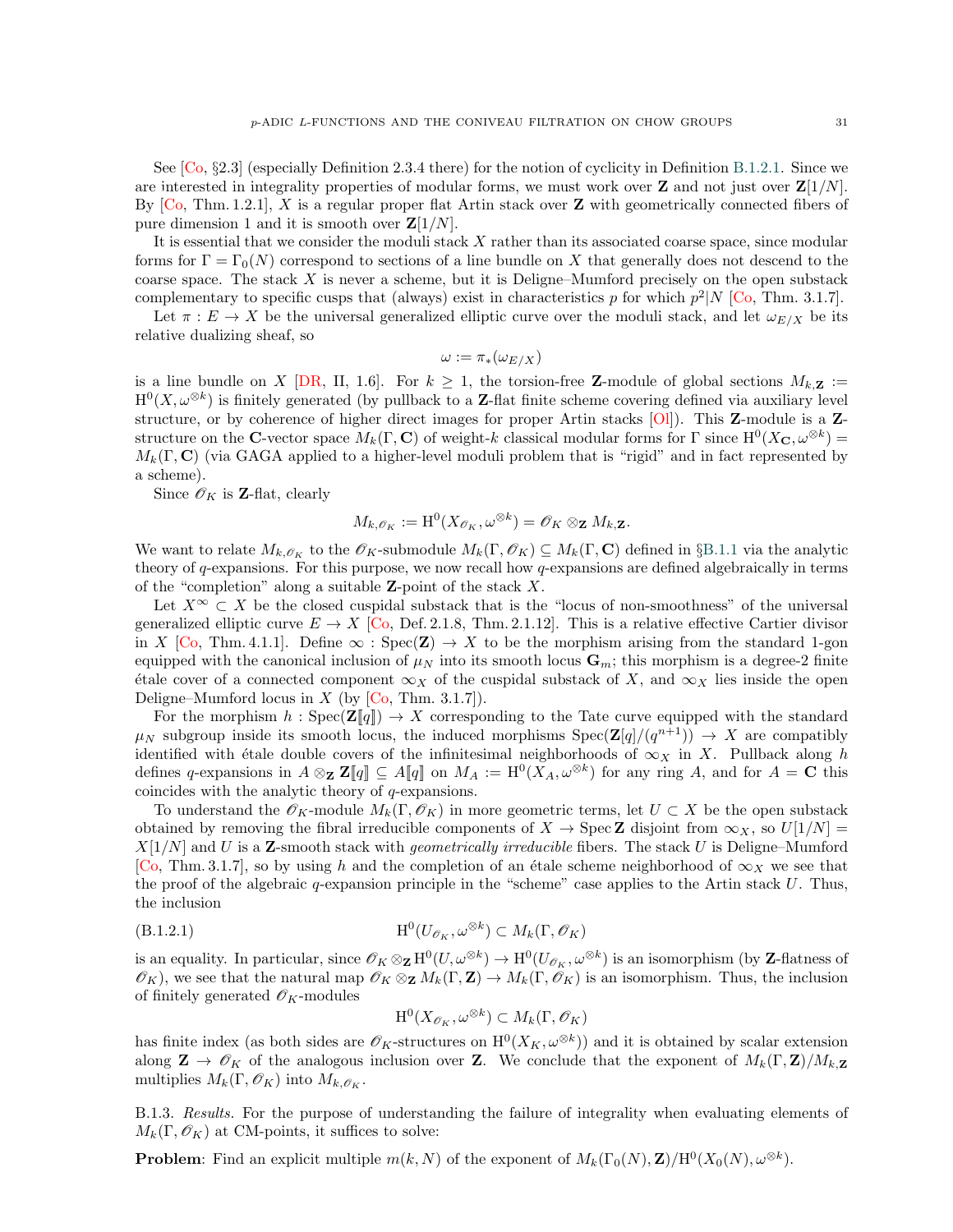See [Co, §2.3] (especially Definition 2.3.4 there) for the notion of cyclicity in Definition B.1.2.1. Since we are interested in integrality properties of modular forms, we must work over $\mathbf{Z}$ and not just over $\mathbf{Z}[1/N]$. By [Co, Thm. 1.2.1], $X$ is a regular proper flat Artin stack over $\mathbf{Z}$ with geometrically connected fibers of pure dimension 1 and it is smooth over $\mathbf{Z}[1/N]$.

It is essential that we consider the moduli stack $X$ rather than its associated coarse space, since modular forms for $\Gamma = \Gamma_0(N)$ correspond to sections of a line bundle on $X$ that generally does not descend to the coarse space. The stack $X$ is never a scheme, but it is Deligne–Mumford precisely on the open substack complementary to specific cusps that (always) exist in characteristics $p$ for which $p^2|N$ [Co, Thm. 3.1.7].

Let $\pi : E \to X$ be the universal generalized elliptic curve over the moduli stack, and let $\omega_{E/X}$ be its relative dualizing sheaf, so

$$\omega := \pi_*(\omega_{E/X})$$

is a line bundle on $X$ [DR, II, 1.6]. For $k \geq 1$, the torsion-free $\mathbf{Z}$-module of global sections $M_{k,\mathbf{Z}} := \mathrm{H}^0(X, \omega^{\otimes k})$ is finitely generated (by pullback to a $\mathbf{Z}$-flat finite scheme covering defined via auxiliary level structure, or by coherence of higher direct images for proper Artin stacks [Ol]). This $\mathbf{Z}$-module is a $\mathbf{Z}$-structure on the $\mathbf{C}$-vector space $M_k(\Gamma, \mathbf{C})$ of weight-$k$ classical modular forms for $\Gamma$ since $\mathrm{H}^0(X_{\mathbf{C}}, \omega^{\otimes k}) = M_k(\Gamma, \mathbf{C})$ (via GAGA applied to a higher-level moduli problem that is "rigid" and in fact represented by a scheme).

Since $\mathscr{O}_K$ is $\mathbf{Z}$-flat, clearly

$$M_{k,\mathscr{O}_K} := \mathrm{H}^0(X_{\mathscr{O}_K}, \omega^{\otimes k}) = \mathscr{O}_K \otimes_{\mathbf{Z}} M_{k,\mathbf{Z}}.$$

We want to relate $M_{k,\mathscr{O}_K}$ to the $\mathscr{O}_K$-submodule $M_k(\Gamma, \mathscr{O}_K) \subseteq M_k(\Gamma, \mathbf{C})$ defined in §B.1.1 via the analytic theory of $q$-expansions. For this purpose, we now recall how $q$-expansions are defined algebraically in terms of the "completion" along a suitable $\mathbf{Z}$-point of the stack $X$.

Let $X^\infty \subset X$ be the closed cuspidal substack that is the "locus of non-smoothness" of the universal generalized elliptic curve $E \to X$ [Co, Def. 2.1.8, Thm. 2.1.12]. This is a relative effective Cartier divisor in $X$ [Co, Thm. 4.1.1]. Define $\infty : \mathrm{Spec}(\mathbf{Z}) \to X$ to be the morphism arising from the standard 1-gon equipped with the canonical inclusion of $\mu_N$ into its smooth locus $\mathbf{G}_m$; this morphism is a degree-2 finite étale cover of a connected component $\infty_X$ of the cuspidal substack of $X$, and $\infty_X$ lies inside the open Deligne–Mumford locus in $X$ (by [Co, Thm. 3.1.7]).

For the morphism $h : \mathrm{Spec}(\mathbf{Z}[\![q]\!]) \to X$ corresponding to the Tate curve equipped with the standard $\mu_N$ subgroup inside its smooth locus, the induced morphisms $\mathrm{Spec}(\mathbf{Z}[q]/(q^{n+1})) \to X$ are compatibly identified with étale double covers of the infinitesimal neighborhoods of $\infty_X$ in $X$. Pullback along $h$ defines $q$-expansions in $A \otimes_{\mathbf{Z}} \mathbf{Z}[\![q]\!] \subseteq A[\![q]\!]$ on $M_A := \mathrm{H}^0(X_A, \omega^{\otimes k})$ for any ring $A$, and for $A = \mathbf{C}$ this coincides with the analytic theory of $q$-expansions.

To understand the $\mathscr{O}_K$-module $M_k(\Gamma, \mathscr{O}_K)$ in more geometric terms, let $U \subset X$ be the open substack obtained by removing the fibral irreducible components of $X \to \mathrm{Spec}\,\mathbf{Z}$ disjoint from $\infty_X$, so $U[1/N] = X[1/N]$ and $U$ is a $\mathbf{Z}$-smooth stack with *geometrically irreducible* fibers. The stack $U$ is Deligne–Mumford [Co, Thm. 3.1.7], so by using $h$ and the completion of an étale scheme neighborhood of $\infty_X$ we see that the proof of the algebraic $q$-expansion principle in the "scheme" case applies to the Artin stack $U$. Thus, the inclusion

$$\mathrm{H}^0(U_{\mathscr{O}_K}, \omega^{\otimes k}) \subset M_k(\Gamma, \mathscr{O}_K) \tag{B.1.2.1}$$

is an equality. In particular, since $\mathscr{O}_K \otimes_{\mathbf{Z}} \mathrm{H}^0(U, \omega^{\otimes k}) \to \mathrm{H}^0(U_{\mathscr{O}_K}, \omega^{\otimes k})$ is an isomorphism (by $\mathbf{Z}$-flatness of $\mathscr{O}_K$), we see that the natural map $\mathscr{O}_K \otimes_{\mathbf{Z}} M_k(\Gamma, \mathbf{Z}) \to M_k(\Gamma, \mathscr{O}_K)$ is an isomorphism. Thus, the inclusion of finitely generated $\mathscr{O}_K$-modules

$$\mathrm{H}^0(X_{\mathscr{O}_K}, \omega^{\otimes k}) \subset M_k(\Gamma, \mathscr{O}_K)$$

has finite index (as both sides are $\mathscr{O}_K$-structures on $\mathrm{H}^0(X_K, \omega^{\otimes k})$) and it is obtained by scalar extension along $\mathbf{Z} \to \mathscr{O}_K$ of the analogous inclusion over $\mathbf{Z}$. We conclude that the exponent of $M_k(\Gamma, \mathbf{Z})/M_{k,\mathbf{Z}}$ multiplies $M_k(\Gamma, \mathscr{O}_K)$ into $M_{k,\mathscr{O}_K}$.

B.1.3. *Results.* For the purpose of understanding the failure of integrality when evaluating elements of $M_k(\Gamma, \mathscr{O}_K)$ at CM-points, it suffices to solve:

**Problem**: Find an explicit multiple $m(k, N)$ of the exponent of $M_k(\Gamma_0(N), \mathbf{Z})/\mathrm{H}^0(X_0(N), \omega^{\otimes k})$.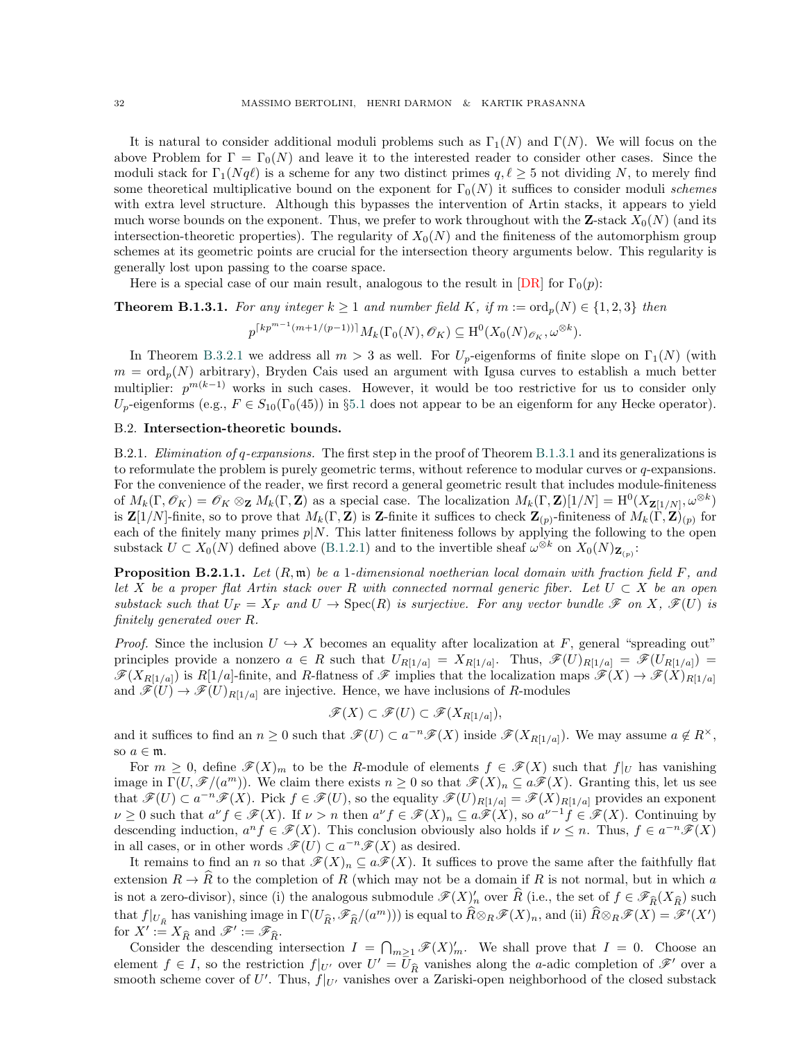It is natural to consider additional moduli problems such as $\Gamma_1(N)$ and $\Gamma(N)$. We will focus on the above Problem for $\Gamma = \Gamma_0(N)$ and leave it to the interested reader to consider other cases. Since the moduli stack for $\Gamma_1(Nq\ell)$ is a scheme for any two distinct primes $q, \ell \geq 5$ not dividing $N$, to merely find some theoretical multiplicative bound on the exponent for $\Gamma_0(N)$ it suffices to consider moduli *schemes* with extra level structure. Although this bypasses the intervention of Artin stacks, it appears to yield much worse bounds on the exponent. Thus, we prefer to work throughout with the $\mathbf{Z}$-stack $X_0(N)$ (and its intersection-theoretic properties). The regularity of $X_0(N)$ and the finiteness of the automorphism group schemes at its geometric points are crucial for the intersection theory arguments below. This regularity is generally lost upon passing to the coarse space.

Here is a special case of our main result, analogous to the result in [DR] for $\Gamma_0(p)$:

**Theorem B.1.3.1.** *For any integer $k \geq 1$ and number field $K$, if $m := \mathrm{ord}_p(N) \in \{1, 2, 3\}$ then*

$$p^{\lceil kp^{m-1}(m+1/(p-1)) \rceil} M_k(\Gamma_0(N), \mathscr{O}_K) \subseteq \mathrm{H}^0(X_0(N)_{\mathscr{O}_K}, \omega^{\otimes k}).$$

In Theorem B.3.2.1 we address all $m > 3$ as well. For $U_p$-eigenforms of finite slope on $\Gamma_1(N)$ (with $m = \mathrm{ord}_p(N)$ arbitrary), Bryden Cais used an argument with Igusa curves to establish a much better multiplier: $p^{m(k-1)}$ works in such cases. However, it would be too restrictive for us to consider only $U_p$-eigenforms (e.g., $F \in S_{10}(\Gamma_0(45))$ in §5.1 does not appear to be an eigenform for any Hecke operator).

## B.2. Intersection-theoretic bounds.

B.2.1. *Elimination of $q$-expansions.* The first step in the proof of Theorem B.1.3.1 and its generalizations is to reformulate the problem is purely geometric terms, without reference to modular curves or $q$-expansions. For the convenience of the reader, we first record a general geometric result that includes module-finiteness of $M_k(\Gamma, \mathscr{O}_K) = \mathscr{O}_K \otimes_{\mathbf{Z}} M_k(\Gamma, \mathbf{Z})$ as a special case. The localization $M_k(\Gamma, \mathbf{Z})[1/N] = \mathrm{H}^0(X_{\mathbf{Z}[1/N]}, \omega^{\otimes k})$ is $\mathbf{Z}[1/N]$-finite, so to prove that $M_k(\Gamma, \mathbf{Z})$ is $\mathbf{Z}$-finite it suffices to check $\mathbf{Z}_{(p)}$-finiteness of $M_k(\Gamma, \mathbf{Z})_{(p)}$ for each of the finitely many primes $p|N$. This latter finiteness follows by applying the following to the open substack $U \subset X_0(N)$ defined above (B.1.2.1) and to the invertible sheaf $\omega^{\otimes k}$ on $X_0(N)_{\mathbf{Z}_{(p)}}$:

**Proposition B.2.1.1.** *Let $(R, \mathfrak{m})$ be a 1-dimensional noetherian local domain with fraction field $F$, and let $X$ be a proper flat Artin stack over $R$ with connected normal generic fiber. Let $U \subset X$ be an open substack such that $U_F = X_F$ and $U \to \mathrm{Spec}(R)$ is surjective. For any vector bundle $\mathscr{F}$ on $X$, $\mathscr{F}(U)$ is finitely generated over $R$.*

*Proof.* Since the inclusion $U \hookrightarrow X$ becomes an equality after localization at $F$, general "spreading out" principles provide a nonzero $a \in R$ such that $U_{R[1/a]} = X_{R[1/a]}$. Thus, $\mathscr{F}(U)_{R[1/a]} = \mathscr{F}(U_{R[1/a]}) = \mathscr{F}(X_{R[1/a]})$ is $R[1/a]$-finite, and $R$-flatness of $\mathscr{F}$ implies that the localization maps $\mathscr{F}(X) \to \mathscr{F}(X)_{R[1/a]}$ and $\mathscr{F}(U) \to \mathscr{F}(U)_{R[1/a]}$ are injective. Hence, we have inclusions of $R$-modules

$$\mathscr{F}(X) \subset \mathscr{F}(U) \subset \mathscr{F}(X_{R[1/a]}),$$

and it suffices to find an $n \geq 0$ such that $\mathscr{F}(U) \subset a^{-n}\mathscr{F}(X)$ inside $\mathscr{F}(X_{R[1/a]})$. We may assume $a \notin R^\times$, so $a \in \mathfrak{m}$.

For $m \geq 0$, define $\mathscr{F}(X)_m$ to be the $R$-module of elements $f \in \mathscr{F}(X)$ such that $f|_U$ has vanishing image in $\Gamma(U, \mathscr{F}/(a^m))$. We claim there exists $n \geq 0$ so that $\mathscr{F}(X)_n \subseteq a\mathscr{F}(X)$. Granting this, let us see that $\mathscr{F}(U) \subset a^{-n}\mathscr{F}(X)$. Pick $f \in \mathscr{F}(U)$, so the equality $\mathscr{F}(U)_{R[1/a]} = \mathscr{F}(X)_{R[1/a]}$ provides an exponent $\nu \geq 0$ such that $a^\nu f \in \mathscr{F}(X)$. If $\nu > n$ then $a^\nu f \in \mathscr{F}(X)_n \subseteq a\mathscr{F}(X)$, so $a^{\nu-1} f \in \mathscr{F}(X)$. Continuing by descending induction, $a^n f \in \mathscr{F}(X)$. This conclusion obviously also holds if $\nu \leq n$. Thus, $f \in a^{-n}\mathscr{F}(X)$ in all cases, or in other words $\mathscr{F}(U) \subset a^{-n}\mathscr{F}(X)$ as desired.

It remains to find an $n$ so that $\mathscr{F}(X)_n \subseteq a\mathscr{F}(X)$. It suffices to prove the same after the faithfully flat extension $R \to \widehat{R}$ to the completion of $R$ (which may not be a domain if $R$ is not normal, but in which $a$ is not a zero-divisor), since (i) the analogous submodule $\mathscr{F}(X)'_n$ over $\widehat{R}$ (i.e., the set of $f \in \mathscr{F}_{\widehat{R}}(X_{\widehat{R}})$ such that $f|_{U_{\widehat{R}}}$ has vanishing image in $\Gamma(U_{\widehat{R}}, \mathscr{F}_{\widehat{R}}/(a^m))$) is equal to $\widehat{R} \otimes_R \mathscr{F}(X)_n$, and (ii) $\widehat{R} \otimes_R \mathscr{F}(X) = \mathscr{F}'(X')$ for $X' := X_{\widehat{R}}$ and $\mathscr{F}' := \mathscr{F}_{\widehat{R}}$.

Consider the descending intersection $I = \bigcap_{m \geq 1} \mathscr{F}(X)'_m$. We shall prove that $I = 0$. Choose an element $f \in I$, so the restriction $f|_{U'}$ over $U' = U_{\widehat{R}}$ vanishes along the $a$-adic completion of $\mathscr{F}'$ over a smooth scheme cover of $U'$. Thus, $f|_{U'}$ vanishes over a Zariski-open neighborhood of the closed substack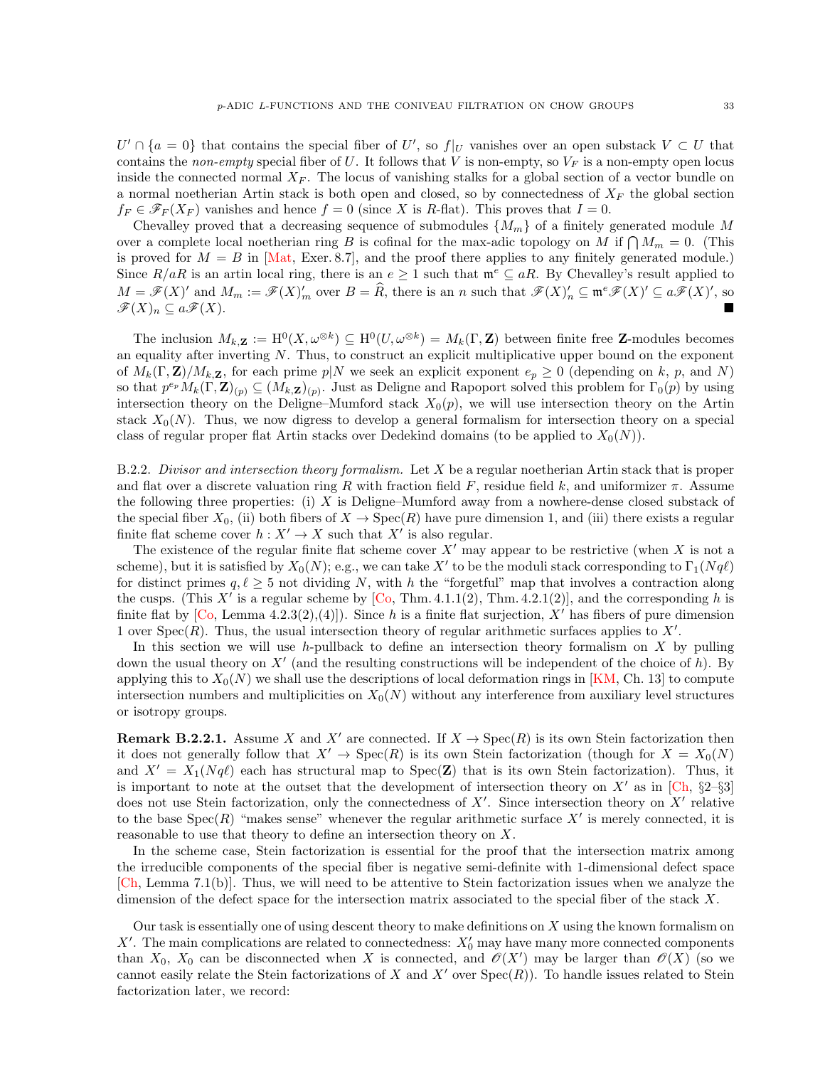$U' \cap \{a = 0\}$ that contains the special fiber of $U'$, so $f|_U$ vanishes over an open substack $V \subset U$ that contains the *non-empty* special fiber of $U$. It follows that $V$ is non-empty, so $V_F$ is a non-empty open locus inside the connected normal $X_F$. The locus of vanishing stalks for a global section of a vector bundle on a normal noetherian Artin stack is both open and closed, so by connectedness of $X_F$ the global section $f_F \in \mathscr{F}_F(X_F)$ vanishes and hence $f = 0$ (since $X$ is $R$-flat). This proves that $I = 0$.

Chevalley proved that a decreasing sequence of submodules $\{M_m\}$ of a finitely generated module $M$ over a complete local noetherian ring $B$ is cofinal for the max-adic topology on $M$ if $\bigcap M_m = 0$. (This is proved for $M = B$ in [Mat, Exer. 8.7], and the proof there applies to any finitely generated module.) Since $R/aR$ is an artin local ring, there is an $e \geq 1$ such that $\mathfrak{m}^e \subseteq aR$. By Chevalley's result applied to $M = \mathscr{F}(X)'$ and $M_m := \mathscr{F}(X)'_m$ over $B = \widehat{R}$, there is an $n$ such that $\mathscr{F}(X)'_n \subseteq \mathfrak{m}^e \mathscr{F}(X)' \subseteq a\mathscr{F}(X)'$, so $\mathscr{F}(X)_n \subseteq a\mathscr{F}(X)$. ∎

The inclusion $M_{k,\mathbf{Z}} := \mathrm{H}^0(X, \omega^{\otimes k}) \subseteq \mathrm{H}^0(U, \omega^{\otimes k}) = M_k(\Gamma, \mathbf{Z})$ between finite free $\mathbf{Z}$-modules becomes an equality after inverting $N$. Thus, to construct an explicit multiplicative upper bound on the exponent of $M_k(\Gamma, \mathbf{Z})/M_{k,\mathbf{Z}}$, for each prime $p|N$ we seek an explicit exponent $e_p \geq 0$ (depending on $k$, $p$, and $N$) so that $p^{e_p} M_k(\Gamma, \mathbf{Z})_{(p)} \subseteq (M_{k,\mathbf{Z}})_{(p)}$. Just as Deligne and Rapoport solved this problem for $\Gamma_0(p)$ by using intersection theory on the Deligne–Mumford stack $X_0(p)$, we will use intersection theory on the Artin stack $X_0(N)$. Thus, we now digress to develop a general formalism for intersection theory on a special class of regular proper flat Artin stacks over Dedekind domains (to be applied to $X_0(N)$).

B.2.2. *Divisor and intersection theory formalism.* Let $X$ be a regular noetherian Artin stack that is proper and flat over a discrete valuation ring $R$ with fraction field $F$, residue field $k$, and uniformizer $\pi$. Assume the following three properties: (i) $X$ is Deligne–Mumford away from a nowhere-dense closed substack of the special fiber $X_0$, (ii) both fibers of $X \to \mathrm{Spec}(R)$ have pure dimension 1, and (iii) there exists a regular finite flat scheme cover $h : X' \to X$ such that $X'$ is also regular.

The existence of the regular finite flat scheme cover $X'$ may appear to be restrictive (when $X$ is not a scheme), but it is satisfied by $X_0(N)$; e.g., we can take $X'$ to be the moduli stack corresponding to $\Gamma_1(Nq\ell)$ for distinct primes $q, \ell \geq 5$ not dividing $N$, with $h$ the "forgetful" map that involves a contraction along the cusps. (This $X'$ is a regular scheme by [Co, Thm. 4.1.1(2), Thm. 4.2.1(2)], and the corresponding $h$ is finite flat by [Co, Lemma 4.2.3(2),(4)]). Since $h$ is a finite flat surjection, $X'$ has fibers of pure dimension 1 over $\mathrm{Spec}(R)$. Thus, the usual intersection theory of regular arithmetic surfaces applies to $X'$.

In this section we will use $h$-pullback to define an intersection theory formalism on $X$ by pulling down the usual theory on $X'$ (and the resulting constructions will be independent of the choice of $h$). By applying this to $X_0(N)$ we shall use the descriptions of local deformation rings in [KM, Ch. 13] to compute intersection numbers and multiplicities on $X_0(N)$ without any interference from auxiliary level structures or isotropy groups.

**Remark B.2.2.1.** Assume $X$ and $X'$ are connected. If $X \to \mathrm{Spec}(R)$ is its own Stein factorization then it does not generally follow that $X' \to \mathrm{Spec}(R)$ is its own Stein factorization (though for $X = X_0(N)$ and $X' = X_1(Nq\ell)$ each has structural map to $\mathrm{Spec}(\mathbf{Z})$ that is its own Stein factorization). Thus, it is important to note at the outset that the development of intersection theory on $X'$ as in [Ch, §2–§3] does not use Stein factorization, only the connectedness of $X'$. Since intersection theory on $X'$ relative to the base $\mathrm{Spec}(R)$ "makes sense" whenever the regular arithmetic surface $X'$ is merely connected, it is reasonable to use that theory to define an intersection theory on $X$.

In the scheme case, Stein factorization is essential for the proof that the intersection matrix among the irreducible components of the special fiber is negative semi-definite with 1-dimensional defect space [Ch, Lemma 7.1(b)]. Thus, we will need to be attentive to Stein factorization issues when we analyze the dimension of the defect space for the intersection matrix associated to the special fiber of the stack $X$.

Our task is essentially one of using descent theory to make definitions on $X$ using the known formalism on $X'$. The main complications are related to connectedness: $X'_0$ may have many more connected components than $X_0$, $X_0$ can be disconnected when $X$ is connected, and $\mathscr{O}(X')$ may be larger than $\mathscr{O}(X)$ (so we cannot easily relate the Stein factorizations of $X$ and $X'$ over $\mathrm{Spec}(R)$). To handle issues related to Stein factorization later, we record: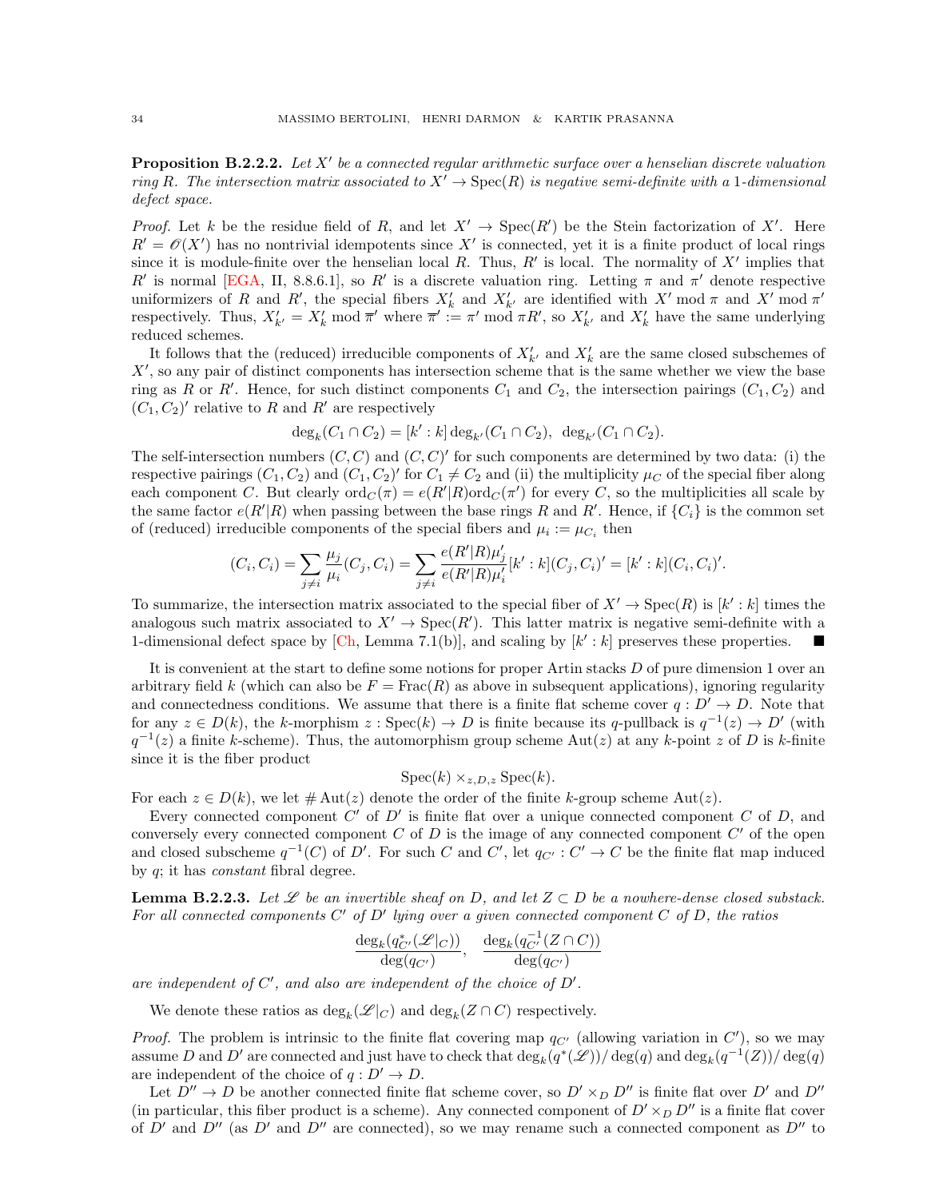**Proposition B.2.2.2.** *Let $X'$ be a connected regular arithmetic surface over a henselian discrete valuation ring $R$. The intersection matrix associated to $X' \to \mathrm{Spec}(R)$ is negative semi-definite with a 1-dimensional defect space.*

*Proof.* Let $k$ be the residue field of $R$, and let $X' \to \mathrm{Spec}(R')$ be the Stein factorization of $X'$. Here $R' = \mathscr{O}(X')$ has no nontrivial idempotents since $X'$ is connected, yet it is a finite product of local rings since it is module-finite over the henselian local $R$. Thus, $R'$ is local. The normality of $X'$ implies that $R'$ is normal [EGA, II, 8.8.6.1], so $R'$ is a discrete valuation ring. Letting $\pi$ and $\pi'$ denote respective uniformizers of $R$ and $R'$, the special fibers $X'_k$ and $X'_{k'}$ are identified with $X' \bmod \pi$ and $X' \bmod \pi'$ respectively. Thus, $X'_{k'} = X'_k \bmod \overline{\pi}'$ where $\overline{\pi}' := \pi' \bmod \pi R'$, so $X'_{k'}$ and $X'_k$ have the same underlying reduced schemes.

It follows that the (reduced) irreducible components of $X'_{k'}$ and $X'_k$ are the same closed subschemes of $X'$, so any pair of distinct components has intersection scheme that is the same whether we view the base ring as $R$ or $R'$. Hence, for such distinct components $C_1$ and $C_2$, the intersection pairings $(C_1, C_2)$ and $(C_1, C_2)'$ relative to $R$ and $R'$ are respectively

$$\deg_k(C_1 \cap C_2) = [k' : k] \deg_{k'}(C_1 \cap C_2), \quad \deg_{k'}(C_1 \cap C_2).$$

The self-intersection numbers $(C, C)$ and $(C, C)'$ for such components are determined by two data: (i) the respective pairings $(C_1, C_2)$ and $(C_1, C_2)'$ for $C_1 \neq C_2$ and (ii) the multiplicity $\mu_C$ of the special fiber along each component $C$. But clearly $\mathrm{ord}_C(\pi) = e(R'|R)\mathrm{ord}_C(\pi')$ for every $C$, so the multiplicities all scale by the same factor $e(R'|R)$ when passing between the base rings $R$ and $R'$. Hence, if $\{C_i\}$ is the common set of (reduced) irreducible components of the special fibers and $\mu_i := \mu_{C_i}$ then

$$(C_i, C_i) = \sum_{j \neq i} \frac{\mu_j}{\mu_i}(C_j, C_i) = \sum_{j \neq i} \frac{e(R'|R)\mu'_j}{e(R'|R)\mu'_i}[k' : k](C_j, C_i)' = [k' : k](C_i, C_i)'.$$

To summarize, the intersection matrix associated to the special fiber of $X' \to \mathrm{Spec}(R)$ is $[k' : k]$ times the analogous such matrix associated to $X' \to \mathrm{Spec}(R')$. This latter matrix is negative semi-definite with a 1-dimensional defect space by [Ch, Lemma 7.1(b)], and scaling by $[k' : k]$ preserves these properties. ∎

It is convenient at the start to define some notions for proper Artin stacks $D$ of pure dimension 1 over an arbitrary field $k$ (which can also be $F = \mathrm{Frac}(R)$ as above in subsequent applications), ignoring regularity and connectedness conditions. We assume that there is a finite flat scheme cover $q : D' \to D$. Note that for any $z \in D(k)$, the $k$-morphism $z : \mathrm{Spec}(k) \to D$ is finite because its $q$-pullback is $q^{-1}(z) \to D'$ (with $q^{-1}(z)$ a finite $k$-scheme). Thus, the automorphism group scheme $\mathrm{Aut}(z)$ at any $k$-point $z$ of $D$ is $k$-finite since it is the fiber product

$$\mathrm{Spec}(k) \times_{z, D, z} \mathrm{Spec}(k).$$

For each $z \in D(k)$, we let $\# \mathrm{Aut}(z)$ denote the order of the finite $k$-group scheme $\mathrm{Aut}(z)$.

Every connected component $C'$ of $D'$ is finite flat over a unique connected component $C$ of $D$, and conversely every connected component $C$ of $D$ is the image of any connected component $C'$ of the open and closed subscheme $q^{-1}(C)$ of $D'$. For such $C$ and $C'$, let $q_{C'} : C' \to C$ be the finite flat map induced by $q$; it has *constant* fibral degree.

**Lemma B.2.2.3.** *Let $\mathscr{L}$ be an invertible sheaf on $D$, and let $Z \subset D$ be a nowhere-dense closed substack. For all connected components $C'$ of $D'$ lying over a given connected component $C$ of $D$, the ratios*

$$\frac{\deg_k(q^*_{C'}(\mathscr{L}|_C))}{\deg(q_{C'})}, \quad \frac{\deg_k(q^{-1}_{C'}(Z \cap C))}{\deg(q_{C'})}$$

*are independent of $C'$, and also are independent of the choice of $D'$.*

We denote these ratios as $\deg_k(\mathscr{L}|_C)$ and $\deg_k(Z \cap C)$ respectively.

*Proof.* The problem is intrinsic to the finite flat covering map $q_{C'}$ (allowing variation in $C'$), so we may assume $D$ and $D'$ are connected and just have to check that $\deg_k(q^*(\mathscr{L}))/\deg(q)$ and $\deg_k(q^{-1}(Z))/\deg(q)$ are independent of the choice of $q : D' \to D$.

Let $D'' \to D$ be another connected finite flat scheme cover, so $D' \times_D D''$ is finite flat over $D'$ and $D''$ (in particular, this fiber product is a scheme). Any connected component of $D' \times_D D''$ is a finite flat cover of $D'$ and $D''$ (as $D'$ and $D''$ are connected), so we may rename such a connected component as $D''$ to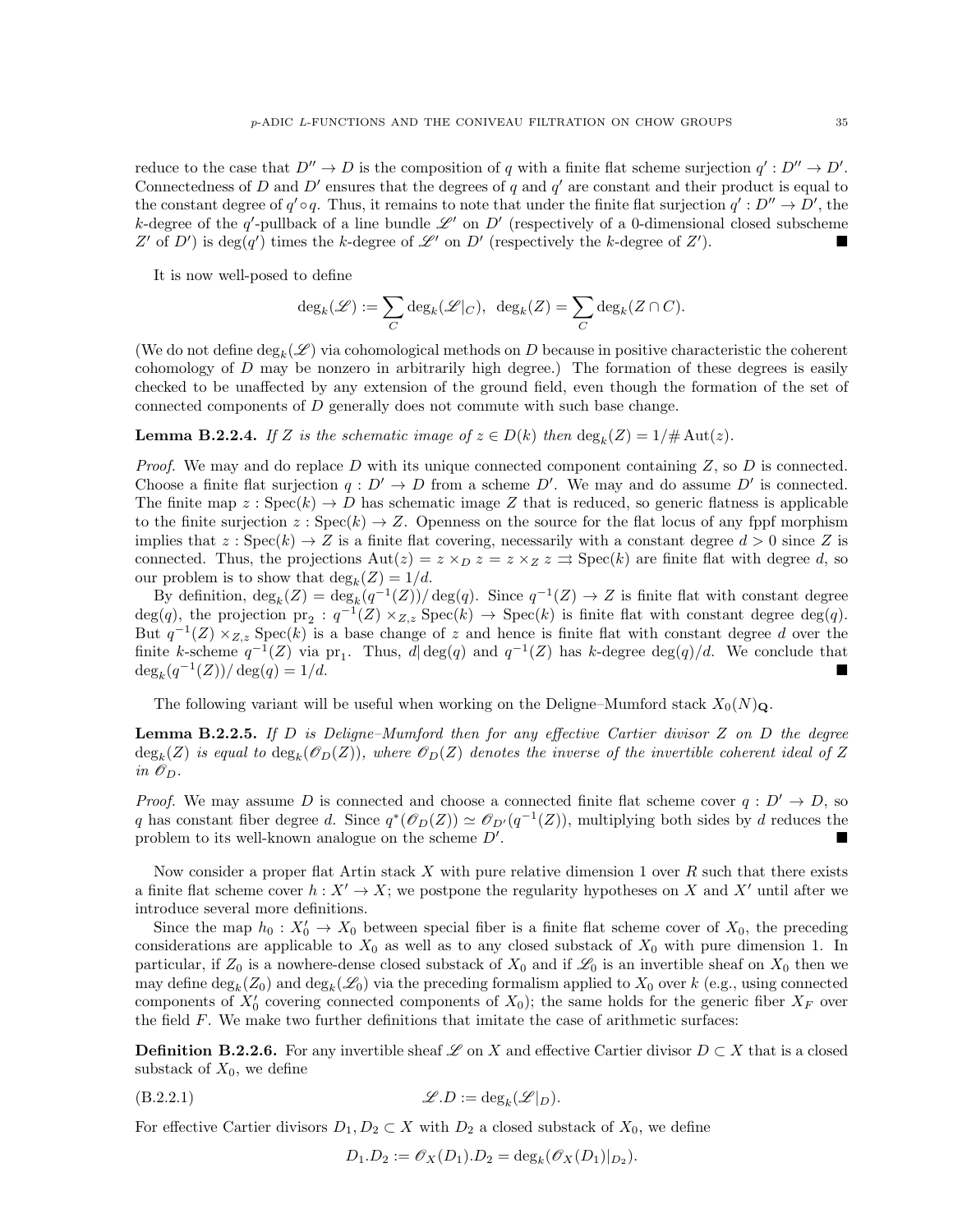reduce to the case that $D'' \to D$ is the composition of $q$ with a finite flat scheme surjection $q' : D'' \to D'$. Connectedness of $D$ and $D'$ ensures that the degrees of $q$ and $q'$ are constant and their product is equal to the constant degree of $q' \circ q$. Thus, it remains to note that under the finite flat surjection $q' : D'' \to D'$, the $k$-degree of the $q'$-pullback of a line bundle $\mathscr{L}'$ on $D'$ (respectively of a 0-dimensional closed subscheme $Z'$ of $D'$) is $\deg(q')$ times the $k$-degree of $\mathscr{L}'$ on $D'$ (respectively the $k$-degree of $Z'$). ■

It is now well-posed to define

$$\deg_k(\mathscr{L}) := \sum_C \deg_k(\mathscr{L}|_C), \ \ \deg_k(Z) = \sum_C \deg_k(Z \cap C).$$

(We do not define $\deg_k(\mathscr{L})$ via cohomological methods on $D$ because in positive characteristic the coherent cohomology of $D$ may be nonzero in arbitrarily high degree.) The formation of these degrees is easily checked to be unaffected by any extension of the ground field, even though the formation of the set of connected components of $D$ generally does not commute with such base change.

**Lemma B.2.2.4.** *If $Z$ is the schematic image of $z \in D(k)$ then $\deg_k(Z) = 1/\#\operatorname{Aut}(z)$.*

*Proof.* We may and do replace $D$ with its unique connected component containing $Z$, so $D$ is connected. Choose a finite flat surjection $q : D' \to D$ from a scheme $D'$. We may and do assume $D'$ is connected. The finite map $z : \operatorname{Spec}(k) \to D$ has schematic image $Z$ that is reduced, so generic flatness is applicable to the finite surjection $z : \operatorname{Spec}(k) \to Z$. Openness on the source for the flat locus of any fppf morphism implies that $z : \operatorname{Spec}(k) \to Z$ is a finite flat covering, necessarily with a constant degree $d > 0$ since $Z$ is connected. Thus, the projections $\operatorname{Aut}(z) = z \times_D z = z \times_Z z \rightrightarrows \operatorname{Spec}(k)$ are finite flat with degree $d$, so our problem is to show that $\deg_k(Z) = 1/d$.

By definition, $\deg_k(Z) = \deg_k(q^{-1}(Z))/\deg(q)$. Since $q^{-1}(Z) \to Z$ is finite flat with constant degree $\deg(q)$, the projection $\mathrm{pr}_2 : q^{-1}(Z) \times_{Z,z} \operatorname{Spec}(k) \to \operatorname{Spec}(k)$ is finite flat with constant degree $\deg(q)$. But $q^{-1}(Z) \times_{Z,z} \operatorname{Spec}(k)$ is a base change of $z$ and hence is finite flat with constant degree $d$ over the finite $k$-scheme $q^{-1}(Z)$ via $\mathrm{pr}_1$. Thus, $d | \deg(q)$ and $q^{-1}(Z)$ has $k$-degree $\deg(q)/d$. We conclude that $\deg_k(q^{-1}(Z))/\deg(q) = 1/d$. ■

The following variant will be useful when working on the Deligne–Mumford stack $X_0(N)_{\mathbf{Q}}$.

**Lemma B.2.2.5.** *If $D$ is Deligne–Mumford then for any effective Cartier divisor $Z$ on $D$ the degree $\deg_k(Z)$ is equal to $\deg_k(\mathscr{O}_D(Z))$, where $\mathscr{O}_D(Z)$ denotes the inverse of the invertible coherent ideal of $Z$ in $\mathscr{O}_D$.*

*Proof.* We may assume $D$ is connected and choose a connected finite flat scheme cover $q : D' \to D$, so $q$ has constant fiber degree $d$. Since $q^*(\mathscr{O}_D(Z)) \simeq \mathscr{O}_{D'}(q^{-1}(Z))$, multiplying both sides by $d$ reduces the problem to its well-known analogue on the scheme $D'$. ■

Now consider a proper flat Artin stack $X$ with pure relative dimension 1 over $R$ such that there exists a finite flat scheme cover $h : X' \to X$; we postpone the regularity hypotheses on $X$ and $X'$ until after we introduce several more definitions.

Since the map $h_0 : X'_0 \to X_0$ between special fiber is a finite flat scheme cover of $X_0$, the preceding considerations are applicable to $X_0$ as well as to any closed substack of $X_0$ with pure dimension 1. In particular, if $Z_0$ is a nowhere-dense closed substack of $X_0$ and if $\mathscr{L}_0$ is an invertible sheaf on $X_0$ then we may define $\deg_k(Z_0)$ and $\deg_k(\mathscr{L}_0)$ via the preceding formalism applied to $X_0$ over $k$ (e.g., using connected components of $X'_0$ covering connected components of $X_0$); the same holds for the generic fiber $X_F$ over the field $F$. We make two further definitions that imitate the case of arithmetic surfaces:

**Definition B.2.2.6.** For any invertible sheaf $\mathscr{L}$ on $X$ and effective Cartier divisor $D \subset X$ that is a closed substack of $X_0$, we define

$$\mathscr{L}.D := \deg_k(\mathscr{L}|_D). \tag{B.2.2.1}$$

For effective Cartier divisors $D_1, D_2 \subset X$ with $D_2$ a closed substack of $X_0$, we define

$$D_1.D_2 := \mathscr{O}_X(D_1).D_2 = \deg_k(\mathscr{O}_X(D_1)|_{D_2}).$$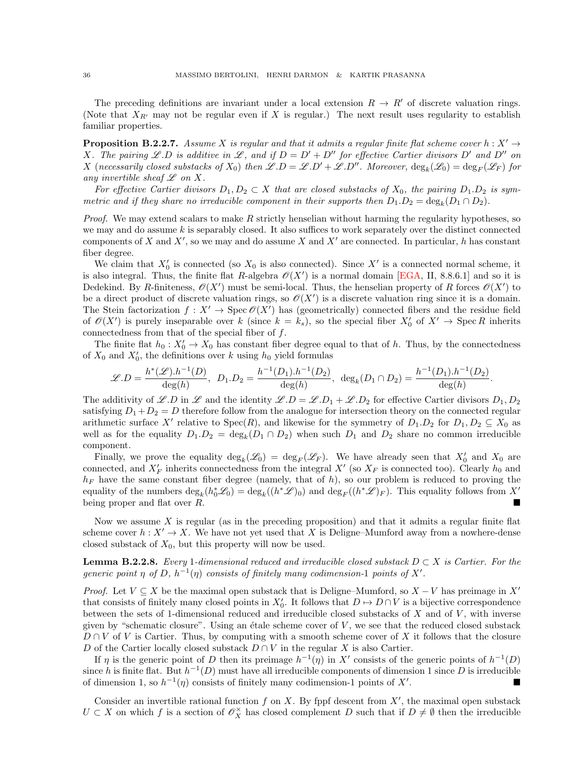The preceding definitions are invariant under a local extension $R \to R'$ of discrete valuation rings. (Note that $X_{R'}$ may not be regular even if $X$ is regular.) The next result uses regularity to establish familiar properties.

**Proposition B.2.2.7.** *Assume $X$ is regular and that it admits a regular finite flat scheme cover $h : X' \to X$. The pairing $\mathscr{L}.D$ is additive in $\mathscr{L}$, and if $D = D' + D''$ for effective Cartier divisors $D'$ and $D''$ on $X$ (necessarily closed substacks of $X_0$) then $\mathscr{L}.D = \mathscr{L}.D' + \mathscr{L}.D''$. Moreover, $\deg_k(\mathscr{L}_0) = \deg_F(\mathscr{L}_F)$ for any invertible sheaf $\mathscr{L}$ on $X$.*

*For effective Cartier divisors $D_1, D_2 \subset X$ that are closed substacks of $X_0$, the pairing $D_1.D_2$ is symmetric and if they share no irreducible component in their supports then $D_1.D_2 = \deg_k(D_1 \cap D_2)$.*

*Proof.* We may extend scalars to make $R$ strictly henselian without harming the regularity hypotheses, so we may and do assume $k$ is separably closed. It also suffices to work separately over the distinct connected components of $X$ and $X'$, so we may and do assume $X$ and $X'$ are connected. In particular, $h$ has constant fiber degree.

We claim that $X'_0$ is connected (so $X_0$ is also connected). Since $X'$ is a connected normal scheme, it is also integral. Thus, the finite flat $R$-algebra $\mathscr{O}(X')$ is a normal domain [EGA, II, 8.8.6.1] and so it is Dedekind. By $R$-finiteness, $\mathscr{O}(X')$ must be semi-local. Thus, the henselian property of $R$ forces $\mathscr{O}(X')$ to be a direct product of discrete valuation rings, so $\mathscr{O}(X')$ is a discrete valuation ring since it is a domain. The Stein factorization $f : X' \to \operatorname{Spec} \mathscr{O}(X')$ has (geometrically) connected fibers and the residue field of $\mathscr{O}(X')$ is purely inseparable over $k$ (since $k = k_s$), so the special fiber $X'_0$ of $X' \to \operatorname{Spec} R$ inherits connectedness from that of the special fiber of $f$.

The finite flat $h_0 : X'_0 \to X_0$ has constant fiber degree equal to that of $h$. Thus, by the connectedness of $X_0$ and $X'_0$, the definitions over $k$ using $h_0$ yield formulas

$$\mathscr{L}.D = \frac{h^*(\mathscr{L}).h^{-1}(D)}{\deg(h)},\ \ D_1.D_2 = \frac{h^{-1}(D_1).h^{-1}(D_2)}{\deg(h)},\ \ \deg_k(D_1 \cap D_2) = \frac{h^{-1}(D_1).h^{-1}(D_2)}{\deg(h)}.$$

The additivity of $\mathscr{L}.D$ in $\mathscr{L}$ and the identity $\mathscr{L}.D = \mathscr{L}.D_1 + \mathscr{L}.D_2$ for effective Cartier divisors $D_1, D_2$ satisfying $D_1 + D_2 = D$ therefore follow from the analogue for intersection theory on the connected regular arithmetic surface $X'$ relative to $\operatorname{Spec}(R)$, and likewise for the symmetry of $D_1.D_2$ for $D_1, D_2 \subseteq X_0$ as well as for the equality $D_1.D_2 = \deg_k(D_1 \cap D_2)$ when such $D_1$ and $D_2$ share no common irreducible component.

Finally, we prove the equality $\deg_k(\mathscr{L}_0) = \deg_F(\mathscr{L}_F)$. We have already seen that $X'_0$ and $X_0$ are connected, and $X'_F$ inherits connectedness from the integral $X'$ (so $X_F$ is connected too). Clearly $h_0$ and $h_F$ have the same constant fiber degree (namely, that of $h$), so our problem is reduced to proving the equality of the numbers $\deg_k(h_0^*\mathscr{L}_0) = \deg_k((h^*\mathscr{L})_0)$ and $\deg_F((h^*\mathscr{L})_F)$. This equality follows from $X'$ being proper and flat over $R$. ■

Now we assume $X$ is regular (as in the preceding proposition) and that it admits a regular finite flat scheme cover $h : X' \to X$. We have not yet used that $X$ is Deligne–Mumford away from a nowhere-dense closed substack of $X_0$, but this property will now be used.

**Lemma B.2.2.8.** *Every 1-dimensional reduced and irreducible closed substack $D \subset X$ is Cartier. For the generic point $\eta$ of $D$, $h^{-1}(\eta)$ consists of finitely many codimension-1 points of $X'$.*

*Proof.* Let $V \subseteq X$ be the maximal open substack that is Deligne–Mumford, so $X - V$ has preimage in $X'$ that consists of finitely many closed points in $X'_0$. It follows that $D \mapsto D \cap V$ is a bijective correspondence between the sets of 1-dimensional reduced and irreducible closed substacks of $X$ and of $V$, with inverse given by "schematic closure". Using an étale scheme cover of $V$, we see that the reduced closed substack $D \cap V$ of $V$ is Cartier. Thus, by computing with a smooth scheme cover of $X$ it follows that the closure $D$ of the Cartier locally closed substack $D \cap V$ in the regular $X$ is also Cartier.

If $\eta$ is the generic point of $D$ then its preimage $h^{-1}(\eta)$ in $X'$ consists of the generic points of $h^{-1}(D)$ since $h$ is finite flat. But $h^{-1}(D)$ must have all irreducible components of dimension 1 since $D$ is irreducible of dimension 1, so $h^{-1}(\eta)$ consists of finitely many codimension-1 points of $X'$. ■

Consider an invertible rational function $f$ on $X$. By fppf descent from $X'$, the maximal open substack $U \subset X$ on which $f$ is a section of $\mathscr{O}_X^\times$ has closed complement $D$ such that if $D \neq \emptyset$ then the irreducible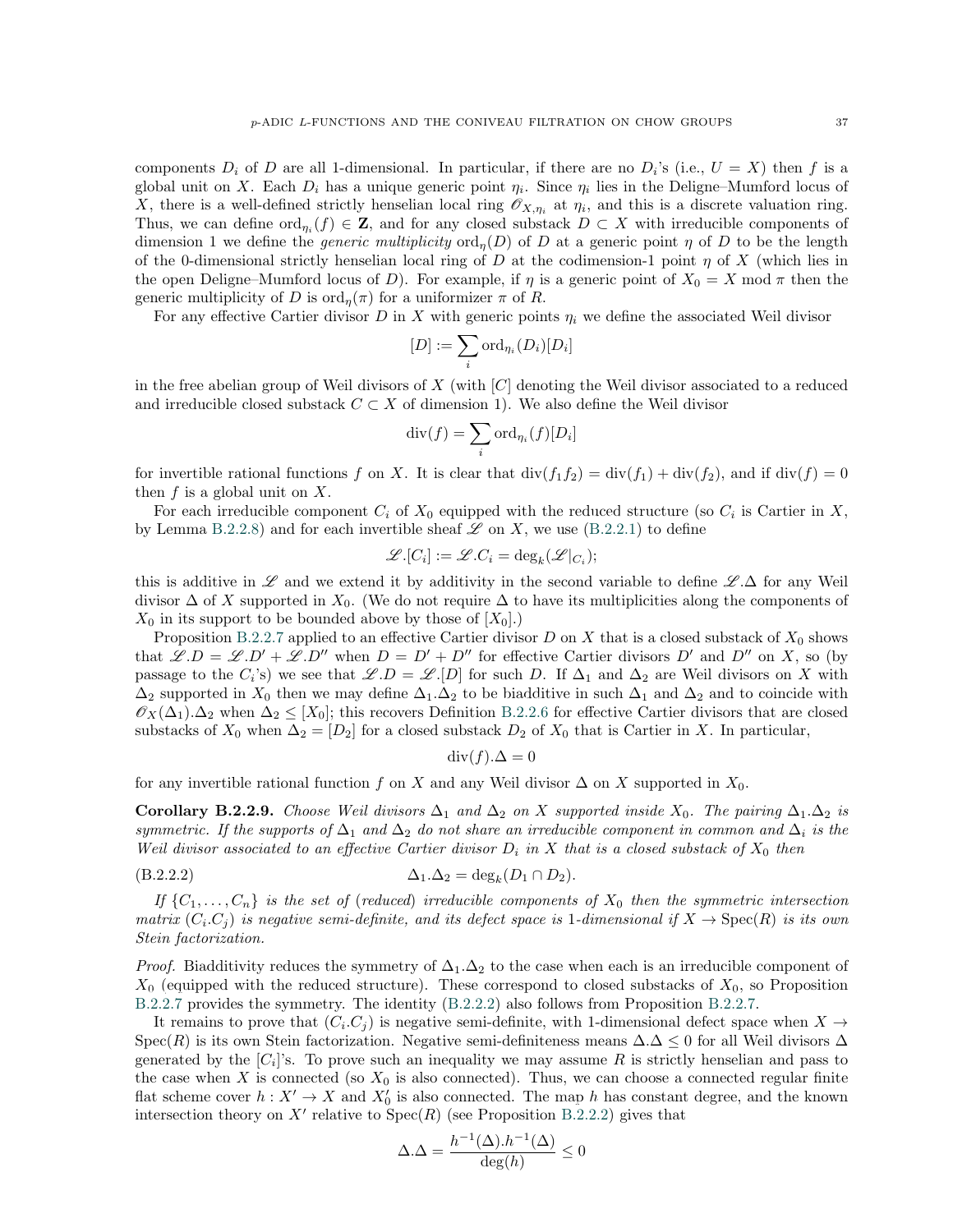components $D_i$ of $D$ are all 1-dimensional. In particular, if there are no $D_i$'s (i.e., $U = X$) then $f$ is a global unit on $X$. Each $D_i$ has a unique generic point $\eta_i$. Since $\eta_i$ lies in the Deligne–Mumford locus of $X$, there is a well-defined strictly henselian local ring $\mathscr{O}_{X,\eta_i}$ at $\eta_i$, and this is a discrete valuation ring. Thus, we can define $\mathrm{ord}_{\eta_i}(f) \in \mathbf{Z}$, and for any closed substack $D \subset X$ with irreducible components of dimension 1 we define the *generic multiplicity* $\mathrm{ord}_\eta(D)$ of $D$ at a generic point $\eta$ of $D$ to be the length of the 0-dimensional strictly henselian local ring of $D$ at the codimension-1 point $\eta$ of $X$ (which lies in the open Deligne–Mumford locus of $D$). For example, if $\eta$ is a generic point of $X_0 = X \bmod \pi$ then the generic multiplicity of $D$ is $\mathrm{ord}_\eta(\pi)$ for a uniformizer $\pi$ of $R$.

For any effective Cartier divisor $D$ in $X$ with generic points $\eta_i$ we define the associated Weil divisor

$$[D] := \sum_i \mathrm{ord}_{\eta_i}(D_i)[D_i]$$

in the free abelian group of Weil divisors of $X$ (with $[C]$ denoting the Weil divisor associated to a reduced and irreducible closed substack $C \subset X$ of dimension 1). We also define the Weil divisor

$$\mathrm{div}(f) = \sum_i \mathrm{ord}_{\eta_i}(f)[D_i]$$

for invertible rational functions $f$ on $X$. It is clear that $\mathrm{div}(f_1 f_2) = \mathrm{div}(f_1) + \mathrm{div}(f_2)$, and if $\mathrm{div}(f) = 0$ then $f$ is a global unit on $X$.

For each irreducible component $C_i$ of $X_0$ equipped with the reduced structure (so $C_i$ is Cartier in $X$, by Lemma B.2.2.8) and for each invertible sheaf $\mathscr{L}$ on $X$, we use (B.2.2.1) to define

$$\mathscr{L}.[C_i] := \mathscr{L}.C_i = \deg_k(\mathscr{L}|_{C_i});$$

this is additive in $\mathscr{L}$ and we extend it by additivity in the second variable to define $\mathscr{L}.\Delta$ for any Weil divisor $\Delta$ of $X$ supported in $X_0$. (We do not require $\Delta$ to have its multiplicities along the components of $X_0$ in its support to be bounded above by those of $[X_0]$.)

Proposition B.2.2.7 applied to an effective Cartier divisor $D$ on $X$ that is a closed substack of $X_0$ shows that $\mathscr{L}.D = \mathscr{L}.D' + \mathscr{L}.D''$ when $D = D' + D''$ for effective Cartier divisors $D'$ and $D''$ on $X$, so (by passage to the $C_i$'s) we see that $\mathscr{L}.D = \mathscr{L}.[D]$ for such $D$. If $\Delta_1$ and $\Delta_2$ are Weil divisors on $X$ with $\Delta_2$ supported in $X_0$ then we may define $\Delta_1.\Delta_2$ to be biadditive in such $\Delta_1$ and $\Delta_2$ and to coincide with $\mathscr{O}_X(\Delta_1).\Delta_2$ when $\Delta_2 \leq [X_0]$; this recovers Definition B.2.2.6 for effective Cartier divisors that are closed substacks of $X_0$ when $\Delta_2 = [D_2]$ for a closed substack $D_2$ of $X_0$ that is Cartier in $X$. In particular,

$$\mathrm{div}(f).\Delta = 0$$

for any invertible rational function $f$ on $X$ and any Weil divisor $\Delta$ on $X$ supported in $X_0$.

**Corollary B.2.2.9.** *Choose Weil divisors $\Delta_1$ and $\Delta_2$ on $X$ supported inside $X_0$. The pairing $\Delta_1.\Delta_2$ is symmetric. If the supports of $\Delta_1$ and $\Delta_2$ do not share an irreducible component in common and $\Delta_i$ is the Weil divisor associated to an effective Cartier divisor $D_i$ in $X$ that is a closed substack of $X_0$ then*

$$\Delta_1.\Delta_2 = \deg_k(D_1 \cap D_2). \tag{B.2.2.2}$$

*If $\{C_1, \ldots, C_n\}$ is the set of (reduced) irreducible components of $X_0$ then the symmetric intersection matrix $(C_i.C_j)$ is negative semi-definite, and its defect space is 1-dimensional if $X \to \mathrm{Spec}(R)$ is its own Stein factorization.*

*Proof.* Biadditivity reduces the symmetry of $\Delta_1.\Delta_2$ to the case when each is an irreducible component of $X_0$ (equipped with the reduced structure). These correspond to closed substacks of $X_0$, so Proposition B.2.2.7 provides the symmetry. The identity (B.2.2.2) also follows from Proposition B.2.2.7.

It remains to prove that $(C_i.C_j)$ is negative semi-definite, with 1-dimensional defect space when $X \to \mathrm{Spec}(R)$ is its own Stein factorization. Negative semi-definiteness means $\Delta.\Delta \leq 0$ for all Weil divisors $\Delta$ generated by the $[C_i]$'s. To prove such an inequality we may assume $R$ is strictly henselian and pass to the case when $X$ is connected (so $X_0$ is also connected). Thus, we can choose a connected regular finite flat scheme cover $h : X' \to X$ and $X'_0$ is also connected. The map $h$ has constant degree, and the known intersection theory on $X'$ relative to $\mathrm{Spec}(R)$ (see Proposition B.2.2.2) gives that

$$\Delta.\Delta = \frac{h^{-1}(\Delta).h^{-1}(\Delta)}{\deg(h)} \leq 0$$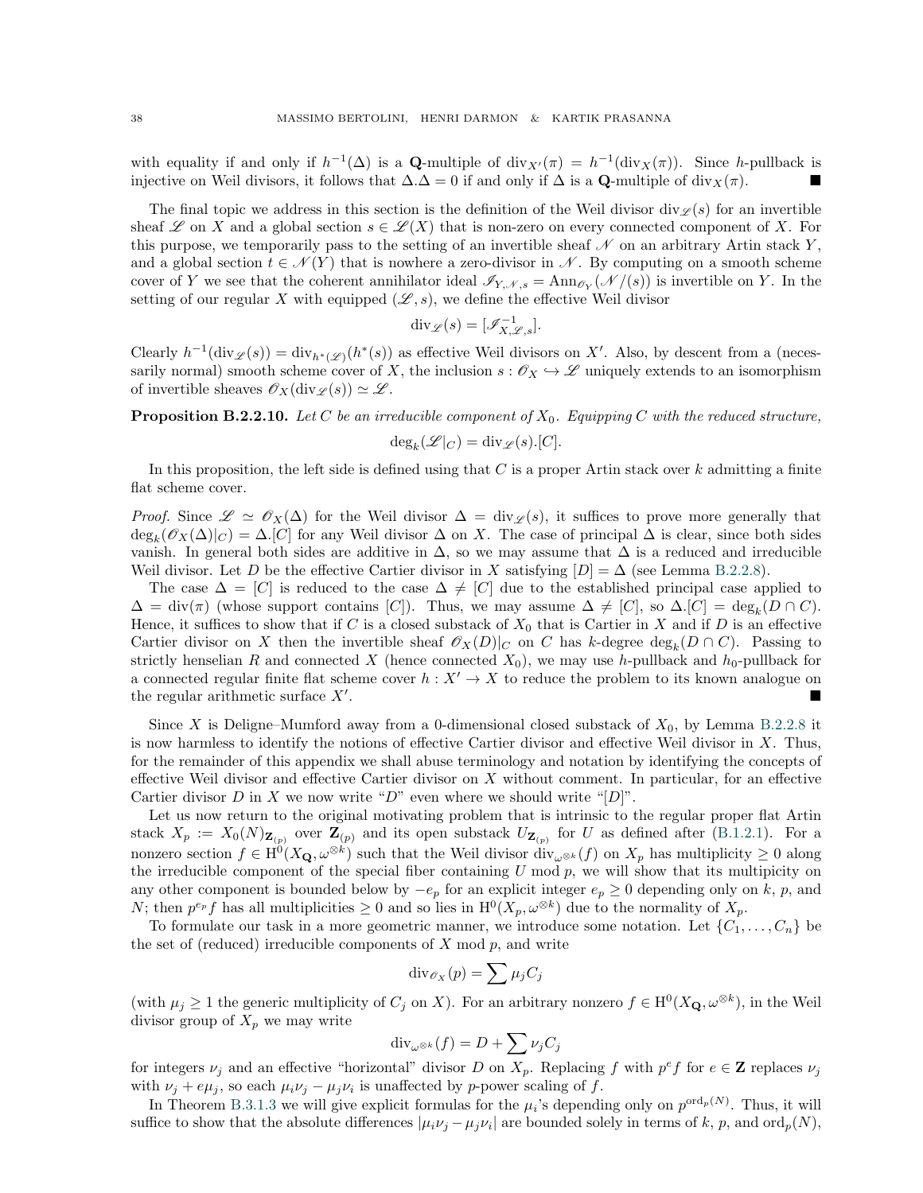with equality if and only if $h^{-1}(\Delta)$ is a $\mathbf{Q}$-multiple of $\mathrm{div}_{X'}(\pi) = h^{-1}(\mathrm{div}_X(\pi))$. Since $h$-pullback is injective on Weil divisors, it follows that $\Delta.\Delta = 0$ if and only if $\Delta$ is a $\mathbf{Q}$-multiple of $\mathrm{div}_X(\pi)$. ∎

The final topic we address in this section is the definition of the Weil divisor $\mathrm{div}_{\mathscr{L}}(s)$ for an invertible sheaf $\mathscr{L}$ on $X$ and a global section $s \in \mathscr{L}(X)$ that is non-zero on every connected component of $X$. For this purpose, we temporarily pass to the setting of an invertible sheaf $\mathscr{N}$ on an arbitrary Artin stack $Y$, and a global section $t \in \mathscr{N}(Y)$ that is nowhere a zero-divisor in $\mathscr{N}$. By computing on a smooth scheme cover of $Y$ we see that the coherent annihilator ideal $\mathscr{I}_{Y,\mathscr{N},s} = \mathrm{Ann}_{\mathscr{O}_Y}(\mathscr{N}/(s))$ is invertible on $Y$. In the setting of our regular $X$ with equipped $(\mathscr{L}, s)$, we define the effective Weil divisor

$$\mathrm{div}_{\mathscr{L}}(s) = [\mathscr{I}^{-1}_{X,\mathscr{L},s}].$$

Clearly $h^{-1}(\mathrm{div}_{\mathscr{L}}(s)) = \mathrm{div}_{h^*(\mathscr{L})}(h^*(s))$ as effective Weil divisors on $X'$. Also, by descent from a (necessarily normal) smooth scheme cover of $X$, the inclusion $s : \mathscr{O}_X \hookrightarrow \mathscr{L}$ uniquely extends to an isomorphism of invertible sheaves $\mathscr{O}_X(\mathrm{div}_{\mathscr{L}}(s)) \simeq \mathscr{L}$.

**Proposition B.2.2.10.** *Let $C$ be an irreducible component of $X_0$. Equipping $C$ with the reduced structure,*

$$\deg_k(\mathscr{L}|_C) = \mathrm{div}_{\mathscr{L}}(s).[C].$$

In this proposition, the left side is defined using that $C$ is a proper Artin stack over $k$ admitting a finite flat scheme cover.

*Proof.* Since $\mathscr{L} \simeq \mathscr{O}_X(\Delta)$ for the Weil divisor $\Delta = \mathrm{div}_{\mathscr{L}}(s)$, it suffices to prove more generally that $\deg_k(\mathscr{O}_X(\Delta)|_C) = \Delta.[C]$ for any Weil divisor $\Delta$ on $X$. The case of principal $\Delta$ is clear, since both sides vanish. In general both sides are additive in $\Delta$, so we may assume that $\Delta$ is a reduced and irreducible Weil divisor. Let $D$ be the effective Cartier divisor in $X$ satisfying $[D] = \Delta$ (see Lemma B.2.2.8).

The case $\Delta = [C]$ is reduced to the case $\Delta \neq [C]$ due to the established principal case applied to $\Delta = \mathrm{div}(\pi)$ (whose support contains $[C]$). Thus, we may assume $\Delta \neq [C]$, so $\Delta.[C] = \deg_k(D \cap C)$. Hence, it suffices to show that if $C$ is a closed substack of $X_0$ that is Cartier in $X$ and if $D$ is an effective Cartier divisor on $X$ then the invertible sheaf $\mathscr{O}_X(D)|_C$ on $C$ has $k$-degree $\deg_k(D \cap C)$. Passing to strictly henselian $R$ and connected $X$ (hence connected $X_0$), we may use $h$-pullback and $h_0$-pullback for a connected regular finite flat scheme cover $h : X' \to X$ to reduce the problem to its known analogue on the regular arithmetic surface $X'$. ∎

Since $X$ is Deligne–Mumford away from a 0-dimensional closed substack of $X_0$, by Lemma B.2.2.8 it is now harmless to identify the notions of effective Cartier divisor and effective Weil divisor in $X$. Thus, for the remainder of this appendix we shall abuse terminology and notation by identifying the concepts of effective Weil divisor and effective Cartier divisor on $X$ without comment. In particular, for an effective Cartier divisor $D$ in $X$ we now write "$D$" even where we should write "$[D]$".

Let us now return to the original motivating problem that is intrinsic to the regular proper flat Artin stack $X_p := X_0(N)_{\mathbf{Z}_{(p)}}$ over $\mathbf{Z}_{(p)}$ and its open substack $U_{\mathbf{Z}_{(p)}}$ for $U$ as defined after (B.1.2.1). For a nonzero section $f \in \mathrm{H}^0(X_{\mathbf{Q}}, \omega^{\otimes k})$ such that the Weil divisor $\mathrm{div}_{\omega^{\otimes k}}(f)$ on $X_p$ has multiplicity $\geq 0$ along the irreducible component of the special fiber containing $U \bmod p$, we will show that its multiplicity on any other component is bounded below by $-e_p$ for an explicit integer $e_p \geq 0$ depending only on $k$, $p$, and $N$; then $p^{e_p} f$ has all multiplicities $\geq 0$ and so lies in $\mathrm{H}^0(X_p, \omega^{\otimes k})$ due to the normality of $X_p$.

To formulate our task in a more geometric manner, we introduce some notation. Let $\{C_1, \ldots, C_n\}$ be the set of (reduced) irreducible components of $X \bmod p$, and write

$$\mathrm{div}_{\mathscr{O}_X}(p) = \sum \mu_j C_j$$

(with $\mu_j \geq 1$ the generic multiplicity of $C_j$ on $X$). For an arbitrary nonzero $f \in \mathrm{H}^0(X_{\mathbf{Q}}, \omega^{\otimes k})$, in the Weil divisor group of $X_p$ we may write

$$\mathrm{div}_{\omega^{\otimes k}}(f) = D + \sum \nu_j C_j$$

for integers $\nu_j$ and an effective "horizontal" divisor $D$ on $X_p$. Replacing $f$ with $p^e f$ for $e \in \mathbf{Z}$ replaces $\nu_j$ with $\nu_j + e\mu_j$, so each $\mu_i \nu_j - \mu_j \nu_i$ is unaffected by $p$-power scaling of $f$.

In Theorem B.3.1.3 we will give explicit formulas for the $\mu_i$'s depending only on $p^{\mathrm{ord}_p(N)}$. Thus, it will suffice to show that the absolute differences $|\mu_i \nu_j - \mu_j \nu_i|$ are bounded solely in terms of $k$, $p$, and $\mathrm{ord}_p(N)$,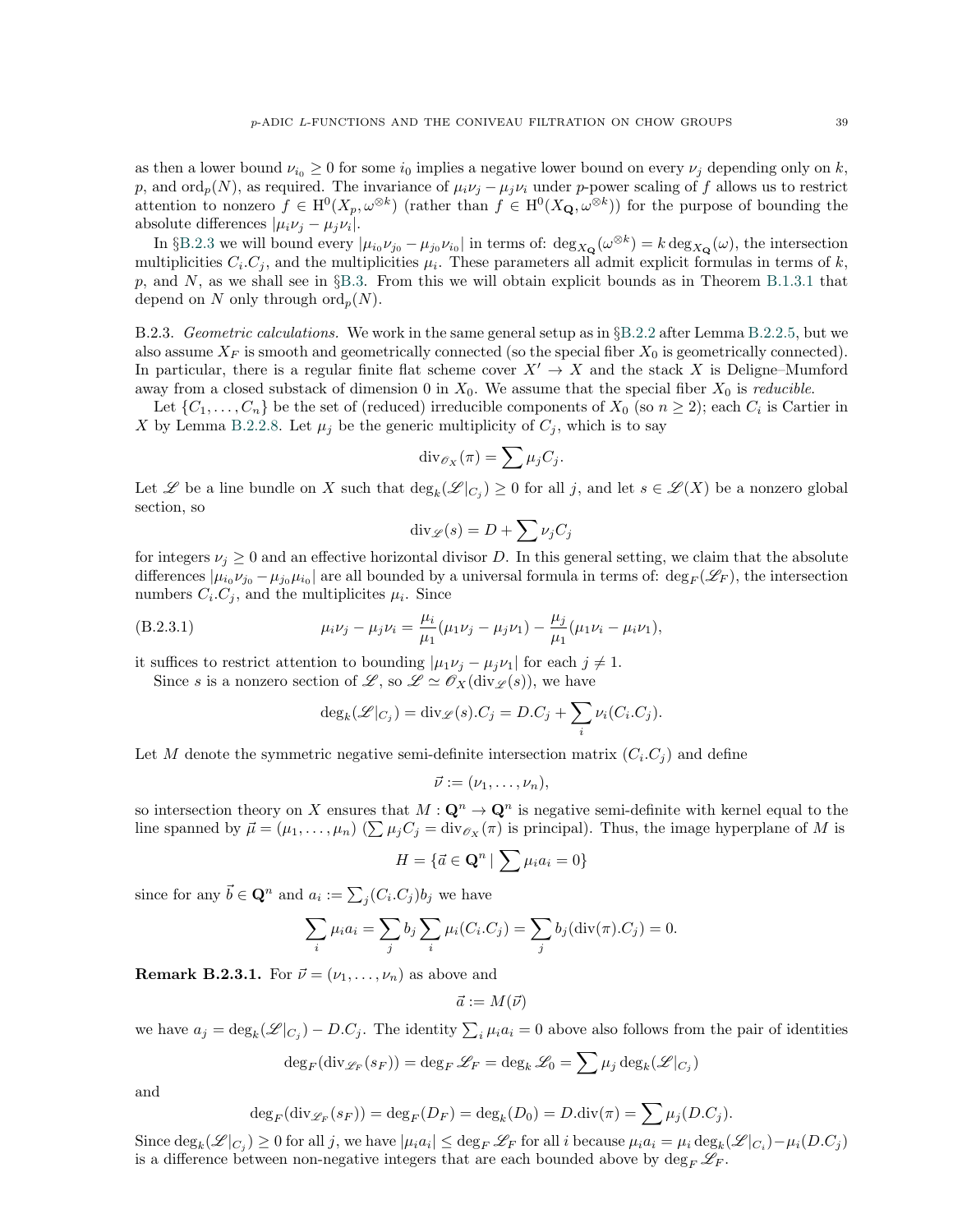as then a lower bound $\nu_{i_0} \geq 0$ for some $i_0$ implies a negative lower bound on every $\nu_j$ depending only on $k$, $p$, and $\mathrm{ord}_p(N)$, as required. The invariance of $\mu_i\nu_j - \mu_j\nu_i$ under $p$-power scaling of $f$ allows us to restrict attention to nonzero $f \in \mathrm{H}^0(X_p, \omega^{\otimes k})$ (rather than $f \in \mathrm{H}^0(X_{\mathbf{Q}}, \omega^{\otimes k})$) for the purpose of bounding the absolute differences $|\mu_i\nu_j - \mu_j\nu_i|$.

In §B.2.3 we will bound every $|\mu_{i_0}\nu_{j_0} - \mu_{j_0}\nu_{i_0}|$ in terms of: $\deg_{X_{\mathbf{Q}}}(\omega^{\otimes k}) = k\deg_{X_{\mathbf{Q}}}(\omega)$, the intersection multiplicities $C_i.C_j$, and the multiplicities $\mu_i$. These parameters all admit explicit formulas in terms of $k$, $p$, and $N$, as we shall see in §B.3. From this we will obtain explicit bounds as in Theorem B.1.3.1 that depend on $N$ only through $\mathrm{ord}_p(N)$.

B.2.3. *Geometric calculations.* We work in the same general setup as in §B.2.2 after Lemma B.2.2.5, but we also assume $X_F$ is smooth and geometrically connected (so the special fiber $X_0$ is geometrically connected). In particular, there is a regular finite flat scheme cover $X' \to X$ and the stack $X$ is Deligne–Mumford away from a closed substack of dimension 0 in $X_0$. We assume that the special fiber $X_0$ is *reducible*.

Let $\{C_1, \ldots, C_n\}$ be the set of (reduced) irreducible components of $X_0$ (so $n \geq 2$); each $C_i$ is Cartier in $X$ by Lemma B.2.2.8. Let $\mu_j$ be the generic multiplicity of $C_j$, which is to say

$$\mathrm{div}_{\mathscr{O}_X}(\pi) = \sum \mu_j C_j.$$

Let $\mathscr{L}$ be a line bundle on $X$ such that $\deg_k(\mathscr{L}|_{C_j}) \geq 0$ for all $j$, and let $s \in \mathscr{L}(X)$ be a nonzero global section, so

$$\mathrm{div}_{\mathscr{L}}(s) = D + \sum \nu_j C_j$$

for integers $\nu_j \geq 0$ and an effective horizontal divisor $D$. In this general setting, we claim that the absolute differences $|\mu_{i_0}\nu_{j_0} - \mu_{j_0}\mu_{i_0}|$ are all bounded by a universal formula in terms of: $\deg_F(\mathscr{L}_F)$, the intersection numbers $C_i.C_j$, and the multiplicites $\mu_i$. Since

$$\mu_i\nu_j - \mu_j\nu_i = \frac{\mu_i}{\mu_1}(\mu_1\nu_j - \mu_j\nu_1) - \frac{\mu_j}{\mu_1}(\mu_1\nu_i - \mu_i\nu_1), \tag{B.2.3.1}$$

it suffices to restrict attention to bounding $|\mu_1\nu_j - \mu_j\nu_1|$ for each $j \neq 1$.

Since $s$ is a nonzero section of $\mathscr{L}$, so $\mathscr{L} \simeq \mathscr{O}_X(\mathrm{div}_{\mathscr{L}}(s))$, we have

$$\deg_k(\mathscr{L}|_{C_j}) = \mathrm{div}_{\mathscr{L}}(s).C_j = D.C_j + \sum_i \nu_i(C_i.C_j).$$

Let $M$ denote the symmetric negative semi-definite intersection matrix $(C_i.C_j)$ and define

$$\vec{\nu} := (\nu_1, \ldots, \nu_n),$$

so intersection theory on $X$ ensures that $M : \mathbf{Q}^n \to \mathbf{Q}^n$ is negative semi-definite with kernel equal to the line spanned by $\vec{\mu} = (\mu_1, \ldots, \mu_n)$ ($\sum \mu_j C_j = \mathrm{div}_{\mathscr{O}_X}(\pi)$ is principal). Thus, the image hyperplane of $M$ is

$$H = \{\vec{a} \in \mathbf{Q}^n \mid \sum \mu_i a_i = 0\}$$

since for any $\vec{b} \in \mathbf{Q}^n$ and $a_i := \sum_j (C_i.C_j)b_j$ we have

$$\sum_i \mu_i a_i = \sum_j b_j \sum_i \mu_i(C_i.C_j) = \sum_j b_j(\mathrm{div}(\pi).C_j) = 0.$$

**Remark B.2.3.1.** For $\vec{\nu} = (\nu_1, \ldots, \nu_n)$ as above and

$$\vec{a} := M(\vec{\nu})$$

we have $a_j = \deg_k(\mathscr{L}|_{C_j}) - D.C_j$. The identity $\sum_i \mu_i a_i = 0$ above also follows from the pair of identities

$$\deg_F(\mathrm{div}_{\mathscr{L}_F}(s_F)) = \deg_F \mathscr{L}_F = \deg_k \mathscr{L}_0 = \sum \mu_j \deg_k(\mathscr{L}|_{C_j})$$

and

$$\deg_F(\mathrm{div}_{\mathscr{L}_F}(s_F)) = \deg_F(D_F) = \deg_k(D_0) = D.\mathrm{div}(\pi) = \sum \mu_j(D.C_j).$$

Since $\deg_k(\mathscr{L}|_{C_j}) \geq 0$ for all $j$, we have $|\mu_i a_i| \leq \deg_F \mathscr{L}_F$ for all $i$ because $\mu_i a_i = \mu_i \deg_k(\mathscr{L}|_{C_i}) - \mu_i(D.C_j)$ is a difference between non-negative integers that are each bounded above by $\deg_F \mathscr{L}_F$.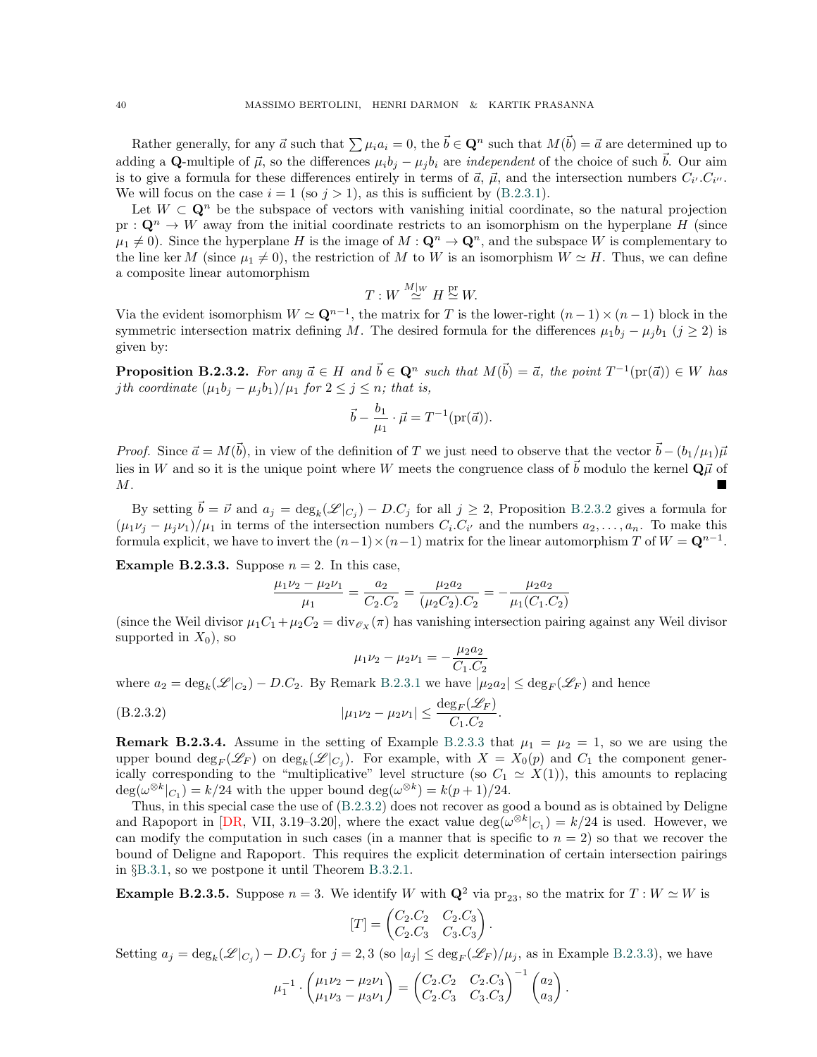Rather generally, for any $\vec{a}$ such that $\sum \mu_i a_i = 0$, the $\vec{b} \in \mathbf{Q}^n$ such that $M(\vec{b}) = \vec{a}$ are determined up to adding a $\mathbf{Q}$-multiple of $\vec{\mu}$, so the differences $\mu_i b_j - \mu_j b_i$ are *independent* of the choice of such $\vec{b}$. Our aim is to give a formula for these differences entirely in terms of $\vec{a}$, $\vec{\mu}$, and the intersection numbers $C_{i'}.C_{i''}$. We will focus on the case $i = 1$ (so $j > 1$), as this is sufficient by (B.2.3.1).

Let $W \subset \mathbf{Q}^n$ be the subspace of vectors with vanishing initial coordinate, so the natural projection $\mathrm{pr} : \mathbf{Q}^n \to W$ away from the initial coordinate restricts to an isomorphism on the hyperplane $H$ (since $\mu_1 \neq 0$). Since the hyperplane $H$ is the image of $M : \mathbf{Q}^n \to \mathbf{Q}^n$, and the subspace $W$ is complementary to the line $\ker M$ (since $\mu_1 \neq 0$), the restriction of $M$ to $W$ is an isomorphism $W \simeq H$. Thus, we can define a composite linear automorphism

$$T : W \overset{M|_W}{\simeq} H \overset{\mathrm{pr}}{\simeq} W.$$

Via the evident isomorphism $W \simeq \mathbf{Q}^{n-1}$, the matrix for $T$ is the lower-right $(n-1) \times (n-1)$ block in the symmetric intersection matrix defining $M$. The desired formula for the differences $\mu_1 b_j - \mu_j b_1$ $(j \geq 2)$ is given by:

**Proposition B.2.3.2.** *For any $\vec{a} \in H$ and $\vec{b} \in \mathbf{Q}^n$ such that $M(\vec{b}) = \vec{a}$, the point $T^{-1}(\mathrm{pr}(\vec{a})) \in W$ has $j$th coordinate $(\mu_1 b_j - \mu_j b_1)/\mu_1$ for $2 \leq j \leq n$; that is,*

$$\vec{b} - \frac{b_1}{\mu_1} \cdot \vec{\mu} = T^{-1}(\mathrm{pr}(\vec{a})).$$

*Proof.* Since $\vec{a} = M(\vec{b})$, in view of the definition of $T$ we just need to observe that the vector $\vec{b} - (b_1/\mu_1)\vec{\mu}$ lies in $W$ and so it is the unique point where $W$ meets the congruence class of $\vec{b}$ modulo the kernel $\mathbf{Q}\vec{\mu}$ of $M$. ∎

By setting $\vec{b} = \vec{\nu}$ and $a_j = \deg_k(\mathscr{L}|_{C_j}) - D.C_j$ for all $j \geq 2$, Proposition B.2.3.2 gives a formula for $(\mu_1\nu_j - \mu_j\nu_1)/\mu_1$ in terms of the intersection numbers $C_i.C_{i'}$ and the numbers $a_2, \ldots, a_n$. To make this formula explicit, we have to invert the $(n-1) \times (n-1)$ matrix for the linear automorphism $T$ of $W = \mathbf{Q}^{n-1}$.

**Example B.2.3.3.** Suppose $n = 2$. In this case,

$$\frac{\mu_1\nu_2 - \mu_2\nu_1}{\mu_1} = \frac{a_2}{C_2.C_2} = \frac{\mu_2 a_2}{(\mu_2 C_2).C_2} = -\frac{\mu_2 a_2}{\mu_1(C_1.C_2)}$$

(since the Weil divisor $\mu_1 C_1 + \mu_2 C_2 = \mathrm{div}_{\mathscr{O}_X}(\pi)$ has vanishing intersection pairing against any Weil divisor supported in $X_0$), so

$$\mu_1\nu_2 - \mu_2\nu_1 = -\frac{\mu_2 a_2}{C_1.C_2}$$

where $a_2 = \deg_k(\mathscr{L}|_{C_2}) - D.C_2$. By Remark B.2.3.1 we have $|\mu_2 a_2| \leq \deg_F(\mathscr{L}_F)$ and hence

$$|\mu_1\nu_2 - \mu_2\nu_1| \leq \frac{\deg_F(\mathscr{L}_F)}{C_1.C_2}. \tag{B.2.3.2}$$

**Remark B.2.3.4.** Assume in the setting of Example B.2.3.3 that $\mu_1 = \mu_2 = 1$, so we are using the upper bound $\deg_F(\mathscr{L}_F)$ on $\deg_k(\mathscr{L}|_{C_j})$. For example, with $X = X_0(p)$ and $C_1$ the component generically corresponding to the "multiplicative" level structure (so $C_1 \simeq X(1)$), this amounts to replacing $\deg(\omega^{\otimes k}|_{C_1}) = k/24$ with the upper bound $\deg(\omega^{\otimes k}) = k(p+1)/24$.

Thus, in this special case the use of (B.2.3.2) does not recover as good a bound as is obtained by Deligne and Rapoport in [DR, VII, 3.19–3.20], where the exact value $\deg(\omega^{\otimes k}|_{C_1}) = k/24$ is used. However, we can modify the computation in such cases (in a manner that is specific to $n = 2$) so that we recover the bound of Deligne and Rapoport. This requires the explicit determination of certain intersection pairings in §B.3.1, so we postpone it until Theorem B.3.2.1.

**Example B.2.3.5.** Suppose $n = 3$. We identify $W$ with $\mathbf{Q}^2$ via $\mathrm{pr}_{23}$, so the matrix for $T : W \simeq W$ is

$$[T] = \begin{pmatrix} C_2.C_2 & C_2.C_3 \\ C_2.C_3 & C_3.C_3 \end{pmatrix}.$$

Setting $a_j = \deg_k(\mathscr{L}|_{C_j}) - D.C_j$ for $j = 2, 3$ (so $|a_j| \leq \deg_F(\mathscr{L}_F)/\mu_j$, as in Example B.2.3.3), we have

$$\mu_1^{-1} \cdot \begin{pmatrix} \mu_1\nu_2 - \mu_2\nu_1 \\ \mu_1\nu_3 - \mu_3\nu_1 \end{pmatrix} = \begin{pmatrix} C_2.C_2 & C_2.C_3 \\ C_2.C_3 & C_3.C_3 \end{pmatrix}^{-1} \begin{pmatrix} a_2 \\ a_3 \end{pmatrix}.$$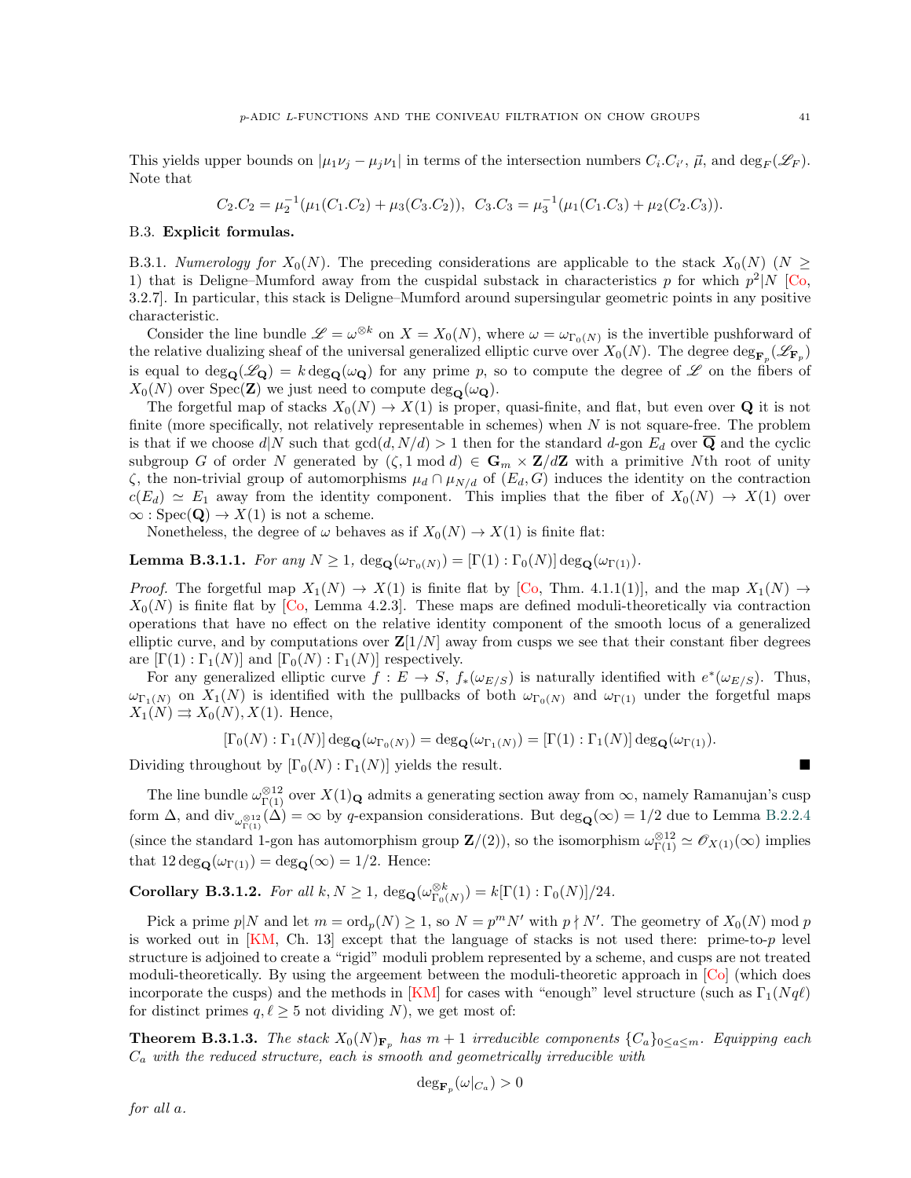This yields upper bounds on $|\mu_1\nu_j - \mu_j\nu_1|$ in terms of the intersection numbers $C_i.C_{i'}$, $\vec{\mu}$, and $\deg_F(\mathscr{L}_F)$. Note that

$$C_2.C_2 = \mu_2^{-1}(\mu_1(C_1.C_2) + \mu_3(C_3.C_2)),\ \ C_3.C_3 = \mu_3^{-1}(\mu_1(C_1.C_3) + \mu_2(C_2.C_3)).$$

### B.3. Explicit formulas.

B.3.1. *Numerology for $X_0(N)$.* The preceding considerations are applicable to the stack $X_0(N)$ ($N \geq 1$) that is Deligne–Mumford away from the cuspidal substack in characteristics $p$ for which $p^2|N$ [Co, 3.2.7]. In particular, this stack is Deligne–Mumford around supersingular geometric points in any positive characteristic.

Consider the line bundle $\mathscr{L} = \omega^{\otimes k}$ on $X = X_0(N)$, where $\omega = \omega_{\Gamma_0(N)}$ is the invertible pushforward of the relative dualizing sheaf of the universal generalized elliptic curve over $X_0(N)$. The degree $\deg_{\mathbf{F}_p}(\mathscr{L}_{\mathbf{F}_p})$ is equal to $\deg_{\mathbf{Q}}(\mathscr{L}_{\mathbf{Q}}) = k \deg_{\mathbf{Q}}(\omega_{\mathbf{Q}})$ for any prime $p$, so to compute the degree of $\mathscr{L}$ on the fibers of $X_0(N)$ over $\mathrm{Spec}(\mathbf{Z})$ we just need to compute $\deg_{\mathbf{Q}}(\omega_{\mathbf{Q}})$.

The forgetful map of stacks $X_0(N) \to X(1)$ is proper, quasi-finite, and flat, but even over $\mathbf{Q}$ it is not finite (more specifically, not relatively representable in schemes) when $N$ is not square-free. The problem is that if we choose $d|N$ such that $\gcd(d, N/d) > 1$ then for the standard $d$-gon $E_d$ over $\overline{\mathbf{Q}}$ and the cyclic subgroup $G$ of order $N$ generated by $(\zeta, 1 \bmod d) \in \mathbf{G}_m \times \mathbf{Z}/d\mathbf{Z}$ with a primitive $N$th root of unity $\zeta$, the non-trivial group of automorphisms $\mu_d \cap \mu_{N/d}$ of $(E_d, G)$ induces the identity on the contraction $c(E_d) \simeq E_1$ away from the identity component. This implies that the fiber of $X_0(N) \to X(1)$ over $\infty : \mathrm{Spec}(\mathbf{Q}) \to X(1)$ is not a scheme.

Nonetheless, the degree of $\omega$ behaves as if $X_0(N) \to X(1)$ is finite flat:

**Lemma B.3.1.1.** *For any $N \geq 1$, $\deg_{\mathbf{Q}}(\omega_{\Gamma_0(N)}) = [\Gamma(1) : \Gamma_0(N)] \deg_{\mathbf{Q}}(\omega_{\Gamma(1)})$.*

*Proof.* The forgetful map $X_1(N) \to X(1)$ is finite flat by [Co, Thm. 4.1.1(1)], and the map $X_1(N) \to X_0(N)$ is finite flat by [Co, Lemma 4.2.3]. These maps are defined moduli-theoretically via contraction operations that have no effect on the relative identity component of the smooth locus of a generalized elliptic curve, and by computations over $\mathbf{Z}[1/N]$ away from cusps we see that their constant fiber degrees are $[\Gamma(1) : \Gamma_1(N)]$ and $[\Gamma_0(N) : \Gamma_1(N)]$ respectively.

For any generalized elliptic curve $f : E \to S$, $f_*(\omega_{E/S})$ is naturally identified with $e^*(\omega_{E/S})$. Thus, $\omega_{\Gamma_1(N)}$ on $X_1(N)$ is identified with the pullbacks of both $\omega_{\Gamma_0(N)}$ and $\omega_{\Gamma(1)}$ under the forgetful maps $X_1(N) \rightrightarrows X_0(N), X(1)$. Hence,

$$[\Gamma_0(N) : \Gamma_1(N)] \deg_{\mathbf{Q}}(\omega_{\Gamma_0(N)}) = \deg_{\mathbf{Q}}(\omega_{\Gamma_1(N)}) = [\Gamma(1) : \Gamma_1(N)] \deg_{\mathbf{Q}}(\omega_{\Gamma(1)}).$$

Dividing throughout by $[\Gamma_0(N) : \Gamma_1(N)]$ yields the result. ■

The line bundle $\omega_{\Gamma(1)}^{\otimes 12}$ over $X(1)_{\mathbf{Q}}$ admits a generating section away from $\infty$, namely Ramanujan's cusp form $\Delta$, and $\mathrm{div}_{\omega_{\Gamma(1)}^{\otimes 12}}(\Delta) = \infty$ by $q$-expansion considerations. But $\deg_{\mathbf{Q}}(\infty) = 1/2$ due to Lemma B.2.2.4 (since the standard 1-gon has automorphism group $\mathbf{Z}/(2)$), so the isomorphism $\omega_{\Gamma(1)}^{\otimes 12} \simeq \mathscr{O}_{X(1)}(\infty)$ implies that $12 \deg_{\mathbf{Q}}(\omega_{\Gamma(1)}) = \deg_{\mathbf{Q}}(\infty) = 1/2$. Hence:

**Corollary B.3.1.2.** *For all $k, N \geq 1$, $\deg_{\mathbf{Q}}(\omega_{\Gamma_0(N)}^{\otimes k}) = k[\Gamma(1) : \Gamma_0(N)]/24$.*

Pick a prime $p|N$ and let $m = \mathrm{ord}_p(N) \geq 1$, so $N = p^m N'$ with $p \nmid N'$. The geometry of $X_0(N) \bmod p$ is worked out in [KM, Ch. 13] except that the language of stacks is not used there: prime-to-$p$ level structure is adjoined to create a "rigid" moduli problem represented by a scheme, and cusps are not treated moduli-theoretically. By using the argeement between the moduli-theoretic approach in [Co] (which does incorporate the cusps) and the methods in [KM] for cases with "enough" level structure (such as $\Gamma_1(Nq\ell)$ for distinct primes $q, \ell \geq 5$ not dividing $N$), we get most of:

**Theorem B.3.1.3.** *The stack $X_0(N)_{\mathbf{F}_p}$ has $m+1$ irreducible components $\{C_a\}_{0 \leq a \leq m}$. Equipping each $C_a$ with the reduced structure, each is smooth and geometrically irreducible with*

$$\deg_{\mathbf{F}_p}(\omega|_{C_a}) > 0$$

*for all $a$.*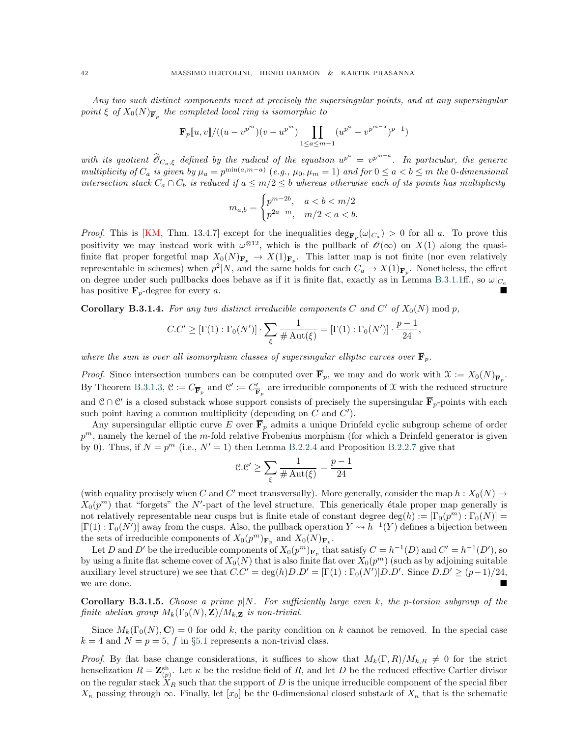*Any two such distinct components meet at precisely the supersingular points, and at any supersingular point $\xi$ of $X_0(N)_{\overline{\mathbf{F}}_p}$ the completed local ring is isomorphic to*

$$\overline{\mathbf{F}}_p[\![u,v]\!]/((u-v^{p^m})(v-u^{p^m})\prod_{1\le a\le m-1}(u^{p^a}-v^{p^{m-a}})^{p-1})$$

*with its quotient $\widehat{\mathscr{O}}_{C_a,\xi}$ defined by the radical of the equation $u^{p^a}=v^{p^{m-a}}$. In particular, the generic multiplicity of $C_a$ is given by $\mu_a=p^{\min(a,m-a)}$ (e.g., $\mu_0,\mu_m=1$) and for $0\le a<b\le m$ the 0-dimensional intersection stack $C_a\cap C_b$ is reduced if $a\le m/2\le b$ whereas otherwise each of its points has multiplicity*

$$m_{a,b}=\begin{cases}p^{m-2b}, & a<b<m/2\\ p^{2a-m}, & m/2<a<b.\end{cases}$$

*Proof.* This is [KM, Thm. 13.4.7] except for the inequalities $\deg_{\mathbf{F}_p}(\omega|_{C_a})>0$ for all $a$. To prove this positivity we may instead work with $\omega^{\otimes 12}$, which is the pullback of $\mathscr{O}(\infty)$ on $X(1)$ along the quasi-finite flat proper forgetful map $X_0(N)_{\mathbf{F}_p}\to X(1)_{\mathbf{F}_p}$. This latter map is not finite (nor even relatively representable in schemes) when $p^2|N$, and the same holds for each $C_a\to X(1)_{\mathbf{F}_p}$. Nonetheless, the effect on degree under such pullbacks does behave as if it is finite flat, exactly as in Lemma B.3.1.1ff., so $\omega|_{C_a}$ has positive $\mathbf{F}_p$-degree for every $a$. ∎

**Corollary B.3.1.4.** *For any two distinct irreducible components $C$ and $C'$ of $X_0(N)$ mod $p$,*

$$C.C'\ge[\Gamma(1):\Gamma_0(N')]\cdot\sum_{\xi}\frac{1}{\#\operatorname{Aut}(\xi)}=[\Gamma(1):\Gamma_0(N')]\cdot\frac{p-1}{24},$$

*where the sum is over all isomorphism classes of supersingular elliptic curves over $\overline{\mathbf{F}}_p$.*

*Proof.* Since intersection numbers can be computed over $\overline{\mathbf{F}}_p$, we may and do work with $\mathcal{X}:=X_0(N)_{\overline{\mathbf{F}}_p}$. By Theorem B.3.1.3, $\mathcal{C}:=C_{\overline{\mathbf{F}}_p}$ and $\mathcal{C}':=C'_{\overline{\mathbf{F}}_p}$ are irreducible components of $\mathcal{X}$ with the reduced structure and $\mathcal{C}\cap\mathcal{C}'$ is a closed substack whose support consists of precisely the supersingular $\overline{\mathbf{F}}_p$-points with each such point having a common multiplicity (depending on $C$ and $C'$).

Any supersingular elliptic curve $E$ over $\overline{\mathbf{F}}_p$ admits a unique Drinfeld cyclic subgroup scheme of order $p^m$, namely the kernel of the $m$-fold relative Frobenius morphism (for which a Drinfeld generator is given by 0). Thus, if $N=p^m$ (i.e., $N'=1$) then Lemma B.2.2.4 and Proposition B.2.2.7 give that

$$\mathcal{C}.\mathcal{C}'\ge\sum_{\xi}\frac{1}{\#\operatorname{Aut}(\xi)}=\frac{p-1}{24}$$

(with equality precisely when $C$ and $C'$ meet transversally). More generally, consider the map $h:X_0(N)\to X_0(p^m)$ that "forgets" the $N'$-part of the level structure. This generically étale proper map generally is not relatively representable near cusps but is finite etale of constant degree $\deg(h):=[\Gamma_0(p^m):\Gamma_0(N)]=[\Gamma(1):\Gamma_0(N')]$ away from the cusps. Also, the pullback operation $Y\rightsquigarrow h^{-1}(Y)$ defines a bijection between the sets of irreducible components of $X_0(p^m)_{\mathbf{F}_p}$ and $X_0(N)_{\mathbf{F}_p}$.

Let $D$ and $D'$ be the irreducible components of $X_0(p^m)_{\mathbf{F}_p}$ that satisfy $C=h^{-1}(D)$ and $C'=h^{-1}(D')$, so by using a finite flat scheme cover of $X_0(N)$ that is also finite flat over $X_0(p^m)$ (such as by adjoining suitable auxiliary level structure) we see that $C.C'=\deg(h)D.D'=[\Gamma(1):\Gamma_0(N')]D.D'$. Since $D.D'\ge(p-1)/24$, we are done. ∎

**Corollary B.3.1.5.** *Choose a prime $p|N$. For sufficiently large even $k$, the $p$-torsion subgroup of the finite abelian group $M_k(\Gamma_0(N),\mathbf{Z})/M_{k,\mathbf{Z}}$ is non-trivial.*

Since $M_k(\Gamma_0(N),\mathbf{C})=0$ for odd $k$, the parity condition on $k$ cannot be removed. In the special case $k=4$ and $N=p=5$, $f$ in §5.1 represents a non-trivial class.

*Proof.* By flat base change considerations, it suffices to show that $M_k(\Gamma,R)/M_{k,R}\neq 0$ for the strict henselization $R=\mathbf{Z}_{(p)}^{\mathrm{sh}}$. Let $\kappa$ be the residue field of $R$, and let $D$ be the reduced effective Cartier divisor on the regular stack $X_R$ such that the support of $D$ is the unique irreducible component of the special fiber $X_\kappa$ passing through $\infty$. Finally, let $[x_0]$ be the 0-dimensional closed substack of $X_\kappa$ that is the schematic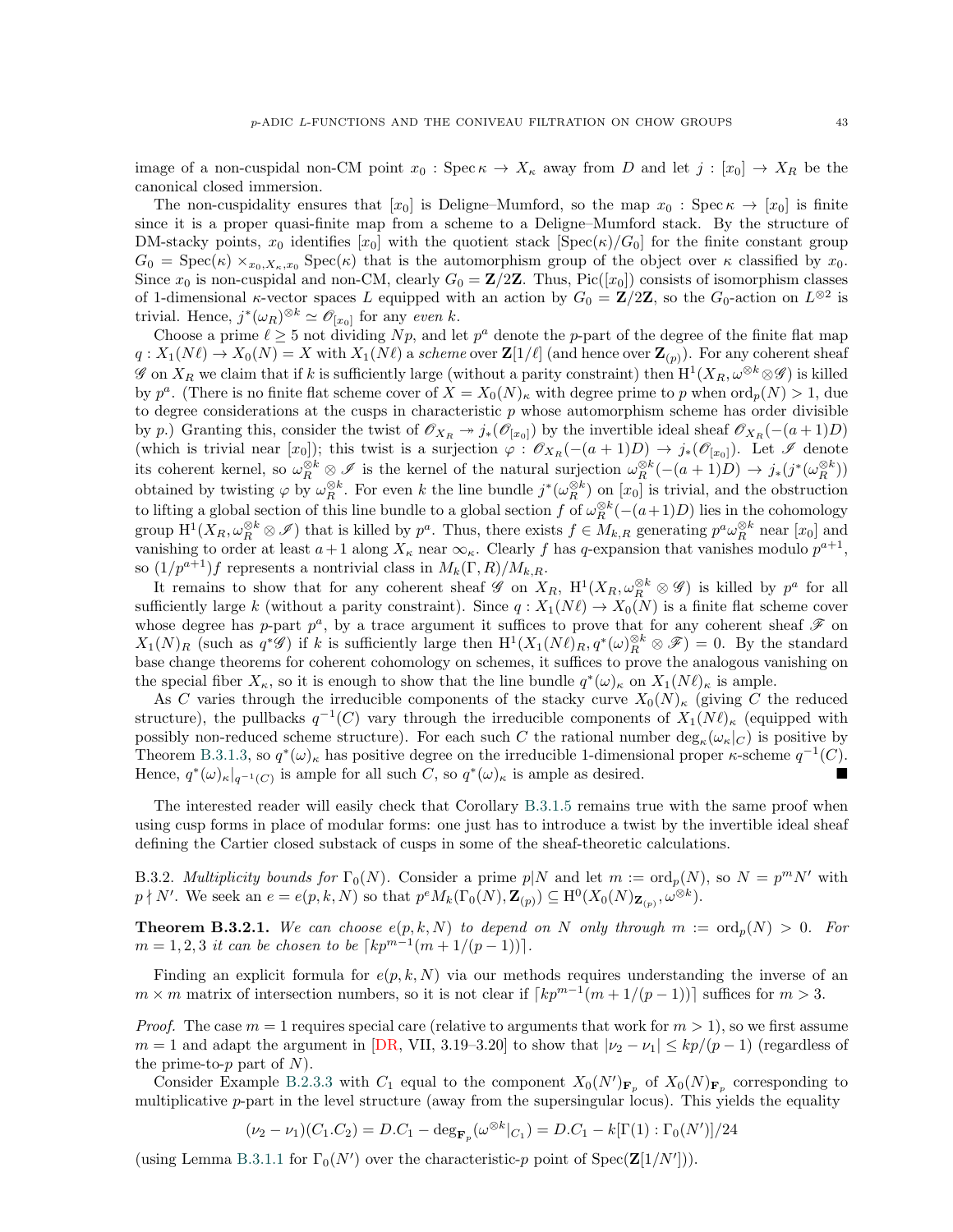image of a non-cuspidal non-CM point $x_0 : \mathrm{Spec}\,\kappa \to X_\kappa$ away from $D$ and let $j : [x_0] \to X_R$ be the canonical closed immersion.

The non-cuspidality ensures that $[x_0]$ is Deligne–Mumford, so the map $x_0 : \mathrm{Spec}\,\kappa \to [x_0]$ is finite since it is a proper quasi-finite map from a scheme to a Deligne–Mumford stack. By the structure of DM-stacky points, $x_0$ identifies $[x_0]$ with the quotient stack $[\mathrm{Spec}(\kappa)/G_0]$ for the finite constant group $G_0 = \mathrm{Spec}(\kappa) \times_{x_0, X_\kappa, x_0} \mathrm{Spec}(\kappa)$ that is the automorphism group of the object over $\kappa$ classified by $x_0$. Since $x_0$ is non-cuspidal and non-CM, clearly $G_0 = \mathbf{Z}/2\mathbf{Z}$. Thus, $\mathrm{Pic}([x_0])$ consists of isomorphism classes of 1-dimensional $\kappa$-vector spaces $L$ equipped with an action by $G_0 = \mathbf{Z}/2\mathbf{Z}$, so the $G_0$-action on $L^{\otimes 2}$ is trivial. Hence, $j^*(\omega_R)^{\otimes k} \simeq \mathscr{O}_{[x_0]}$ for any *even* $k$.

Choose a prime $\ell \geq 5$ not dividing $Np$, and let $p^a$ denote the $p$-part of the degree of the finite flat map $q : X_1(N\ell) \to X_0(N) = X$ with $X_1(N\ell)$ a *scheme* over $\mathbf{Z}[1/\ell]$ (and hence over $\mathbf{Z}_{(p)}$). For any coherent sheaf $\mathscr{G}$ on $X_R$ we claim that if $k$ is sufficiently large (without a parity constraint) then $\mathrm{H}^1(X_R, \omega^{\otimes k} \otimes \mathscr{G})$ is killed by $p^a$. (There is no finite flat scheme cover of $X = X_0(N)_\kappa$ with degree prime to $p$ when $\mathrm{ord}_p(N) > 1$, due to degree considerations at the cusps in characteristic $p$ whose automorphism scheme has order divisible by $p$.) Granting this, consider the twist of $\mathscr{O}_{X_R} \twoheadrightarrow j_*(\mathscr{O}_{[x_0]})$ by the invertible ideal sheaf $\mathscr{O}_{X_R}(-(a+1)D)$ (which is trivial near $[x_0]$); this twist is a surjection $\varphi : \mathscr{O}_{X_R}(-(a+1)D) \to j_*(\mathscr{O}_{[x_0]})$. Let $\mathscr{I}$ denote its coherent kernel, so $\omega_R^{\otimes k} \otimes \mathscr{I}$ is the kernel of the natural surjection $\omega_R^{\otimes k}(-(a+1)D) \to j_*(j^*(\omega_R^{\otimes k}))$ obtained by twisting $\varphi$ by $\omega_R^{\otimes k}$. For even $k$ the line bundle $j^*(\omega_R^{\otimes k})$ on $[x_0]$ is trivial, and the obstruction to lifting a global section of this line bundle to a global section $f$ of $\omega_R^{\otimes k}(-(a+1)D)$ lies in the cohomology group $\mathrm{H}^1(X_R, \omega_R^{\otimes k} \otimes \mathscr{I})$ that is killed by $p^a$. Thus, there exists $f \in M_{k,R}$ generating $p^a \omega_R^{\otimes k}$ near $[x_0]$ and vanishing to order at least $a+1$ along $X_\kappa$ near $\infty_\kappa$. Clearly $f$ has $q$-expansion that vanishes modulo $p^{a+1}$, so $(1/p^{a+1})f$ represents a nontrivial class in $M_k(\Gamma, R)/M_{k,R}$.

It remains to show that for any coherent sheaf $\mathscr{G}$ on $X_R$, $\mathrm{H}^1(X_R, \omega_R^{\otimes k} \otimes \mathscr{G})$ is killed by $p^a$ for all sufficiently large $k$ (without a parity constraint). Since $q : X_1(N\ell) \to X_0(N)$ is a finite flat scheme cover whose degree has $p$-part $p^a$, by a trace argument it suffices to prove that for any coherent sheaf $\mathscr{F}$ on $X_1(N)_R$ (such as $q^*\mathscr{G}$) if $k$ is sufficiently large then $\mathrm{H}^1(X_1(N\ell)_R, q^*(\omega)_R^{\otimes k} \otimes \mathscr{F}) = 0$. By the standard base change theorems for coherent cohomology on schemes, it suffices to prove the analogous vanishing on the special fiber $X_\kappa$, so it is enough to show that the line bundle $q^*(\omega)_\kappa$ on $X_1(N\ell)_\kappa$ is ample.

As $C$ varies through the irreducible components of the stacky curve $X_0(N)_\kappa$ (giving $C$ the reduced structure), the pullbacks $q^{-1}(C)$ vary through the irreducible components of $X_1(N\ell)_\kappa$ (equipped with possibly non-reduced scheme structure). For each such $C$ the rational number $\deg_\kappa(\omega_\kappa|_C)$ is positive by Theorem B.3.1.3, so $q^*(\omega)_\kappa$ has positive degree on the irreducible 1-dimensional proper $\kappa$-scheme $q^{-1}(C)$. Hence, $q^*(\omega)_\kappa|_{q^{-1}(C)}$ is ample for all such $C$, so $q^*(\omega)_\kappa$ is ample as desired. ∎

The interested reader will easily check that Corollary B.3.1.5 remains true with the same proof when using cusp forms in place of modular forms: one just has to introduce a twist by the invertible ideal sheaf defining the Cartier closed substack of cusps in some of the sheaf-theoretic calculations.

B.3.2. *Multiplicity bounds for* $\Gamma_0(N)$. Consider a prime $p|N$ and let $m := \mathrm{ord}_p(N)$, so $N = p^m N'$ with $p \nmid N'$. We seek an $e = e(p,k,N)$ so that $p^e M_k(\Gamma_0(N), \mathbf{Z}_{(p)}) \subseteq \mathrm{H}^0(X_0(N)_{\mathbf{Z}_{(p)}}, \omega^{\otimes k})$.

**Theorem B.3.2.1.** *We can choose* $e(p,k,N)$ *to depend on* $N$ *only through* $m := \mathrm{ord}_p(N) > 0$*. For* $m = 1,2,3$ *it can be chosen to be* $\lceil kp^{m-1}(m + 1/(p-1)) \rceil$.

Finding an explicit formula for $e(p,k,N)$ via our methods requires understanding the inverse of an $m \times m$ matrix of intersection numbers, so it is not clear if $\lceil kp^{m-1}(m+1/(p-1)) \rceil$ suffices for $m > 3$.

*Proof.* The case $m = 1$ requires special care (relative to arguments that work for $m > 1$), so we first assume $m = 1$ and adapt the argument in [DR, VII, 3.19–3.20] to show that $|\nu_2 - \nu_1| \leq kp/(p-1)$ (regardless of the prime-to-$p$ part of $N$).

Consider Example B.2.3.3 with $C_1$ equal to the component $X_0(N')_{\mathbf{F}_p}$ of $X_0(N)_{\mathbf{F}_p}$ corresponding to multiplicative $p$-part in the level structure (away from the supersingular locus). This yields the equality

$$(\nu_2 - \nu_1)(C_1.C_2) = D.C_1 - \deg_{\mathbf{F}_p}(\omega^{\otimes k}|_{C_1}) = D.C_1 - k[\Gamma(1) : \Gamma_0(N')]/24$$

(using Lemma B.3.1.1 for $\Gamma_0(N')$ over the characteristic-$p$ point of $\mathrm{Spec}(\mathbf{Z}[1/N'])$).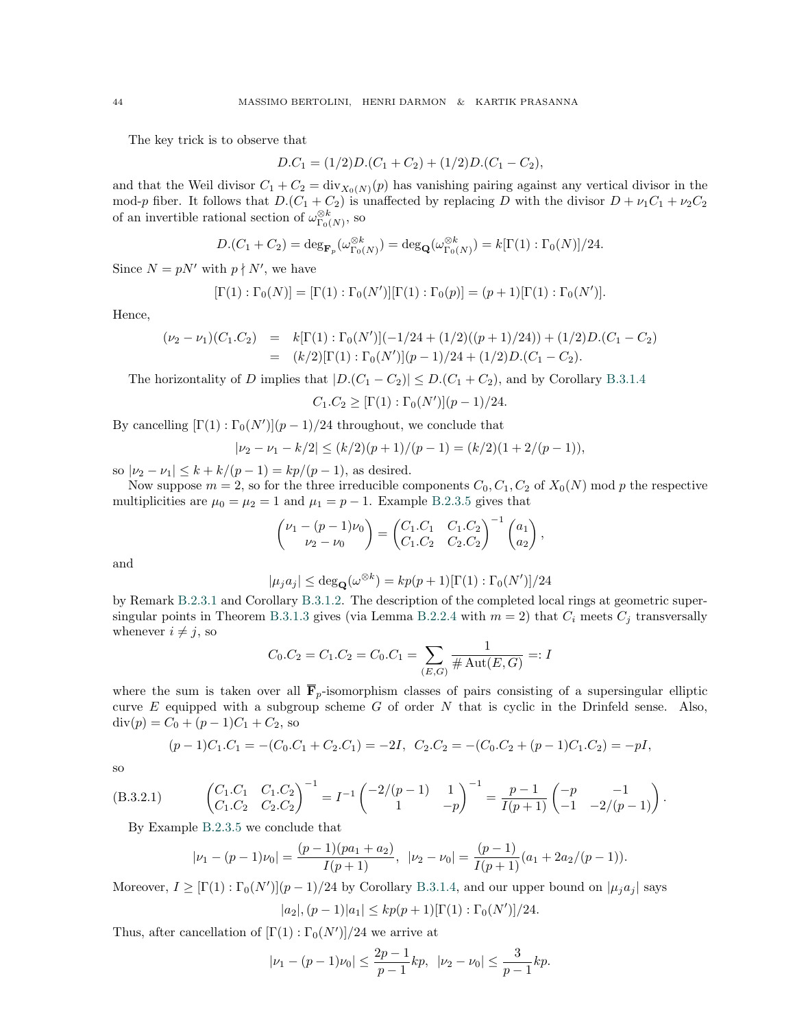The key trick is to observe that

$$D.C_1 = (1/2)D.(C_1 + C_2) + (1/2)D.(C_1 - C_2),$$

and that the Weil divisor $C_1 + C_2 = \mathrm{div}_{X_0(N)}(p)$ has vanishing pairing against any vertical divisor in the mod-$p$ fiber. It follows that $D.(C_1 + C_2)$ is unaffected by replacing $D$ with the divisor $D + \nu_1 C_1 + \nu_2 C_2$ of an invertible rational section of $\omega_{\Gamma_0(N)}^{\otimes k}$, so

$$D.(C_1 + C_2) = \deg_{\mathbf{F}_p}(\omega_{\Gamma_0(N)}^{\otimes k}) = \deg_{\mathbf{Q}}(\omega_{\Gamma_0(N)}^{\otimes k}) = k[\Gamma(1) : \Gamma_0(N)]/24.$$

Since $N = pN'$ with $p \nmid N'$, we have

$$[\Gamma(1) : \Gamma_0(N)] = [\Gamma(1) : \Gamma_0(N')][\Gamma(1) : \Gamma_0(p)] = (p+1)[\Gamma(1) : \Gamma_0(N')].$$

Hence,

$$\begin{aligned}
(\nu_2 - \nu_1)(C_1.C_2) &= k[\Gamma(1) : \Gamma_0(N')](-1/24 + (1/2)((p+1)/24)) + (1/2)D.(C_1 - C_2) \\
&= (k/2)[\Gamma(1) : \Gamma_0(N')](p-1)/24 + (1/2)D.(C_1 - C_2).
\end{aligned}$$

The horizontality of $D$ implies that $|D.(C_1 - C_2)| \leq D.(C_1 + C_2)$, and by Corollary B.3.1.4

$$C_1.C_2 \geq [\Gamma(1) : \Gamma_0(N')](p-1)/24.$$

By cancelling $[\Gamma(1) : \Gamma_0(N')](p-1)/24$ throughout, we conclude that

$$|\nu_2 - \nu_1 - k/2| \leq (k/2)(p+1)/(p-1) = (k/2)(1 + 2/(p-1)),$$

so $|\nu_2 - \nu_1| \leq k + k/(p-1) = kp/(p-1)$, as desired.

Now suppose $m = 2$, so for the three irreducible components $C_0, C_1, C_2$ of $X_0(N)$ mod $p$ the respective multiplicities are $\mu_0 = \mu_2 = 1$ and $\mu_1 = p - 1$. Example B.2.3.5 gives that

$$\begin{pmatrix} \nu_1 - (p-1)\nu_0 \\ \nu_2 - \nu_0 \end{pmatrix} = \begin{pmatrix} C_1.C_1 & C_1.C_2 \\ C_1.C_2 & C_2.C_2 \end{pmatrix}^{-1} \begin{pmatrix} a_1 \\ a_2 \end{pmatrix},$$

and

$$|\mu_j a_j| \leq \deg_{\mathbf{Q}}(\omega^{\otimes k}) = kp(p+1)[\Gamma(1) : \Gamma_0(N')]/24$$

by Remark B.2.3.1 and Corollary B.3.1.2. The description of the completed local rings at geometric supersingular points in Theorem B.3.1.3 gives (via Lemma B.2.2.4 with $m = 2$) that $C_i$ meets $C_j$ transversally whenever $i \neq j$, so

$$C_0.C_2 = C_1.C_2 = C_0.C_1 = \sum_{(E,G)} \frac{1}{\#\,\mathrm{Aut}(E,G)} =: I$$

where the sum is taken over all $\overline{\mathbf{F}}_p$-isomorphism classes of pairs consisting of a supersingular elliptic curve $E$ equipped with a subgroup scheme $G$ of order $N$ that is cyclic in the Drinfeld sense. Also, $\mathrm{div}(p) = C_0 + (p-1)C_1 + C_2$, so

$$(p-1)C_1.C_1 = -(C_0.C_1 + C_2.C_1) = -2I, \quad C_2.C_2 = -(C_0.C_2 + (p-1)C_1.C_2) = -pI,$$

so

$$\begin{pmatrix} C_1.C_1 & C_1.C_2 \\ C_1.C_2 & C_2.C_2 \end{pmatrix}^{-1} = I^{-1} \begin{pmatrix} -2/(p-1) & 1 \\ 1 & -p \end{pmatrix}^{-1} = \frac{p-1}{I(p+1)} \begin{pmatrix} -p & -1 \\ -1 & -2/(p-1) \end{pmatrix}. \tag{B.3.2.1}$$

By Example B.2.3.5 we conclude that

$$|\nu_1 - (p-1)\nu_0| = \frac{(p-1)(pa_1 + a_2)}{I(p+1)}, \quad |\nu_2 - \nu_0| = \frac{(p-1)}{I(p+1)}(a_1 + 2a_2/(p-1)).$$

Moreover, $I \geq [\Gamma(1) : \Gamma_0(N')](p-1)/24$ by Corollary B.3.1.4, and our upper bound on $|\mu_j a_j|$ says

$$|a_2|, (p-1)|a_1| \leq kp(p+1)[\Gamma(1) : \Gamma_0(N')]/24.$$

Thus, after cancellation of $[\Gamma(1) : \Gamma_0(N')]/24$ we arrive at

$$|\nu_1 - (p-1)\nu_0| \leq \frac{2p-1}{p-1}kp, \quad |\nu_2 - \nu_0| \leq \frac{3}{p-1}kp.$$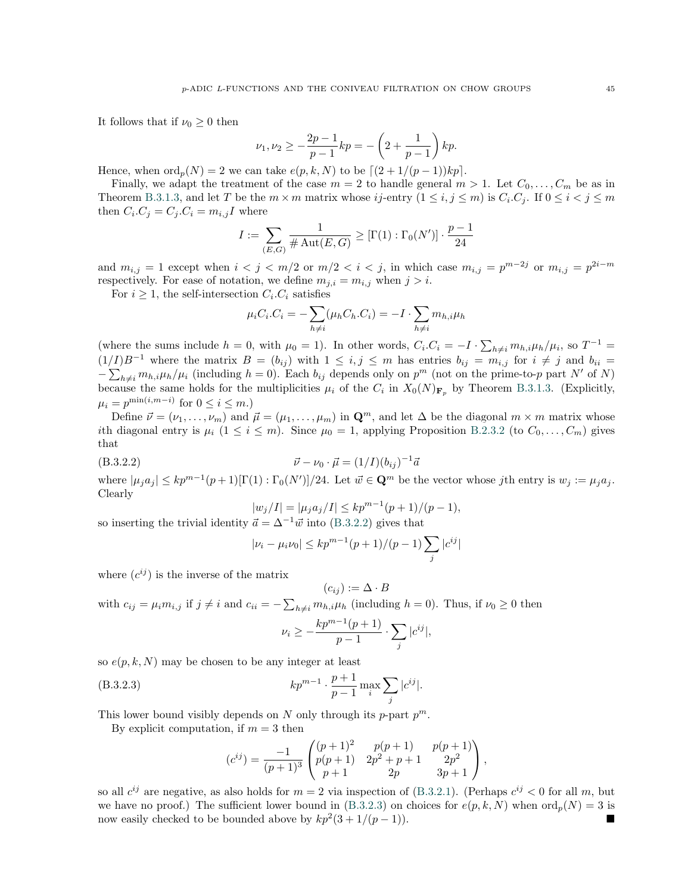It follows that if $\nu_0 \geq 0$ then

$$\nu_1, \nu_2 \geq -\frac{2p-1}{p-1}kp = -\left(2 + \frac{1}{p-1}\right)kp.$$

Hence, when $\operatorname{ord}_p(N) = 2$ we can take $e(p,k,N)$ to be $\lceil (2 + 1/(p-1))kp \rceil$.

Finally, we adapt the treatment of the case $m = 2$ to handle general $m > 1$. Let $C_0, \ldots, C_m$ be as in Theorem B.3.1.3, and let $T$ be the $m \times m$ matrix whose $ij$-entry ($1 \leq i, j \leq m$) is $C_i.C_j$. If $0 \leq i < j \leq m$ then $C_i.C_j = C_j.C_i = m_{i,j} I$ where

$$I := \sum_{(E,G)} \frac{1}{\#\operatorname{Aut}(E,G)} \geq [\Gamma(1) : \Gamma_0(N')] \cdot \frac{p-1}{24}$$

and $m_{i,j} = 1$ except when $i < j < m/2$ or $m/2 < i < j$, in which case $m_{i,j} = p^{m-2j}$ or $m_{i,j} = p^{2i-m}$ respectively. For ease of notation, we define $m_{j,i} = m_{i,j}$ when $j > i$.

For $i \geq 1$, the self-intersection $C_i.C_i$ satisfies

$$\mu_i C_i.C_i = -\sum_{h \neq i} (\mu_h C_h.C_i) = -I \cdot \sum_{h \neq i} m_{h,i} \mu_h$$

(where the sums include $h = 0$, with $\mu_0 = 1$). In other words, $C_i.C_i = -I \cdot \sum_{h \neq i} m_{h,i}\mu_h/\mu_i$, so $T^{-1} = (1/I)B^{-1}$ where the matrix $B = (b_{ij})$ with $1 \leq i, j \leq m$ has entries $b_{ij} = m_{i,j}$ for $i \neq j$ and $b_{ii} = -\sum_{h \neq i} m_{h,i}\mu_h/\mu_i$ (including $h = 0$). Each $b_{ij}$ depends only on $p^m$ (not on the prime-to-$p$ part $N'$ of $N$) because the same holds for the multiplicities $\mu_i$ of the $C_i$ in $X_0(N)_{\mathbf{F}_p}$ by Theorem B.3.1.3. (Explicitly, $\mu_i = p^{\min(i, m-i)}$ for $0 \leq i \leq m$.)

Define $\vec{\nu} = (\nu_1, \ldots, \nu_m)$ and $\vec{\mu} = (\mu_1, \ldots, \mu_m)$ in $\mathbf{Q}^m$, and let $\Delta$ be the diagonal $m \times m$ matrix whose $i$th diagonal entry is $\mu_i$ ($1 \leq i \leq m$). Since $\mu_0 = 1$, applying Proposition B.2.3.2 (to $C_0, \ldots, C_m$) gives that

$$\vec{\nu} - \nu_0 \cdot \vec{\mu} = (1/I)(b_{ij})^{-1}\vec{a} \tag{B.3.2.2}$$

where $|\mu_j a_j| \leq kp^{m-1}(p+1)[\Gamma(1) : \Gamma_0(N')]/24$. Let $\vec{w} \in \mathbf{Q}^m$ be the vector whose $j$th entry is $w_j := \mu_j a_j$. Clearly

$$|w_j / I| = |\mu_j a_j / I| \leq kp^{m-1}(p+1)/(p-1),$$

so inserting the trivial identity $\vec{a} = \Delta^{-1}\vec{w}$ into (B.3.2.2) gives that

$$|\nu_i - \mu_i \nu_0| \leq kp^{m-1}(p+1)/(p-1) \sum_j |c^{ij}|$$

where $(c^{ij})$ is the inverse of the matrix

$$(c_{ij}) := \Delta \cdot B$$

with $c_{ij} = \mu_i m_{i,j}$ if $j \neq i$ and $c_{ii} = -\sum_{h \neq i} m_{h,i}\mu_h$ (including $h = 0$). Thus, if $\nu_0 \geq 0$ then

$$\nu_i \geq -\frac{kp^{m-1}(p+1)}{p-1} \cdot \sum_j |c^{ij}|,$$

so $e(p,k,N)$ may be chosen to be any integer at least

$$kp^{m-1} \cdot \frac{p+1}{p-1} \max_i \sum_j |c^{ij}|. \tag{B.3.2.3}$$

This lower bound visibly depends on $N$ only through its $p$-part $p^m$.

By explicit computation, if $m = 3$ then

$$(c^{ij}) = \frac{-1}{(p+1)^3} \begin{pmatrix} (p+1)^2 & p(p+1) & p(p+1) \\ p(p+1) & 2p^2 + p + 1 & 2p^2 \\ p+1 & 2p & 3p+1 \end{pmatrix},$$

so all $c^{ij}$ are negative, as also holds for $m = 2$ via inspection of (B.3.2.1). (Perhaps $c^{ij} < 0$ for all $m$, but we have no proof.) The sufficient lower bound in (B.3.2.3) on choices for $e(p,k,N)$ when $\operatorname{ord}_p(N) = 3$ is now easily checked to be bounded above by $kp^2(3 + 1/(p-1))$. ∎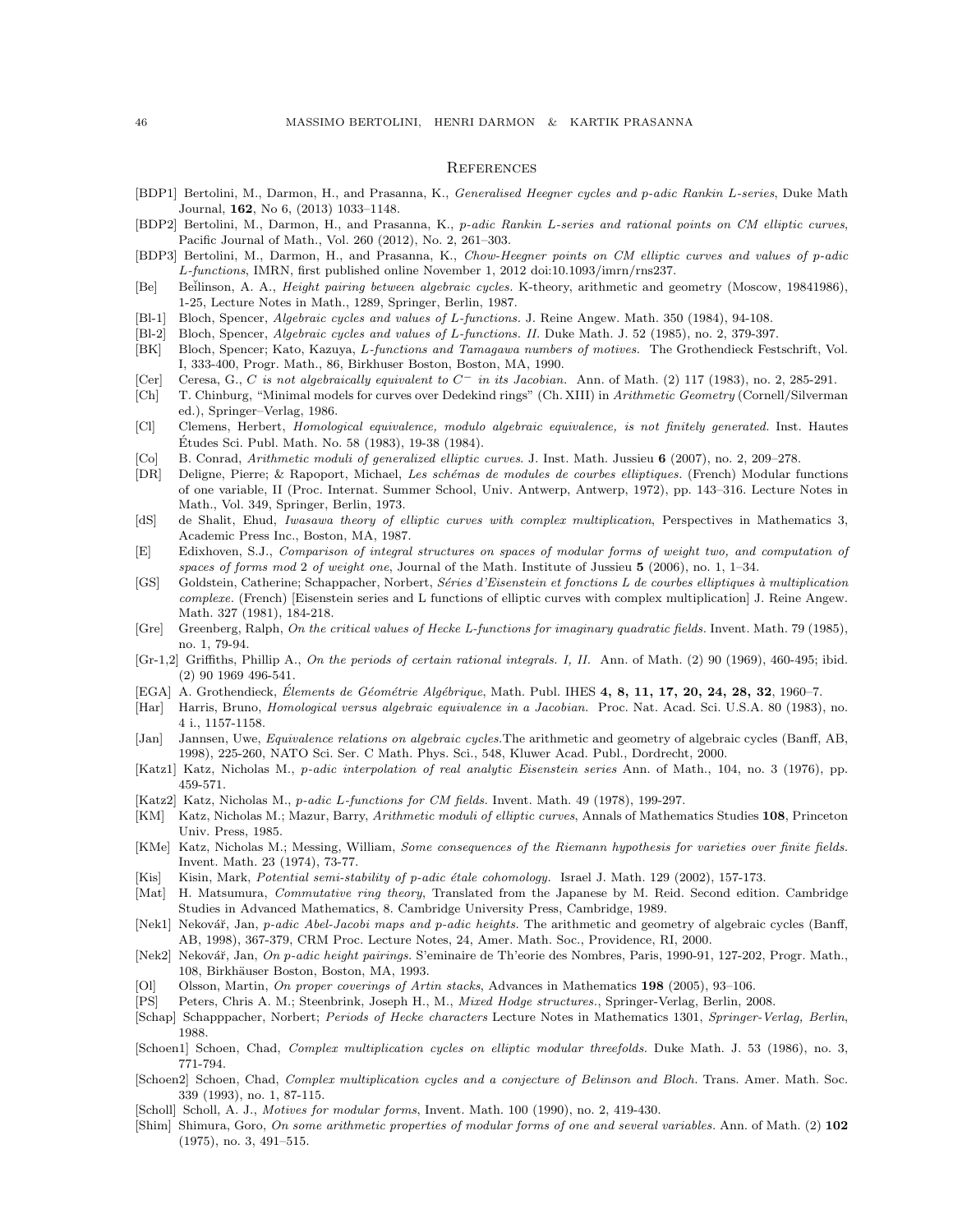# References

[BDP1] Bertolini, M., Darmon, H., and Prasanna, K., *Generalised Heegner cycles and p-adic Rankin L-series*, Duke Math Journal, **162**, No 6, (2013) 1033–1148.

[BDP2] Bertolini, M., Darmon, H., and Prasanna, K., *p-adic Rankin L-series and rational points on CM elliptic curves*, Pacific Journal of Math., Vol. 260 (2012), No. 2, 261–303.

[BDP3] Bertolini, M., Darmon, H., and Prasanna, K., *Chow-Heegner points on CM elliptic curves and values of p-adic L-functions*, IMRN, first published online November 1, 2012 doi:10.1093/imrn/rns237.

[Be] Beĭlinson, A. A., *Height pairing between algebraic cycles.* K-theory, arithmetic and geometry (Moscow, 19841986), 1-25, Lecture Notes in Math., 1289, Springer, Berlin, 1987.

[Bl-1] Bloch, Spencer, *Algebraic cycles and values of L-functions.* J. Reine Angew. Math. 350 (1984), 94-108.

[Bl-2] Bloch, Spencer, *Algebraic cycles and values of L-functions. II.* Duke Math. J. 52 (1985), no. 2, 379-397.

[BK] Bloch, Spencer; Kato, Kazuya, *L-functions and Tamagawa numbers of motives.* The Grothendieck Festschrift, Vol. I, 333-400, Progr. Math., 86, Birkhuser Boston, Boston, MA, 1990.

[Cer] Ceresa, G., *$C$ is not algebraically equivalent to $C^-$ in its Jacobian.* Ann. of Math. (2) 117 (1983), no. 2, 285-291.

[Ch] T. Chinburg, "Minimal models for curves over Dedekind rings" (Ch. XIII) in *Arithmetic Geometry* (Cornell/Silverman ed.), Springer–Verlag, 1986.

[Cl] Clemens, Herbert, *Homological equivalence, modulo algebraic equivalence, is not finitely generated.* Inst. Hautes Études Sci. Publ. Math. No. 58 (1983), 19-38 (1984).

[Co] B. Conrad, *Arithmetic moduli of generalized elliptic curves*. J. Inst. Math. Jussieu **6** (2007), no. 2, 209–278.

[DR] Deligne, Pierre; & Rapoport, Michael, *Les schémas de modules de courbes elliptiques.* (French) Modular functions of one variable, II (Proc. Internat. Summer School, Univ. Antwerp, Antwerp, 1972), pp. 143–316. Lecture Notes in Math., Vol. 349, Springer, Berlin, 1973.

[dS] de Shalit, Ehud, *Iwasawa theory of elliptic curves with complex multiplication*, Perspectives in Mathematics 3, Academic Press Inc., Boston, MA, 1987.

[E] Edixhoven, S.J., *Comparison of integral structures on spaces of modular forms of weight two, and computation of spaces of forms mod 2 of weight one*, Journal of the Math. Institute of Jussieu **5** (2006), no. 1, 1–34.

[GS] Goldstein, Catherine; Schappacher, Norbert, *Séries d'Eisenstein et fonctions L de courbes elliptiques à multiplication complexe.* (French) [Eisenstein series and L functions of elliptic curves with complex multiplication] J. Reine Angew. Math. 327 (1981), 184-218.

[Gre] Greenberg, Ralph, *On the critical values of Hecke L-functions for imaginary quadratic fields.* Invent. Math. 79 (1985), no. 1, 79-94.

[Gr-1,2] Griffiths, Phillip A., *On the periods of certain rational integrals. I, II.* Ann. of Math. (2) 90 (1969), 460-495; ibid. (2) 90 1969 496-541.

[EGA] A. Grothendieck, *Élements de Géométrie Algébrique*, Math. Publ. IHES **4, 8, 11, 17, 20, 24, 28, 32**, 1960–7.

[Har] Harris, Bruno, *Homological versus algebraic equivalence in a Jacobian.* Proc. Nat. Acad. Sci. U.S.A. 80 (1983), no. 4 i., 1157-1158.

[Jan] Jannsen, Uwe, *Equivalence relations on algebraic cycles.*The arithmetic and geometry of algebraic cycles (Banff, AB, 1998), 225-260, NATO Sci. Ser. C Math. Phys. Sci., 548, Kluwer Acad. Publ., Dordrecht, 2000.

[Katz1] Katz, Nicholas M., *p-adic interpolation of real analytic Eisenstein series* Ann. of Math., 104, no. 3 (1976), pp. 459-571.

[Katz2] Katz, Nicholas M., *p-adic L-functions for CM fields.* Invent. Math. 49 (1978), 199-297.

[KM] Katz, Nicholas M.; Mazur, Barry, *Arithmetic moduli of elliptic curves*, Annals of Mathematics Studies **108**, Princeton Univ. Press, 1985.

[KMe] Katz, Nicholas M.; Messing, William, *Some consequences of the Riemann hypothesis for varieties over finite fields.* Invent. Math. 23 (1974), 73-77.

[Kis] Kisin, Mark, *Potential semi-stability of p-adic étale cohomology.* Israel J. Math. 129 (2002), 157-173.

[Mat] H. Matsumura, *Commutative ring theory*, Translated from the Japanese by M. Reid. Second edition. Cambridge Studies in Advanced Mathematics, 8. Cambridge University Press, Cambridge, 1989.

[Nek1] Nekovář, Jan, *p-adic Abel-Jacobi maps and p-adic heights.* The arithmetic and geometry of algebraic cycles (Banff, AB, 1998), 367-379, CRM Proc. Lecture Notes, 24, Amer. Math. Soc., Providence, RI, 2000.

[Nek2] Nekovář, Jan, *On p-adic height pairings.* S'eminaire de Th'eorie des Nombres, Paris, 1990-91, 127-202, Progr. Math., 108, Birkhäuser Boston, Boston, MA, 1993.

[Ol] Olsson, Martin, *On proper coverings of Artin stacks*, Advances in Mathematics **198** (2005), 93–106.

[PS] Peters, Chris A. M.; Steenbrink, Joseph H., M., *Mixed Hodge structures.*, Springer-Verlag, Berlin, 2008.

[Schap] Schapppacher, Norbert; *Periods of Hecke characters* Lecture Notes in Mathematics 1301, *Springer-Verlag, Berlin*, 1988.

[Schoen1] Schoen, Chad, *Complex multiplication cycles on elliptic modular threefolds.* Duke Math. J. 53 (1986), no. 3, 771-794.

[Schoen2] Schoen, Chad, *Complex multiplication cycles and a conjecture of Belinson and Bloch.* Trans. Amer. Math. Soc. 339 (1993), no. 1, 87-115.

[Scholl] Scholl, A. J., *Motives for modular forms*, Invent. Math. 100 (1990), no. 2, 419-430.

[Shim] Shimura, Goro, *On some arithmetic properties of modular forms of one and several variables.* Ann. of Math. (2) **102** (1975), no. 3, 491–515.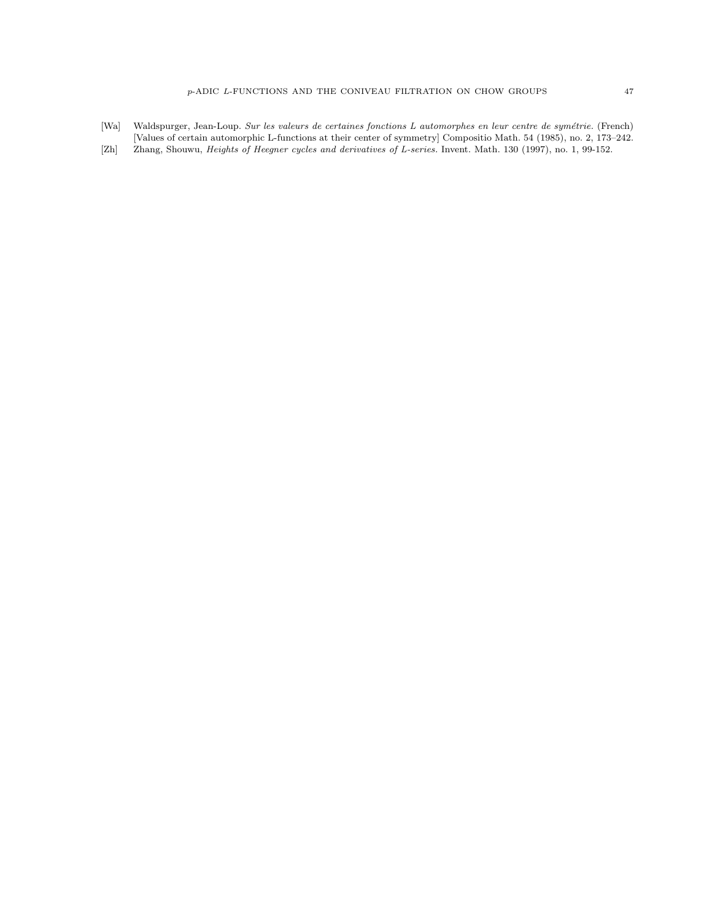[Wa] Waldspurger, Jean-Loup. *Sur les valeurs de certaines fonctions L automorphes en leur centre de symétrie.* (French) [Values of certain automorphic L-functions at their center of symmetry] Compositio Math. 54 (1985), no. 2, 173–242.

[Zh] Zhang, Shouwu, *Heights of Heegner cycles and derivatives of L-series.* Invent. Math. 130 (1997), no. 1, 99-152.